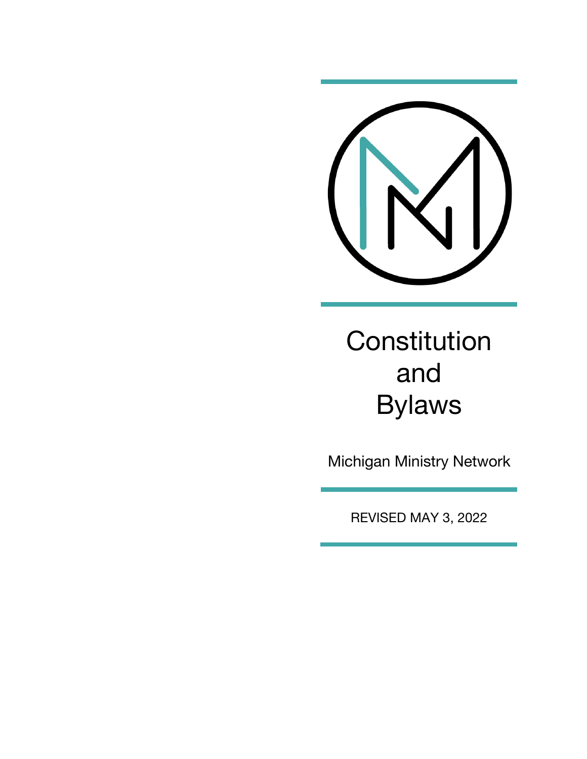# Constitution and Bylaws

Michigan Ministry Network

REVISED MAY 3, 2022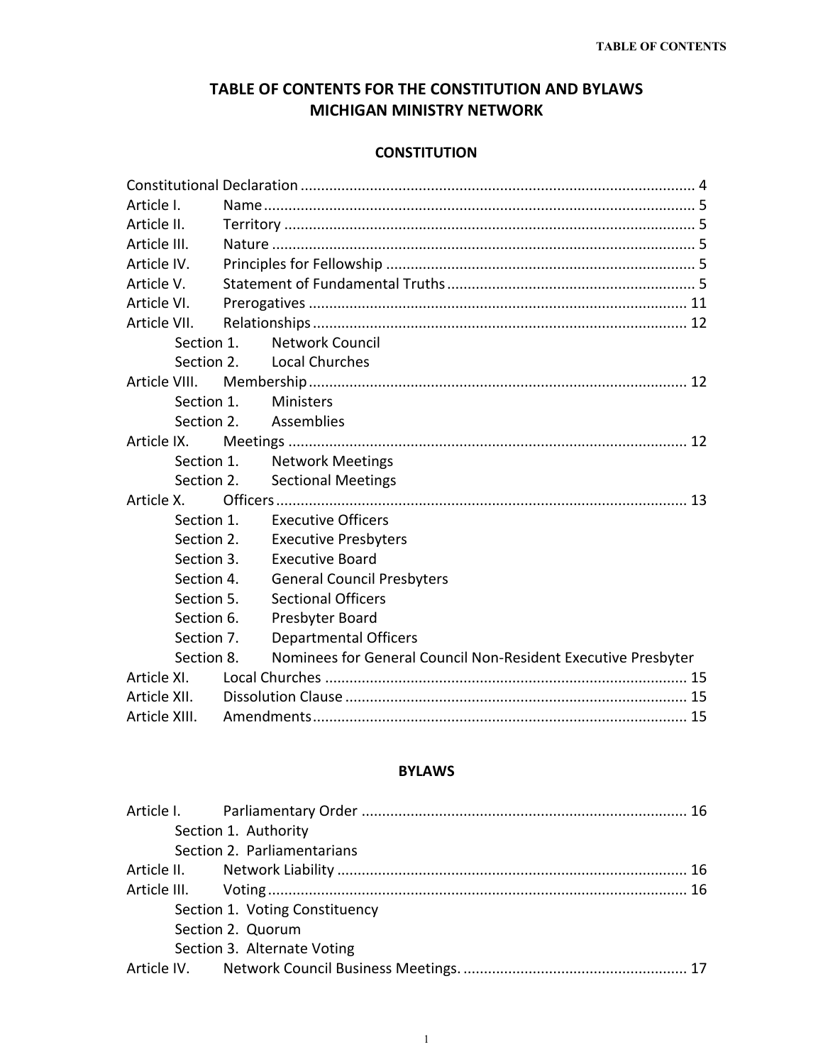# TABLE OF CONTENTS FOR THE CONSTITUTION AND BYLAWS MICHIGAN MINISTRY NETWORK

## CONSTITUTION

Constitutional Declaration .......... 4

Article I. Name .......... 5

Article II. Territory .......... 5

Article III. Nature .......... 5

Article IV. Principles for Fellowship .......... 5

Article V. Statement of Fundamental Truths .......... 5

Article VI. Prerogatives .......... 11

Article VII. Relationships .......... 12
- Section 1. Network Council
- Section 2. Local Churches

Article VIII. Membership .......... 12
- Section 1. Ministers
- Section 2. Assemblies

Article IX. Meetings .......... 12
- Section 1. Network Meetings
- Section 2. Sectional Meetings

Article X. Officers .......... 13
- Section 1. Executive Officers
- Section 2. Executive Presbyters
- Section 3. Executive Board
- Section 4. General Council Presbyters
- Section 5. Sectional Officers
- Section 6. Presbyter Board
- Section 7. Departmental Officers
- Section 8. Nominees for General Council Non-Resident Executive Presbyter

Article XI. Local Churches .......... 15

Article XII. Dissolution Clause .......... 15

Article XIII. Amendments .......... 15

## BYLAWS

Article I. Parliamentary Order .......... 16
- Section 1. Authority
- Section 2. Parliamentarians

Article II. Network Liability .......... 16

Article III. Voting .......... 16
- Section 1. Voting Constituency
- Section 2. Quorum
- Section 3. Alternate Voting

Article IV. Network Council Business Meetings. .......... 17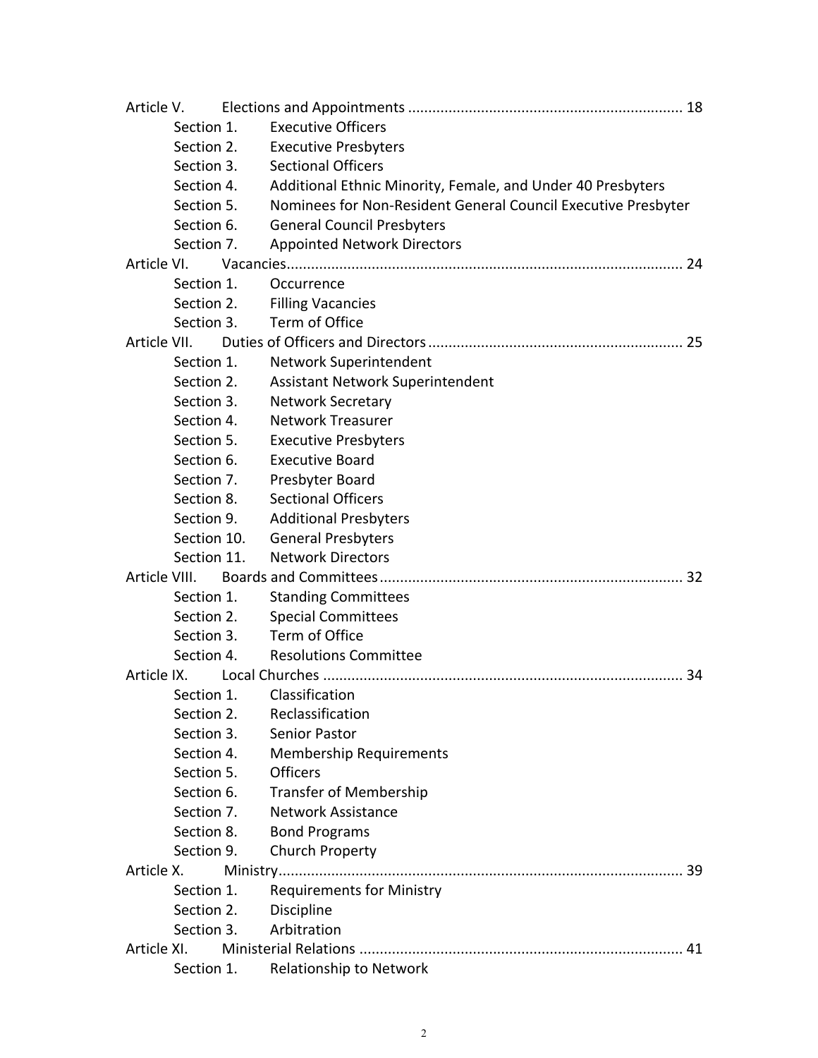Article V. Elections and Appointments .................................................................. 18

- Section 1. Executive Officers
- Section 2. Executive Presbyters
- Section 3. Sectional Officers
- Section 4. Additional Ethnic Minority, Female, and Under 40 Presbyters
- Section 5. Nominees for Non-Resident General Council Executive Presbyter
- Section 6. General Council Presbyters
- Section 7. Appointed Network Directors

Article VI. Vacancies.................................................................................................. 24

- Section 1. Occurrence
- Section 2. Filling Vacancies
- Section 3. Term of Office

Article VII. Duties of Officers and Directors ............................................................... 25

- Section 1. Network Superintendent
- Section 2. Assistant Network Superintendent
- Section 3. Network Secretary
- Section 4. Network Treasurer
- Section 5. Executive Presbyters
- Section 6. Executive Board
- Section 7. Presbyter Board
- Section 8. Sectional Officers
- Section 9. Additional Presbyters
- Section 10. General Presbyters
- Section 11. Network Directors

Article VIII. Boards and Committees .......................................................................... 32

- Section 1. Standing Committees
- Section 2. Special Committees
- Section 3. Term of Office
- Section 4. Resolutions Committee

Article IX. Local Churches ......................................................................................... 34

- Section 1. Classification
- Section 2. Reclassification
- Section 3. Senior Pastor
- Section 4. Membership Requirements
- Section 5. Officers
- Section 6. Transfer of Membership
- Section 7. Network Assistance
- Section 8. Bond Programs
- Section 9. Church Property

Article X. Ministry..................................................................................................... 39

- Section 1. Requirements for Ministry
- Section 2. Discipline
- Section 3. Arbitration

Article XI. Ministerial Relations ................................................................................ 41

- Section 1. Relationship to Network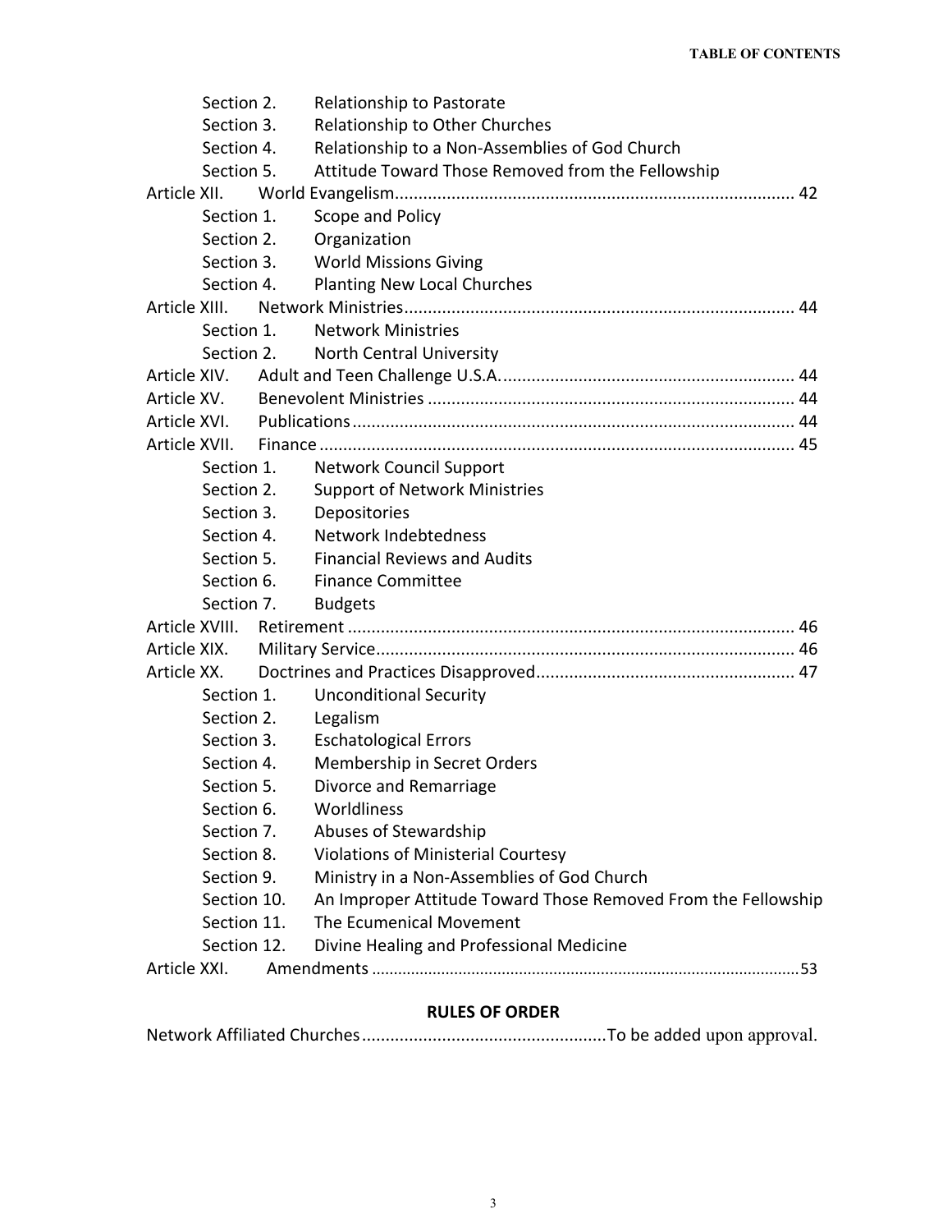Section 2. Relationship to Pastorate
Section 3. Relationship to Other Churches
Section 4. Relationship to a Non-Assemblies of God Church
Section 5. Attitude Toward Those Removed from the Fellowship

Article XII. World Evangelism.................................................................................... 42
Section 1. Scope and Policy
Section 2. Organization
Section 3. World Missions Giving
Section 4. Planting New Local Churches

Article XIII. Network Ministries.................................................................................. 44
Section 1. Network Ministries
Section 2. North Central University

Article XIV. Adult and Teen Challenge U.S.A.............................................................. 44

Article XV. Benevolent Ministries ............................................................................. 44

Article XVI. Publications............................................................................................. 44

Article XVII. Finance.................................................................................................... 45
Section 1. Network Council Support
Section 2. Support of Network Ministries
Section 3. Depositories
Section 4. Network Indebtedness
Section 5. Financial Reviews and Audits
Section 6. Finance Committee
Section 7. Budgets

Article XVIII. Retirement ............................................................................................. 46

Article XIX. Military Service........................................................................................ 46

Article XX. Doctrines and Practices Disapproved...................................................... 47
Section 1. Unconditional Security
Section 2. Legalism
Section 3. Eschatological Errors
Section 4. Membership in Secret Orders
Section 5. Divorce and Remarriage
Section 6. Worldliness
Section 7. Abuses of Stewardship
Section 8. Violations of Ministerial Courtesy
Section 9. Ministry in a Non-Assemblies of God Church
Section 10. An Improper Attitude Toward Those Removed From the Fellowship
Section 11. The Ecumenical Movement
Section 12. Divine Healing and Professional Medicine

Article XXI. Amendments ................................................................................................53

## RULES OF ORDER

Network Affiliated Churches....................................................To be added upon approval.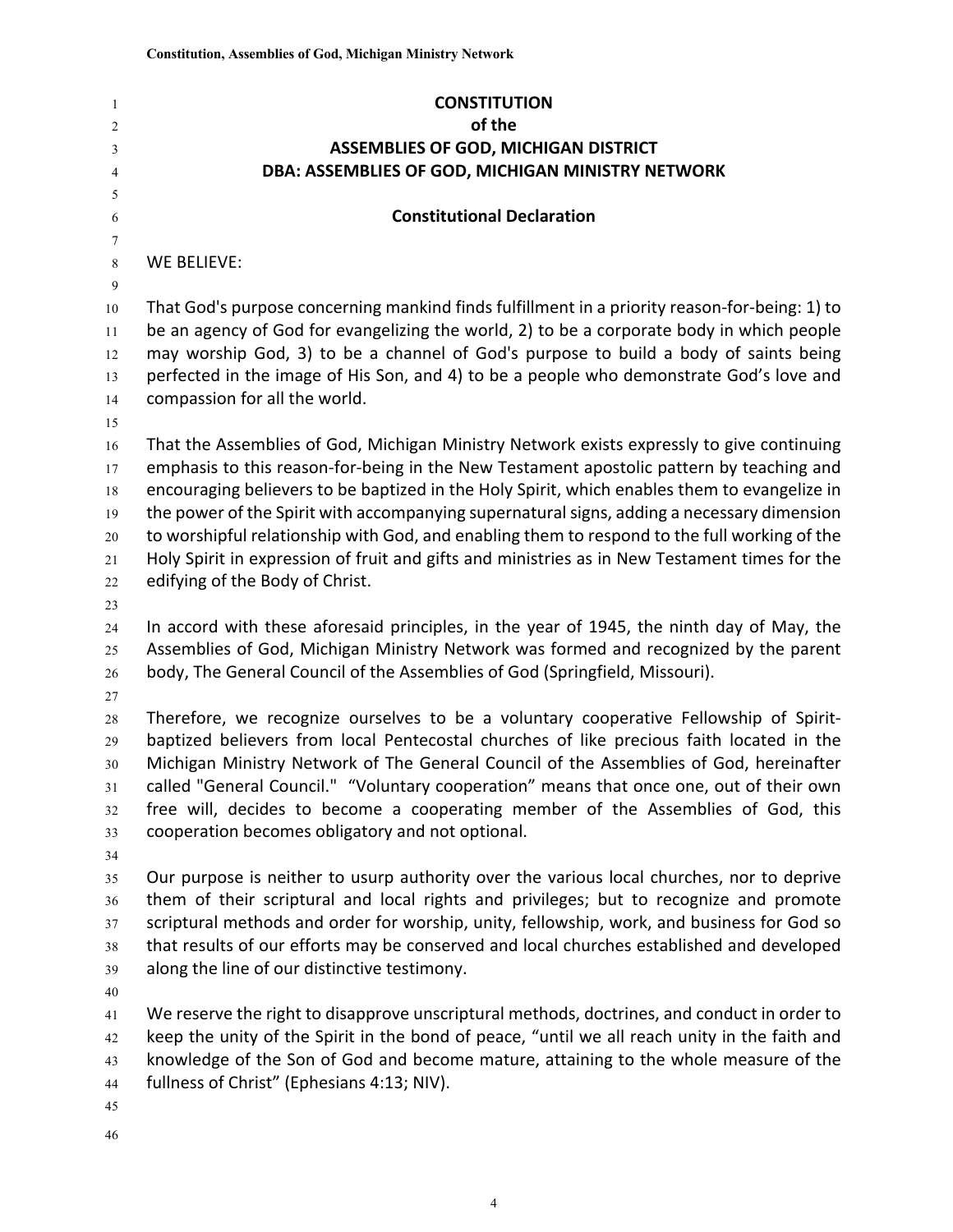# CONSTITUTION
# of the
# ASSEMBLIES OF GOD, MICHIGAN DISTRICT
# DBA: ASSEMBLIES OF GOD, MICHIGAN MINISTRY NETWORK

## Constitutional Declaration

WE BELIEVE:

That God's purpose concerning mankind finds fulfillment in a priority reason-for-being: 1) to be an agency of God for evangelizing the world, 2) to be a corporate body in which people may worship God, 3) to be a channel of God's purpose to build a body of saints being perfected in the image of His Son, and 4) to be a people who demonstrate God's love and compassion for all the world.

That the Assemblies of God, Michigan Ministry Network exists expressly to give continuing emphasis to this reason-for-being in the New Testament apostolic pattern by teaching and encouraging believers to be baptized in the Holy Spirit, which enables them to evangelize in the power of the Spirit with accompanying supernatural signs, adding a necessary dimension to worshipful relationship with God, and enabling them to respond to the full working of the Holy Spirit in expression of fruit and gifts and ministries as in New Testament times for the edifying of the Body of Christ.

In accord with these aforesaid principles, in the year of 1945, the ninth day of May, the Assemblies of God, Michigan Ministry Network was formed and recognized by the parent body, The General Council of the Assemblies of God (Springfield, Missouri).

Therefore, we recognize ourselves to be a voluntary cooperative Fellowship of Spirit-baptized believers from local Pentecostal churches of like precious faith located in the Michigan Ministry Network of The General Council of the Assemblies of God, hereinafter called "General Council." "Voluntary cooperation" means that once one, out of their own free will, decides to become a cooperating member of the Assemblies of God, this cooperation becomes obligatory and not optional.

Our purpose is neither to usurp authority over the various local churches, nor to deprive them of their scriptural and local rights and privileges; but to recognize and promote scriptural methods and order for worship, unity, fellowship, work, and business for God so that results of our efforts may be conserved and local churches established and developed along the line of our distinctive testimony.

We reserve the right to disapprove unscriptural methods, doctrines, and conduct in order to keep the unity of the Spirit in the bond of peace, "until we all reach unity in the faith and knowledge of the Son of God and become mature, attaining to the whole measure of the fullness of Christ" (Ephesians 4:13; NIV).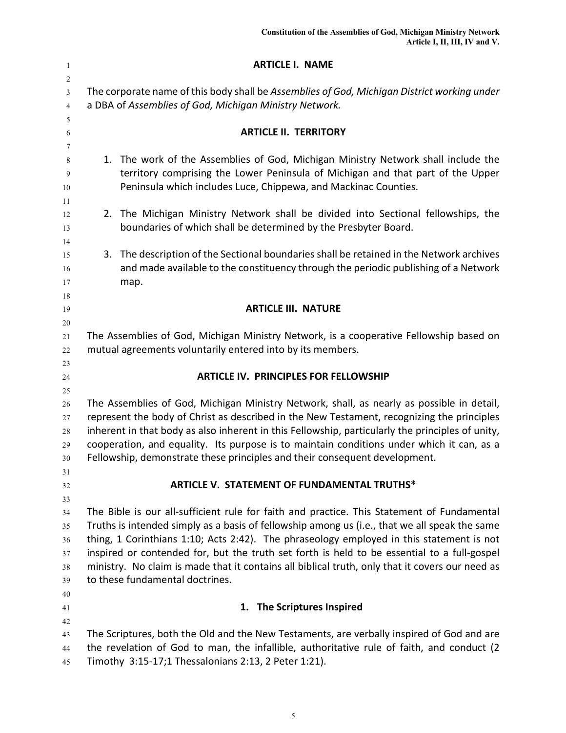## ARTICLE I. NAME

The corporate name of this body shall be *Assemblies of God, Michigan District working under* a DBA of *Assemblies of God, Michigan Ministry Network.*

## ARTICLE II. TERRITORY

1. The work of the Assemblies of God, Michigan Ministry Network shall include the territory comprising the Lower Peninsula of Michigan and that part of the Upper Peninsula which includes Luce, Chippewa, and Mackinac Counties.

2. The Michigan Ministry Network shall be divided into Sectional fellowships, the boundaries of which shall be determined by the Presbyter Board.

3. The description of the Sectional boundaries shall be retained in the Network archives and made available to the constituency through the periodic publishing of a Network map.

## ARTICLE III. NATURE

The Assemblies of God, Michigan Ministry Network, is a cooperative Fellowship based on mutual agreements voluntarily entered into by its members.

## ARTICLE IV. PRINCIPLES FOR FELLOWSHIP

The Assemblies of God, Michigan Ministry Network, shall, as nearly as possible in detail, represent the body of Christ as described in the New Testament, recognizing the principles inherent in that body as also inherent in this Fellowship, particularly the principles of unity, cooperation, and equality. Its purpose is to maintain conditions under which it can, as a Fellowship, demonstrate these principles and their consequent development.

## ARTICLE V. STATEMENT OF FUNDAMENTAL TRUTHS*

The Bible is our all-sufficient rule for faith and practice. This Statement of Fundamental Truths is intended simply as a basis of fellowship among us (i.e., that we all speak the same thing, 1 Corinthians 1:10; Acts 2:42). The phraseology employed in this statement is not inspired or contended for, but the truth set forth is held to be essential to a full-gospel ministry. No claim is made that it contains all biblical truth, only that it covers our need as to these fundamental doctrines.

### 1. The Scriptures Inspired

The Scriptures, both the Old and the New Testaments, are verbally inspired of God and are the revelation of God to man, the infallible, authoritative rule of faith, and conduct (2 Timothy 3:15-17;1 Thessalonians 2:13, 2 Peter 1:21).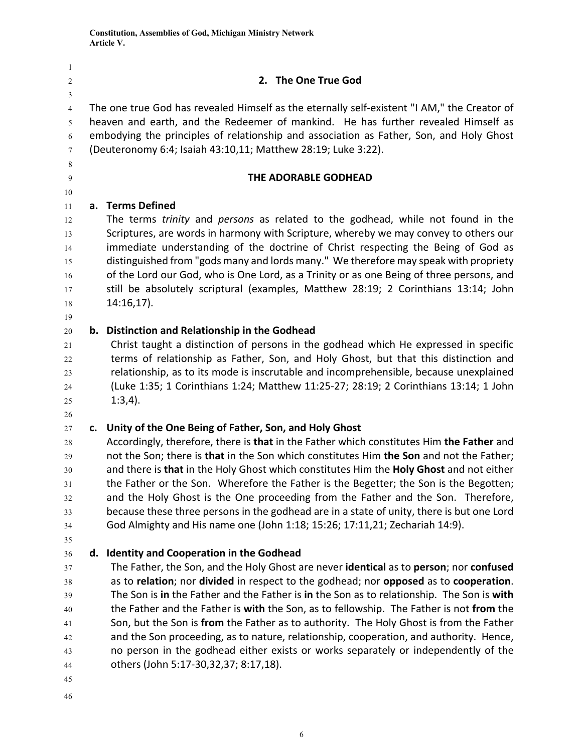## 2. The One True God

The one true God has revealed Himself as the eternally self-existent "I AM," the Creator of heaven and earth, and the Redeemer of mankind. He has further revealed Himself as embodying the principles of relationship and association as Father, Son, and Holy Ghost (Deuteronomy 6:4; Isaiah 43:10,11; Matthew 28:19; Luke 3:22).

### THE ADORABLE GODHEAD

**a. Terms Defined**

The terms *trinity* and *persons* as related to the godhead, while not found in the Scriptures, are words in harmony with Scripture, whereby we may convey to others our immediate understanding of the doctrine of Christ respecting the Being of God as distinguished from "gods many and lords many." We therefore may speak with propriety of the Lord our God, who is One Lord, as a Trinity or as one Being of three persons, and still be absolutely scriptural (examples, Matthew 28:19; 2 Corinthians 13:14; John 14:16,17).

**b. Distinction and Relationship in the Godhead**

Christ taught a distinction of persons in the godhead which He expressed in specific terms of relationship as Father, Son, and Holy Ghost, but that this distinction and relationship, as to its mode is inscrutable and incomprehensible, because unexplained (Luke 1:35; 1 Corinthians 1:24; Matthew 11:25-27; 28:19; 2 Corinthians 13:14; 1 John 1:3,4).

**c. Unity of the One Being of Father, Son, and Holy Ghost**

Accordingly, therefore, there is **that** in the Father which constitutes Him **the Father** and not the Son; there is **that** in the Son which constitutes Him **the Son** and not the Father; and there is **that** in the Holy Ghost which constitutes Him the **Holy Ghost** and not either the Father or the Son. Wherefore the Father is the Begetter; the Son is the Begotten; and the Holy Ghost is the One proceeding from the Father and the Son. Therefore, because these three persons in the godhead are in a state of unity, there is but one Lord God Almighty and His name one (John 1:18; 15:26; 17:11,21; Zechariah 14:9).

**d. Identity and Cooperation in the Godhead**

The Father, the Son, and the Holy Ghost are never **identical** as to **person**; nor **confused** as to **relation**; nor **divided** in respect to the godhead; nor **opposed** as to **cooperation**. The Son is **in** the Father and the Father is **in** the Son as to relationship. The Son is **with** the Father and the Father is **with** the Son, as to fellowship. The Father is not **from** the Son, but the Son is **from** the Father as to authority. The Holy Ghost is from the Father and the Son proceeding, as to nature, relationship, cooperation, and authority. Hence, no person in the godhead either exists or works separately or independently of the others (John 5:17-30,32,37; 8:17,18).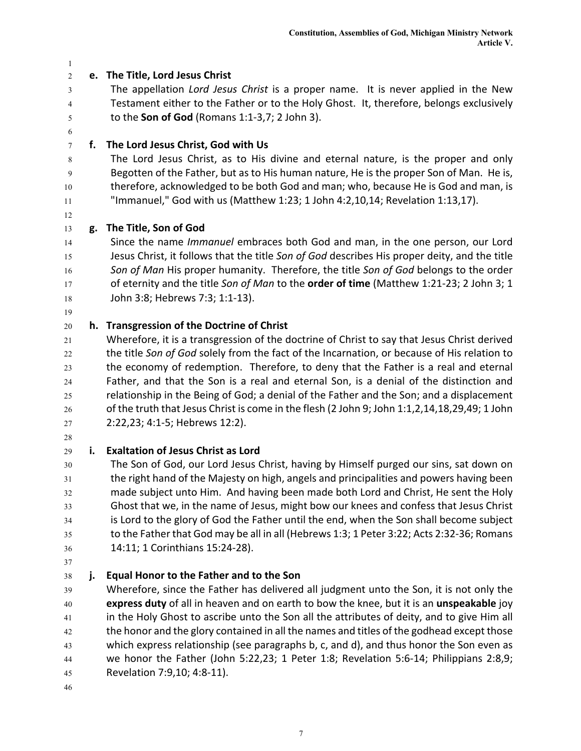**e. The Title, Lord Jesus Christ**

The appellation *Lord Jesus Christ* is a proper name. It is never applied in the New Testament either to the Father or to the Holy Ghost. It, therefore, belongs exclusively to the **Son of God** (Romans 1:1-3,7; 2 John 3).

**f. The Lord Jesus Christ, God with Us**

The Lord Jesus Christ, as to His divine and eternal nature, is the proper and only Begotten of the Father, but as to His human nature, He is the proper Son of Man. He is, therefore, acknowledged to be both God and man; who, because He is God and man, is "Immanuel," God with us (Matthew 1:23; 1 John 4:2,10,14; Revelation 1:13,17).

**g. The Title, Son of God**

Since the name *Immanuel* embraces both God and man, in the one person, our Lord Jesus Christ, it follows that the title *Son of God* describes His proper deity, and the title *Son of Man* His proper humanity. Therefore, the title *Son of God* belongs to the order of eternity and the title *Son of Man* to the **order of time** (Matthew 1:21-23; 2 John 3; 1 John 3:8; Hebrews 7:3; 1:1-13).

**h. Transgression of the Doctrine of Christ**

Wherefore, it is a transgression of the doctrine of Christ to say that Jesus Christ derived the title *Son of God* solely from the fact of the Incarnation, or because of His relation to the economy of redemption. Therefore, to deny that the Father is a real and eternal Father, and that the Son is a real and eternal Son, is a denial of the distinction and relationship in the Being of God; a denial of the Father and the Son; and a displacement of the truth that Jesus Christ is come in the flesh (2 John 9; John 1:1,2,14,18,29,49; 1 John 2:22,23; 4:1-5; Hebrews 12:2).

**i. Exaltation of Jesus Christ as Lord**

The Son of God, our Lord Jesus Christ, having by Himself purged our sins, sat down on the right hand of the Majesty on high, angels and principalities and powers having been made subject unto Him. And having been made both Lord and Christ, He sent the Holy Ghost that we, in the name of Jesus, might bow our knees and confess that Jesus Christ is Lord to the glory of God the Father until the end, when the Son shall become subject to the Father that God may be all in all (Hebrews 1:3; 1 Peter 3:22; Acts 2:32-36; Romans 14:11; 1 Corinthians 15:24-28).

**j. Equal Honor to the Father and to the Son**

Wherefore, since the Father has delivered all judgment unto the Son, it is not only the **express duty** of all in heaven and on earth to bow the knee, but it is an **unspeakable** joy in the Holy Ghost to ascribe unto the Son all the attributes of deity, and to give Him all the honor and the glory contained in all the names and titles of the godhead except those which express relationship (see paragraphs b, c, and d), and thus honor the Son even as we honor the Father (John 5:22,23; 1 Peter 1:8; Revelation 5:6-14; Philippians 2:8,9; Revelation 7:9,10; 4:8-11).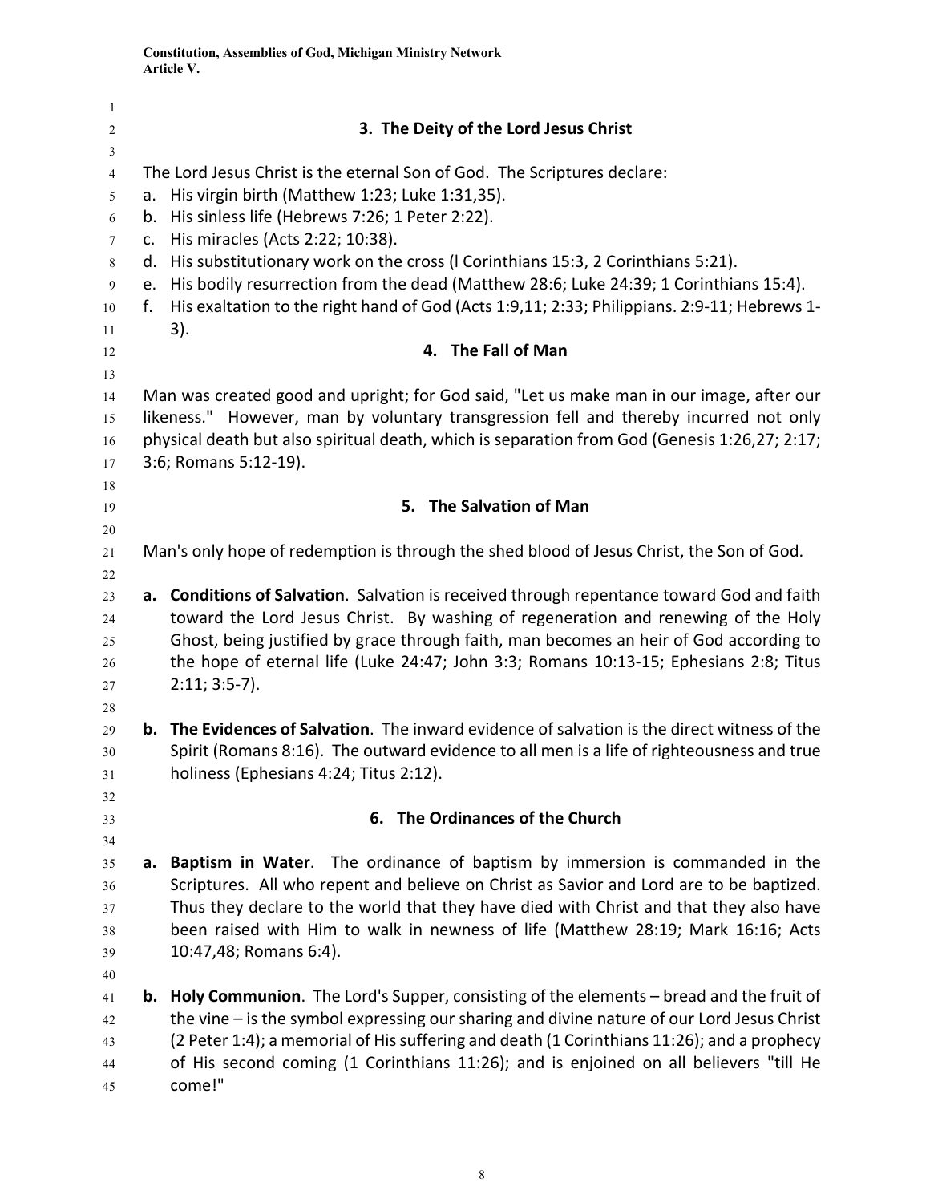### 3. The Deity of the Lord Jesus Christ

The Lord Jesus Christ is the eternal Son of God. The Scriptures declare:

a. His virgin birth (Matthew 1:23; Luke 1:31,35).
b. His sinless life (Hebrews 7:26; 1 Peter 2:22).
c. His miracles (Acts 2:22; 10:38).
d. His substitutionary work on the cross (l Corinthians 15:3, 2 Corinthians 5:21).
e. His bodily resurrection from the dead (Matthew 28:6; Luke 24:39; 1 Corinthians 15:4).
f. His exaltation to the right hand of God (Acts 1:9,11; 2:33; Philippians. 2:9-11; Hebrews 1-3).

### 4. The Fall of Man

Man was created good and upright; for God said, "Let us make man in our image, after our likeness." However, man by voluntary transgression fell and thereby incurred not only physical death but also spiritual death, which is separation from God (Genesis 1:26,27; 2:17; 3:6; Romans 5:12-19).

### 5. The Salvation of Man

Man's only hope of redemption is through the shed blood of Jesus Christ, the Son of God.

**a. Conditions of Salvation**. Salvation is received through repentance toward God and faith toward the Lord Jesus Christ. By washing of regeneration and renewing of the Holy Ghost, being justified by grace through faith, man becomes an heir of God according to the hope of eternal life (Luke 24:47; John 3:3; Romans 10:13-15; Ephesians 2:8; Titus 2:11; 3:5-7).

**b. The Evidences of Salvation**. The inward evidence of salvation is the direct witness of the Spirit (Romans 8:16). The outward evidence to all men is a life of righteousness and true holiness (Ephesians 4:24; Titus 2:12).

### 6. The Ordinances of the Church

**a. Baptism in Water**. The ordinance of baptism by immersion is commanded in the Scriptures. All who repent and believe on Christ as Savior and Lord are to be baptized. Thus they declare to the world that they have died with Christ and that they also have been raised with Him to walk in newness of life (Matthew 28:19; Mark 16:16; Acts 10:47,48; Romans 6:4).

**b. Holy Communion**. The Lord's Supper, consisting of the elements – bread and the fruit of the vine – is the symbol expressing our sharing and divine nature of our Lord Jesus Christ (2 Peter 1:4); a memorial of His suffering and death (1 Corinthians 11:26); and a prophecy of His second coming (1 Corinthians 11:26); and is enjoined on all believers "till He come!"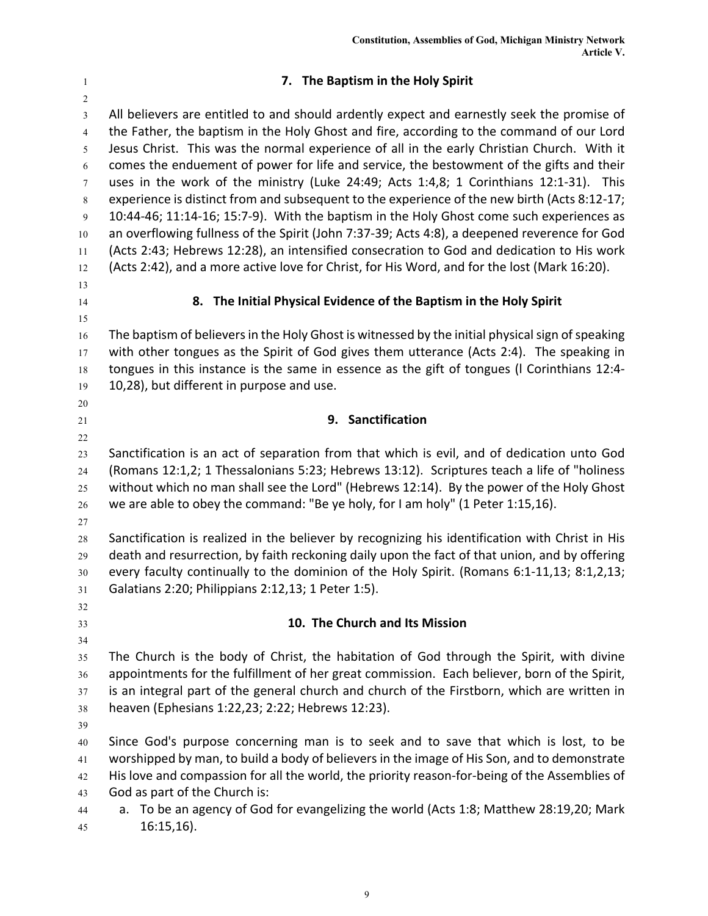## 7. The Baptism in the Holy Spirit

All believers are entitled to and should ardently expect and earnestly seek the promise of the Father, the baptism in the Holy Ghost and fire, according to the command of our Lord Jesus Christ. This was the normal experience of all in the early Christian Church. With it comes the enduement of power for life and service, the bestowment of the gifts and their uses in the work of the ministry (Luke 24:49; Acts 1:4,8; 1 Corinthians 12:1-31). This experience is distinct from and subsequent to the experience of the new birth (Acts 8:12-17; 10:44-46; 11:14-16; 15:7-9). With the baptism in the Holy Ghost come such experiences as an overflowing fullness of the Spirit (John 7:37-39; Acts 4:8), a deepened reverence for God (Acts 2:43; Hebrews 12:28), an intensified consecration to God and dedication to His work (Acts 2:42), and a more active love for Christ, for His Word, and for the lost (Mark 16:20).

## 8. The Initial Physical Evidence of the Baptism in the Holy Spirit

The baptism of believers in the Holy Ghost is witnessed by the initial physical sign of speaking with other tongues as the Spirit of God gives them utterance (Acts 2:4). The speaking in tongues in this instance is the same in essence as the gift of tongues (l Corinthians 12:4-10,28), but different in purpose and use.

## 9. Sanctification

Sanctification is an act of separation from that which is evil, and of dedication unto God (Romans 12:1,2; 1 Thessalonians 5:23; Hebrews 13:12). Scriptures teach a life of "holiness without which no man shall see the Lord" (Hebrews 12:14). By the power of the Holy Ghost we are able to obey the command: "Be ye holy, for I am holy" (1 Peter 1:15,16).

Sanctification is realized in the believer by recognizing his identification with Christ in His death and resurrection, by faith reckoning daily upon the fact of that union, and by offering every faculty continually to the dominion of the Holy Spirit. (Romans 6:1-11,13; 8:1,2,13; Galatians 2:20; Philippians 2:12,13; 1 Peter 1:5).

## 10. The Church and Its Mission

The Church is the body of Christ, the habitation of God through the Spirit, with divine appointments for the fulfillment of her great commission. Each believer, born of the Spirit, is an integral part of the general church and church of the Firstborn, which are written in heaven (Ephesians 1:22,23; 2:22; Hebrews 12:23).

Since God's purpose concerning man is to seek and to save that which is lost, to be worshipped by man, to build a body of believers in the image of His Son, and to demonstrate His love and compassion for all the world, the priority reason-for-being of the Assemblies of God as part of the Church is:

a. To be an agency of God for evangelizing the world (Acts 1:8; Matthew 28:19,20; Mark 16:15,16).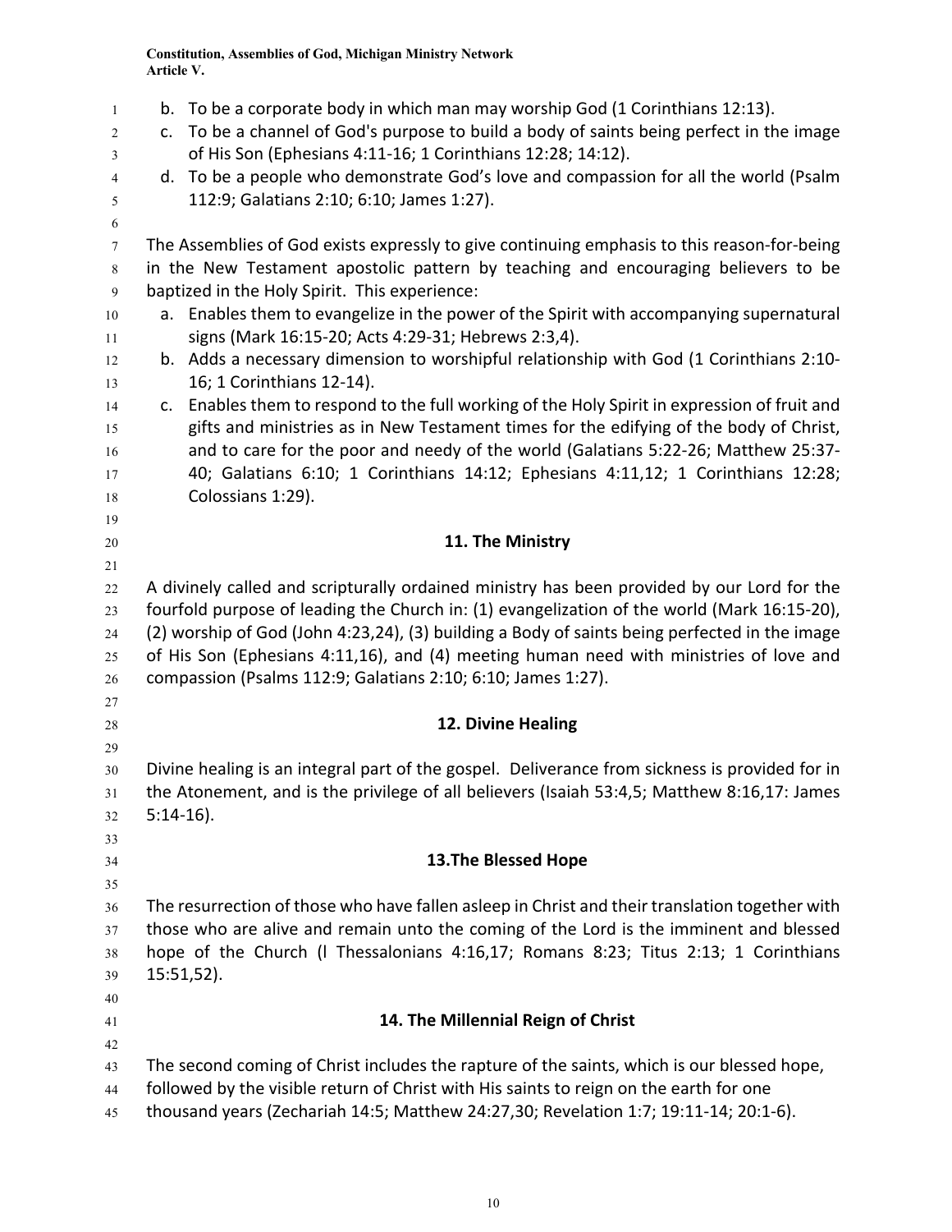b. To be a corporate body in which man may worship God (1 Corinthians 12:13).
c. To be a channel of God's purpose to build a body of saints being perfect in the image of His Son (Ephesians 4:11-16; 1 Corinthians 12:28; 14:12).
d. To be a people who demonstrate God's love and compassion for all the world (Psalm 112:9; Galatians 2:10; 6:10; James 1:27).

The Assemblies of God exists expressly to give continuing emphasis to this reason-for-being in the New Testament apostolic pattern by teaching and encouraging believers to be baptized in the Holy Spirit. This experience:

a. Enables them to evangelize in the power of the Spirit with accompanying supernatural signs (Mark 16:15-20; Acts 4:29-31; Hebrews 2:3,4).
b. Adds a necessary dimension to worshipful relationship with God (1 Corinthians 2:10-16; 1 Corinthians 12-14).
c. Enables them to respond to the full working of the Holy Spirit in expression of fruit and gifts and ministries as in New Testament times for the edifying of the body of Christ, and to care for the poor and needy of the world (Galatians 5:22-26; Matthew 25:37-40; Galatians 6:10; 1 Corinthians 14:12; Ephesians 4:11,12; 1 Corinthians 12:28; Colossians 1:29).

## 11. The Ministry

A divinely called and scripturally ordained ministry has been provided by our Lord for the fourfold purpose of leading the Church in: (1) evangelization of the world (Mark 16:15-20), (2) worship of God (John 4:23,24), (3) building a Body of saints being perfected in the image of His Son (Ephesians 4:11,16), and (4) meeting human need with ministries of love and compassion (Psalms 112:9; Galatians 2:10; 6:10; James 1:27).

## 12. Divine Healing

Divine healing is an integral part of the gospel. Deliverance from sickness is provided for in the Atonement, and is the privilege of all believers (Isaiah 53:4,5; Matthew 8:16,17: James 5:14-16).

## 13.The Blessed Hope

The resurrection of those who have fallen asleep in Christ and their translation together with those who are alive and remain unto the coming of the Lord is the imminent and blessed hope of the Church (l Thessalonians 4:16,17; Romans 8:23; Titus 2:13; 1 Corinthians 15:51,52).

## 14. The Millennial Reign of Christ

The second coming of Christ includes the rapture of the saints, which is our blessed hope, followed by the visible return of Christ with His saints to reign on the earth for one thousand years (Zechariah 14:5; Matthew 24:27,30; Revelation 1:7; 19:11-14; 20:1-6).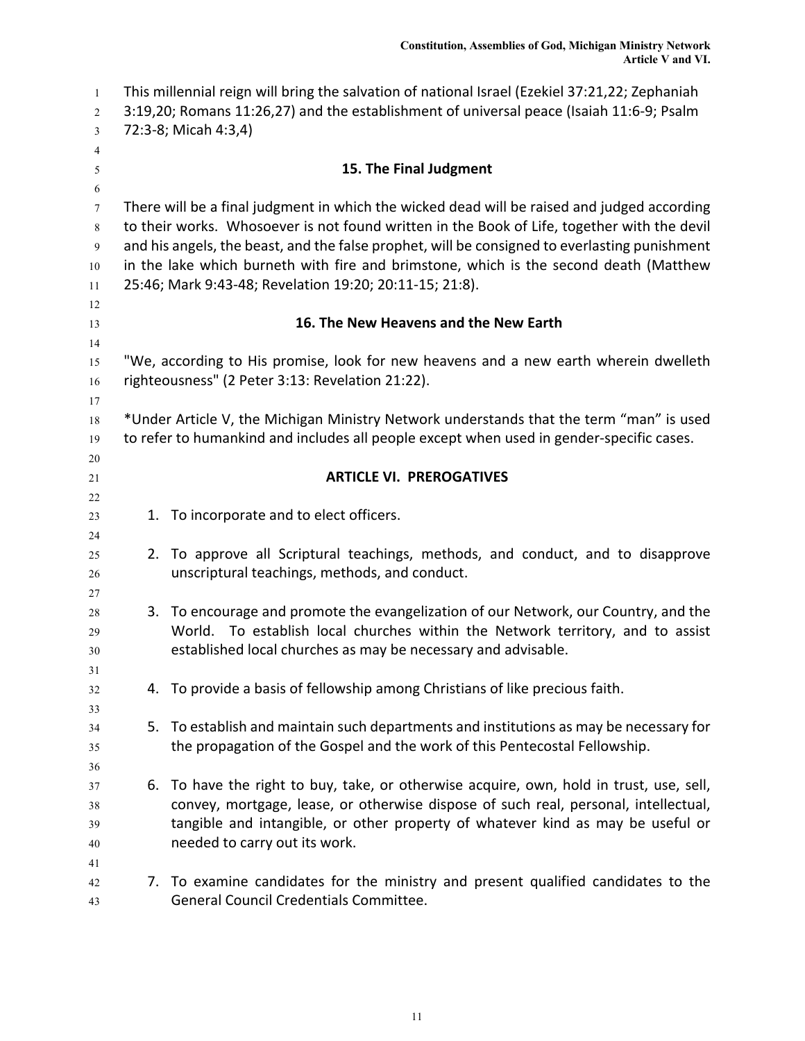This millennial reign will bring the salvation of national Israel (Ezekiel 37:21,22; Zephaniah 3:19,20; Romans 11:26,27) and the establishment of universal peace (Isaiah 11:6-9; Psalm 72:3-8; Micah 4:3,4)

### 15. The Final Judgment

There will be a final judgment in which the wicked dead will be raised and judged according to their works. Whosoever is not found written in the Book of Life, together with the devil and his angels, the beast, and the false prophet, will be consigned to everlasting punishment in the lake which burneth with fire and brimstone, which is the second death (Matthew 25:46; Mark 9:43-48; Revelation 19:20; 20:11-15; 21:8).

### 16. The New Heavens and the New Earth

"We, according to His promise, look for new heavens and a new earth wherein dwelleth righteousness" (2 Peter 3:13: Revelation 21:22).

*Under Article V, the Michigan Ministry Network understands that the term “man” is used to refer to humankind and includes all people except when used in gender-specific cases.

## ARTICLE VI. PREROGATIVES

1. To incorporate and to elect officers.

2. To approve all Scriptural teachings, methods, and conduct, and to disapprove unscriptural teachings, methods, and conduct.

3. To encourage and promote the evangelization of our Network, our Country, and the World. To establish local churches within the Network territory, and to assist established local churches as may be necessary and advisable.

4. To provide a basis of fellowship among Christians of like precious faith.

5. To establish and maintain such departments and institutions as may be necessary for the propagation of the Gospel and the work of this Pentecostal Fellowship.

6. To have the right to buy, take, or otherwise acquire, own, hold in trust, use, sell, convey, mortgage, lease, or otherwise dispose of such real, personal, intellectual, tangible and intangible, or other property of whatever kind as may be useful or needed to carry out its work.

7. To examine candidates for the ministry and present qualified candidates to the General Council Credentials Committee.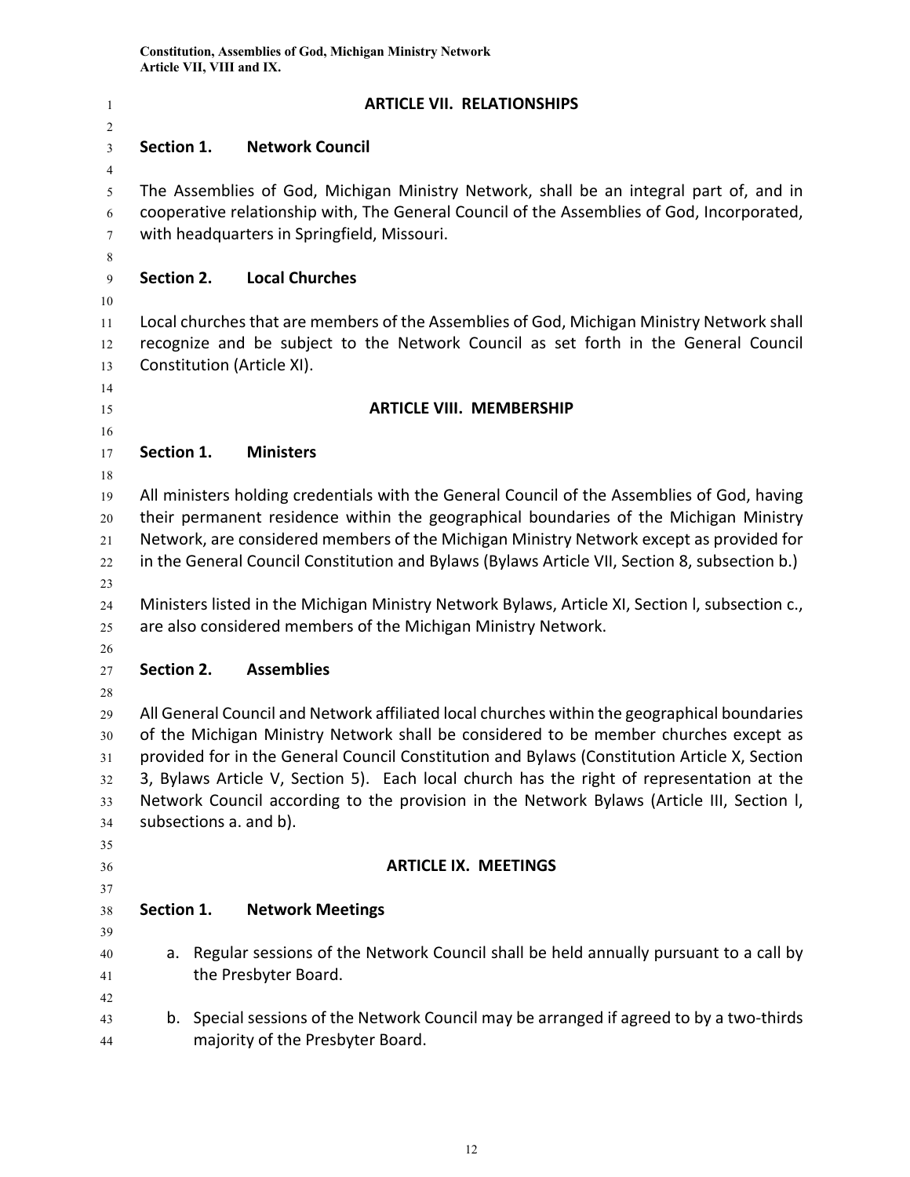## ARTICLE VII. RELATIONSHIPS

### Section 1. Network Council

The Assemblies of God, Michigan Ministry Network, shall be an integral part of, and in cooperative relationship with, The General Council of the Assemblies of God, Incorporated, with headquarters in Springfield, Missouri.

### Section 2. Local Churches

Local churches that are members of the Assemblies of God, Michigan Ministry Network shall recognize and be subject to the Network Council as set forth in the General Council Constitution (Article XI).

## ARTICLE VIII. MEMBERSHIP

### Section 1. Ministers

All ministers holding credentials with the General Council of the Assemblies of God, having their permanent residence within the geographical boundaries of the Michigan Ministry Network, are considered members of the Michigan Ministry Network except as provided for in the General Council Constitution and Bylaws (Bylaws Article VII, Section 8, subsection b.)

Ministers listed in the Michigan Ministry Network Bylaws, Article XI, Section l, subsection c., are also considered members of the Michigan Ministry Network.

### Section 2. Assemblies

All General Council and Network affiliated local churches within the geographical boundaries of the Michigan Ministry Network shall be considered to be member churches except as provided for in the General Council Constitution and Bylaws (Constitution Article X, Section 3, Bylaws Article V, Section 5). Each local church has the right of representation at the Network Council according to the provision in the Network Bylaws (Article III, Section l, subsections a. and b).

## ARTICLE IX. MEETINGS

### Section 1. Network Meetings

a. Regular sessions of the Network Council shall be held annually pursuant to a call by the Presbyter Board.

b. Special sessions of the Network Council may be arranged if agreed to by a two-thirds majority of the Presbyter Board.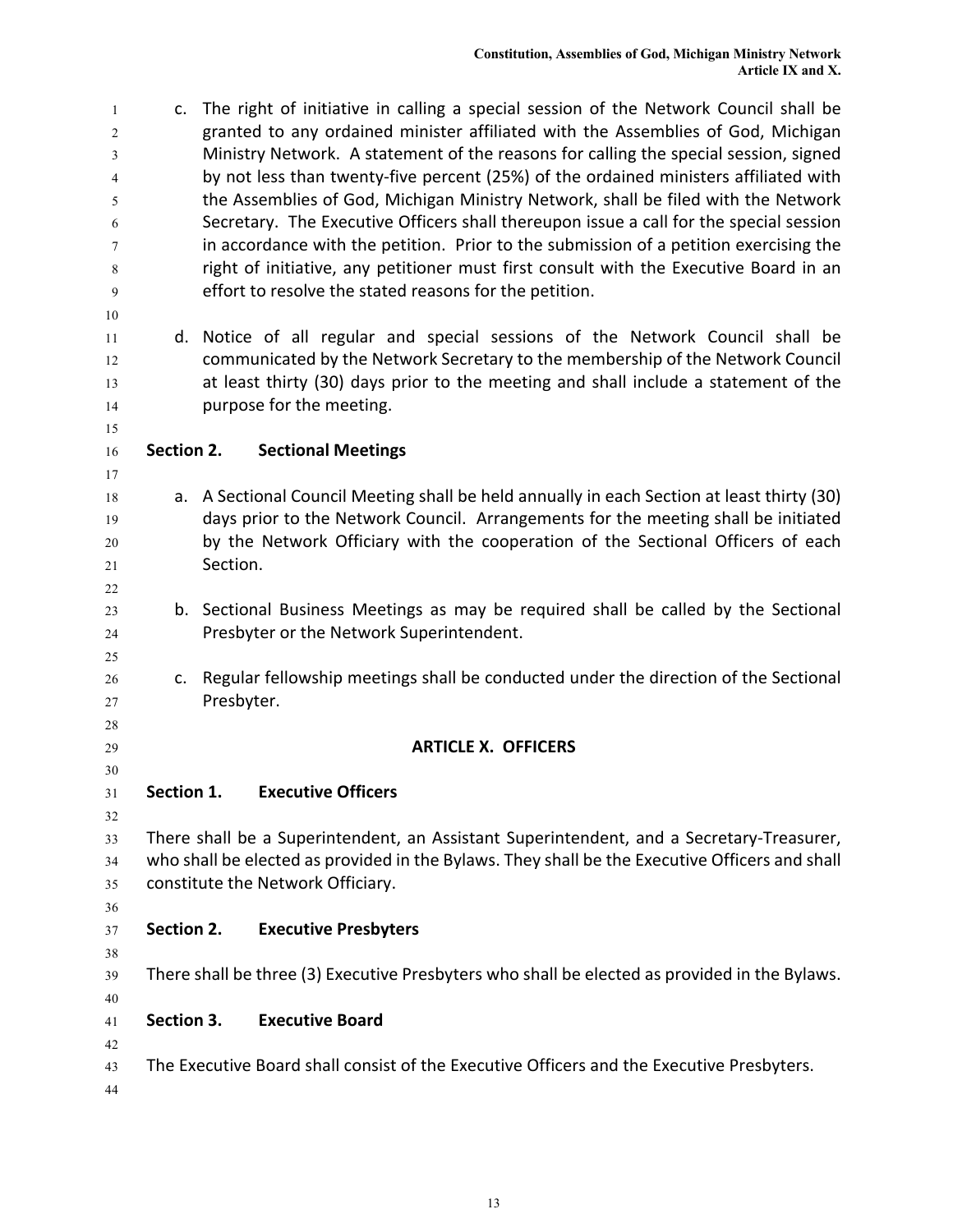c. The right of initiative in calling a special session of the Network Council shall be granted to any ordained minister affiliated with the Assemblies of God, Michigan Ministry Network. A statement of the reasons for calling the special session, signed by not less than twenty-five percent (25%) of the ordained ministers affiliated with the Assemblies of God, Michigan Ministry Network, shall be filed with the Network Secretary. The Executive Officers shall thereupon issue a call for the special session in accordance with the petition. Prior to the submission of a petition exercising the right of initiative, any petitioner must first consult with the Executive Board in an effort to resolve the stated reasons for the petition.

d. Notice of all regular and special sessions of the Network Council shall be communicated by the Network Secretary to the membership of the Network Council at least thirty (30) days prior to the meeting and shall include a statement of the purpose for the meeting.

### Section 2. Sectional Meetings

a. A Sectional Council Meeting shall be held annually in each Section at least thirty (30) days prior to the Network Council. Arrangements for the meeting shall be initiated by the Network Officiary with the cooperation of the Sectional Officers of each Section.

b. Sectional Business Meetings as may be required shall be called by the Sectional Presbyter or the Network Superintendent.

c. Regular fellowship meetings shall be conducted under the direction of the Sectional Presbyter.

## ARTICLE X. OFFICERS

### Section 1. Executive Officers

There shall be a Superintendent, an Assistant Superintendent, and a Secretary-Treasurer, who shall be elected as provided in the Bylaws. They shall be the Executive Officers and shall constitute the Network Officiary.

### Section 2. Executive Presbyters

There shall be three (3) Executive Presbyters who shall be elected as provided in the Bylaws.

### Section 3. Executive Board

The Executive Board shall consist of the Executive Officers and the Executive Presbyters.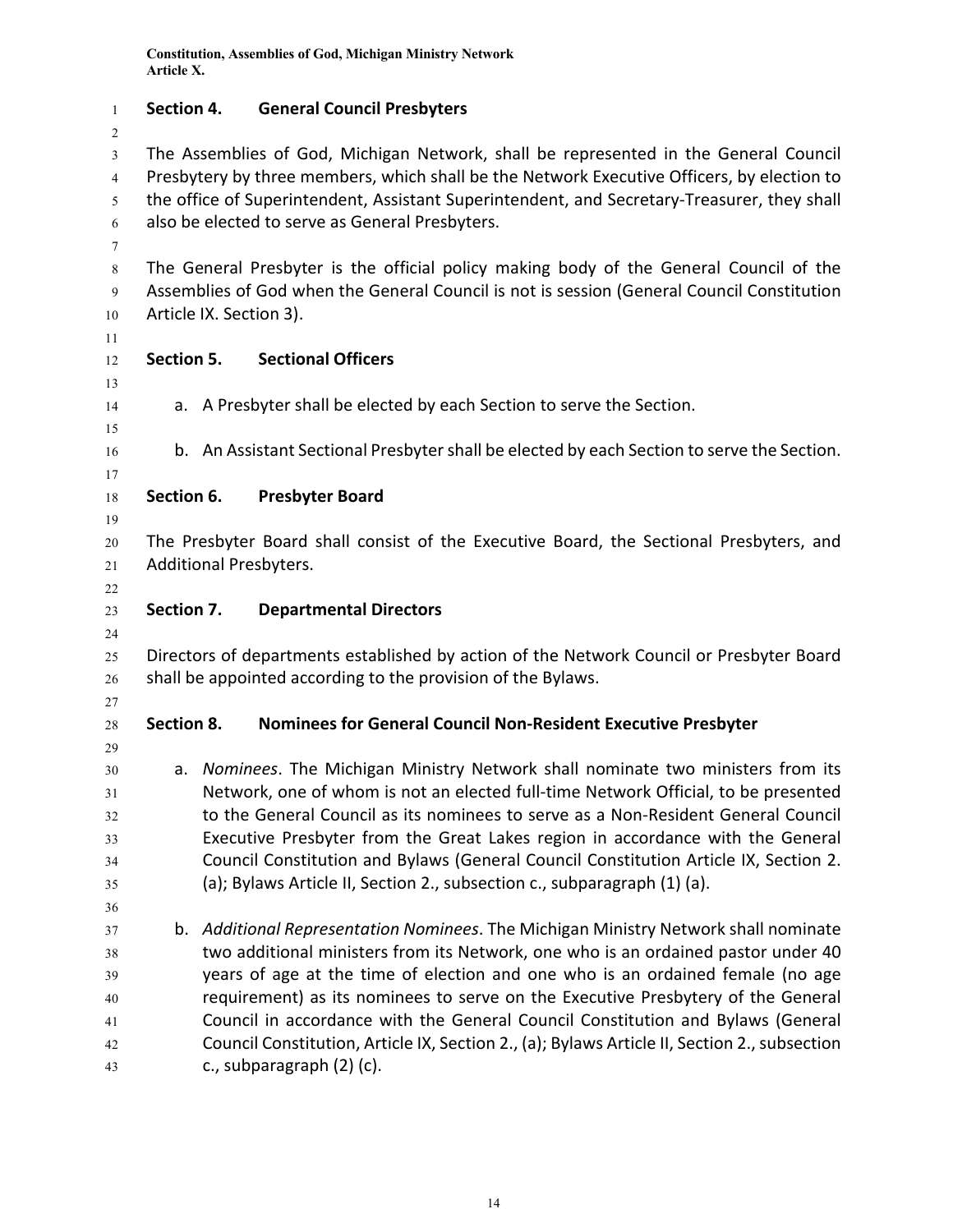**Section 4. General Council Presbyters**

The Assemblies of God, Michigan Network, shall be represented in the General Council Presbytery by three members, which shall be the Network Executive Officers, by election to the office of Superintendent, Assistant Superintendent, and Secretary-Treasurer, they shall also be elected to serve as General Presbyters.

The General Presbyter is the official policy making body of the General Council of the Assemblies of God when the General Council is not is session (General Council Constitution Article IX. Section 3).

**Section 5. Sectional Officers**

a. A Presbyter shall be elected by each Section to serve the Section.

b. An Assistant Sectional Presbyter shall be elected by each Section to serve the Section.

**Section 6. Presbyter Board**

The Presbyter Board shall consist of the Executive Board, the Sectional Presbyters, and Additional Presbyters.

**Section 7. Departmental Directors**

Directors of departments established by action of the Network Council or Presbyter Board shall be appointed according to the provision of the Bylaws.

**Section 8. Nominees for General Council Non-Resident Executive Presbyter**

a. *Nominees*. The Michigan Ministry Network shall nominate two ministers from its Network, one of whom is not an elected full-time Network Official, to be presented to the General Council as its nominees to serve as a Non-Resident General Council Executive Presbyter from the Great Lakes region in accordance with the General Council Constitution and Bylaws (General Council Constitution Article IX, Section 2. (a); Bylaws Article II, Section 2., subsection c., subparagraph (1) (a).

b. *Additional Representation Nominees*. The Michigan Ministry Network shall nominate two additional ministers from its Network, one who is an ordained pastor under 40 years of age at the time of election and one who is an ordained female (no age requirement) as its nominees to serve on the Executive Presbytery of the General Council in accordance with the General Council Constitution and Bylaws (General Council Constitution, Article IX, Section 2., (a); Bylaws Article II, Section 2., subsection c., subparagraph (2) (c).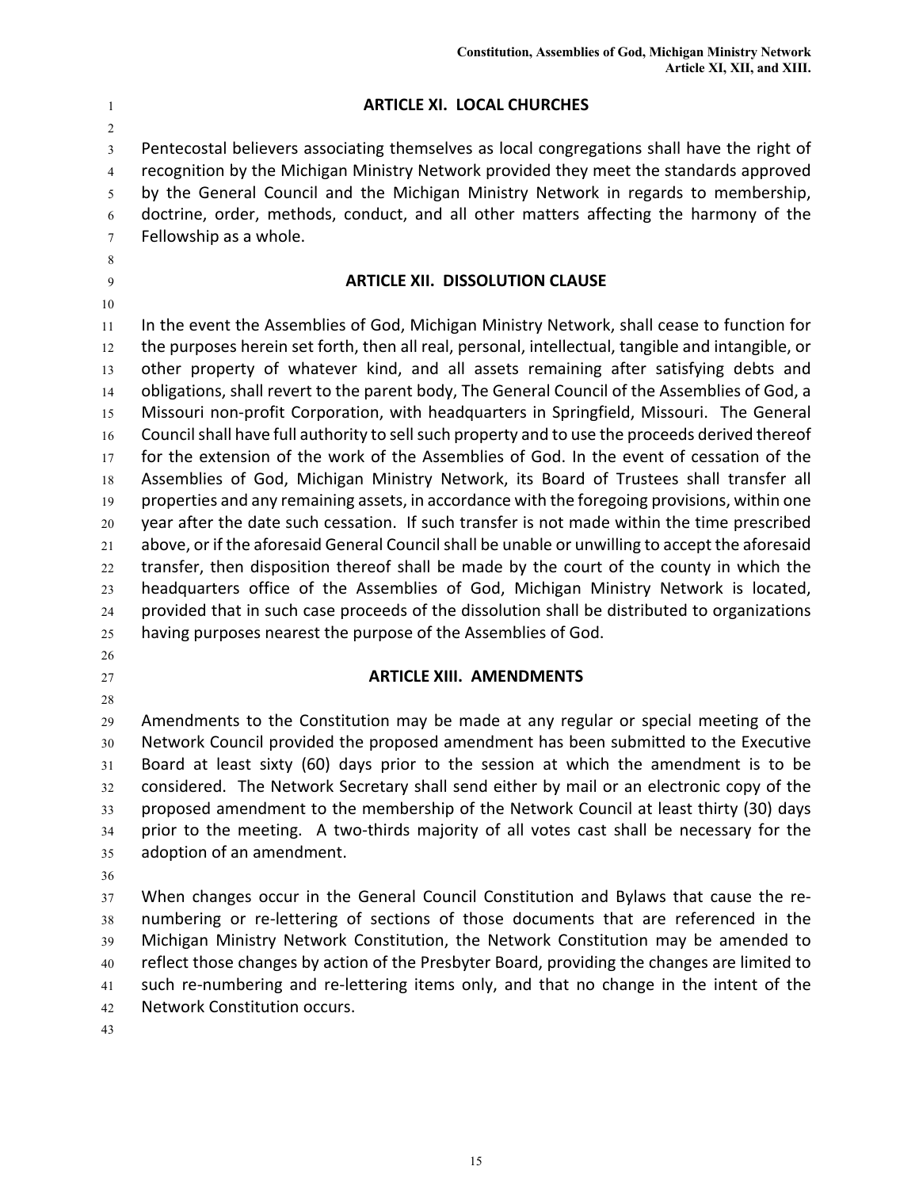## ARTICLE XI. LOCAL CHURCHES

Pentecostal believers associating themselves as local congregations shall have the right of recognition by the Michigan Ministry Network provided they meet the standards approved by the General Council and the Michigan Ministry Network in regards to membership, doctrine, order, methods, conduct, and all other matters affecting the harmony of the Fellowship as a whole.

## ARTICLE XII. DISSOLUTION CLAUSE

In the event the Assemblies of God, Michigan Ministry Network, shall cease to function for the purposes herein set forth, then all real, personal, intellectual, tangible and intangible, or other property of whatever kind, and all assets remaining after satisfying debts and obligations, shall revert to the parent body, The General Council of the Assemblies of God, a Missouri non-profit Corporation, with headquarters in Springfield, Missouri. The General Council shall have full authority to sell such property and to use the proceeds derived thereof for the extension of the work of the Assemblies of God. In the event of cessation of the Assemblies of God, Michigan Ministry Network, its Board of Trustees shall transfer all properties and any remaining assets, in accordance with the foregoing provisions, within one year after the date such cessation. If such transfer is not made within the time prescribed above, or if the aforesaid General Council shall be unable or unwilling to accept the aforesaid transfer, then disposition thereof shall be made by the court of the county in which the headquarters office of the Assemblies of God, Michigan Ministry Network is located, provided that in such case proceeds of the dissolution shall be distributed to organizations having purposes nearest the purpose of the Assemblies of God.

## ARTICLE XIII. AMENDMENTS

Amendments to the Constitution may be made at any regular or special meeting of the Network Council provided the proposed amendment has been submitted to the Executive Board at least sixty (60) days prior to the session at which the amendment is to be considered. The Network Secretary shall send either by mail or an electronic copy of the proposed amendment to the membership of the Network Council at least thirty (30) days prior to the meeting. A two-thirds majority of all votes cast shall be necessary for the adoption of an amendment.

When changes occur in the General Council Constitution and Bylaws that cause the re-numbering or re-lettering of sections of those documents that are referenced in the Michigan Ministry Network Constitution, the Network Constitution may be amended to reflect those changes by action of the Presbyter Board, providing the changes are limited to such re-numbering and re-lettering items only, and that no change in the intent of the Network Constitution occurs.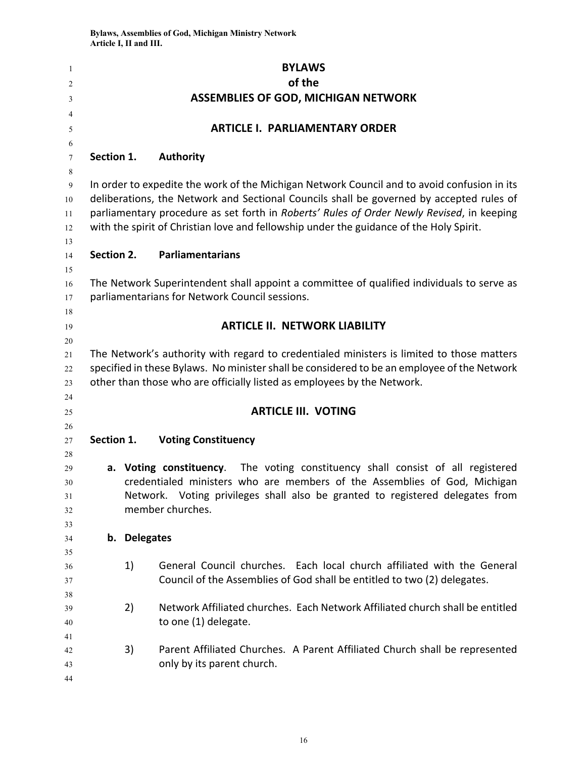# BYLAWS
# of the
# ASSEMBLIES OF GOD, MICHIGAN NETWORK

## ARTICLE I. PARLIAMENTARY ORDER

### Section 1. Authority

In order to expedite the work of the Michigan Network Council and to avoid confusion in its deliberations, the Network and Sectional Councils shall be governed by accepted rules of parliamentary procedure as set forth in *Roberts' Rules of Order Newly Revised*, in keeping with the spirit of Christian love and fellowship under the guidance of the Holy Spirit.

### Section 2. Parliamentarians

The Network Superintendent shall appoint a committee of qualified individuals to serve as parliamentarians for Network Council sessions.

## ARTICLE II. NETWORK LIABILITY

The Network's authority with regard to credentialed ministers is limited to those matters specified in these Bylaws. No minister shall be considered to be an employee of the Network other than those who are officially listed as employees by the Network.

## ARTICLE III. VOTING

### Section 1. Voting Constituency

a. **Voting constituency**. The voting constituency shall consist of all registered credentialed ministers who are members of the Assemblies of God, Michigan Network. Voting privileges shall also be granted to registered delegates from member churches.

b. **Delegates**

1) General Council churches. Each local church affiliated with the General Council of the Assemblies of God shall be entitled to two (2) delegates.

2) Network Affiliated churches. Each Network Affiliated church shall be entitled to one (1) delegate.

3) Parent Affiliated Churches. A Parent Affiliated Church shall be represented only by its parent church.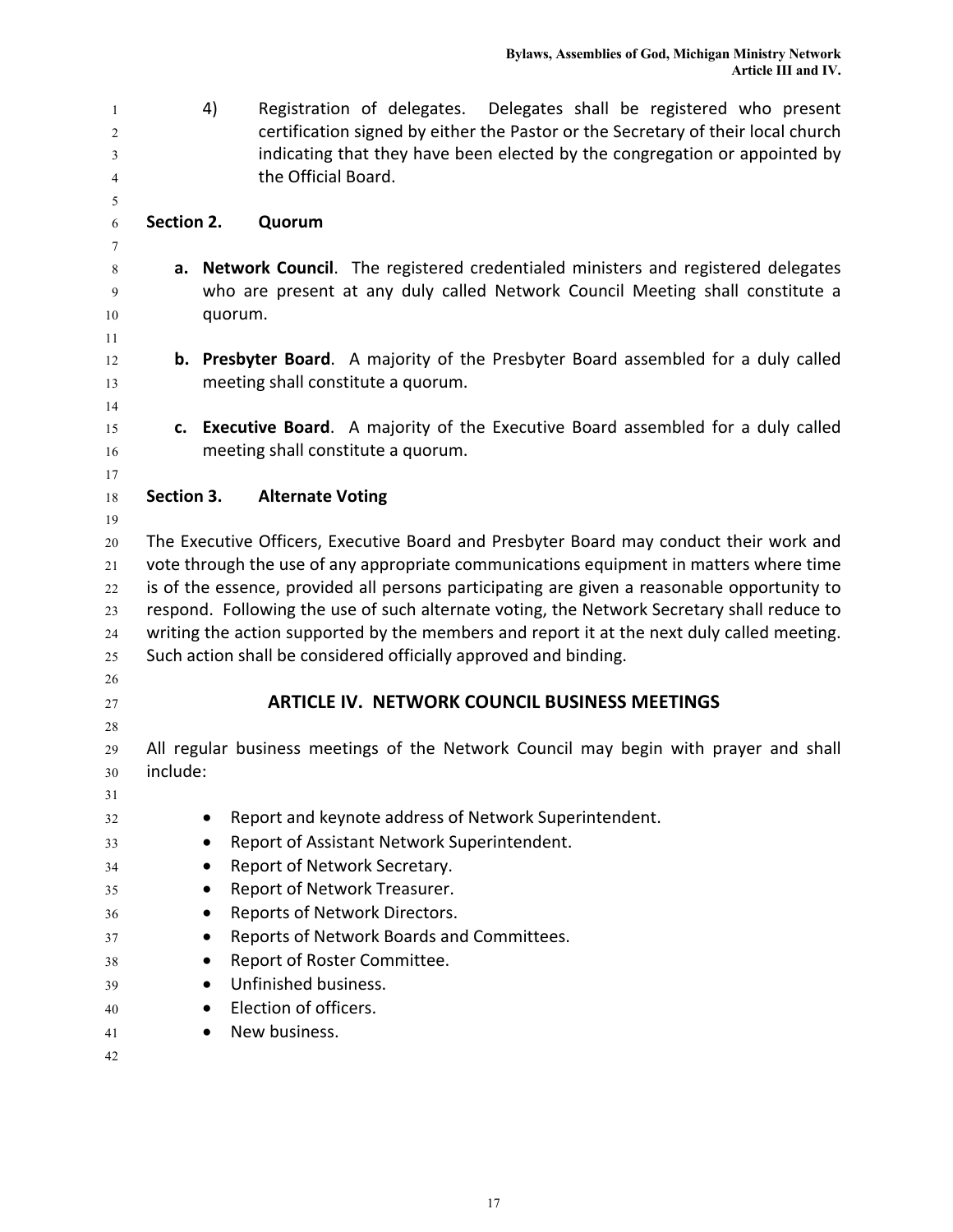4) Registration of delegates. Delegates shall be registered who present certification signed by either the Pastor or the Secretary of their local church indicating that they have been elected by the congregation or appointed by the Official Board.

**Section 2. Quorum**

**a. Network Council**. The registered credentialed ministers and registered delegates who are present at any duly called Network Council Meeting shall constitute a quorum.

**b. Presbyter Board**. A majority of the Presbyter Board assembled for a duly called meeting shall constitute a quorum.

**c. Executive Board**. A majority of the Executive Board assembled for a duly called meeting shall constitute a quorum.

**Section 3. Alternate Voting**

The Executive Officers, Executive Board and Presbyter Board may conduct their work and vote through the use of any appropriate communications equipment in matters where time is of the essence, provided all persons participating are given a reasonable opportunity to respond. Following the use of such alternate voting, the Network Secretary shall reduce to writing the action supported by the members and report it at the next duly called meeting. Such action shall be considered officially approved and binding.

## ARTICLE IV. NETWORK COUNCIL BUSINESS MEETINGS

All regular business meetings of the Network Council may begin with prayer and shall include:

- Report and keynote address of Network Superintendent.
- Report of Assistant Network Superintendent.
- Report of Network Secretary.
- Report of Network Treasurer.
- Reports of Network Directors.
- Reports of Network Boards and Committees.
- Report of Roster Committee.
- Unfinished business.
- Election of officers.
- New business.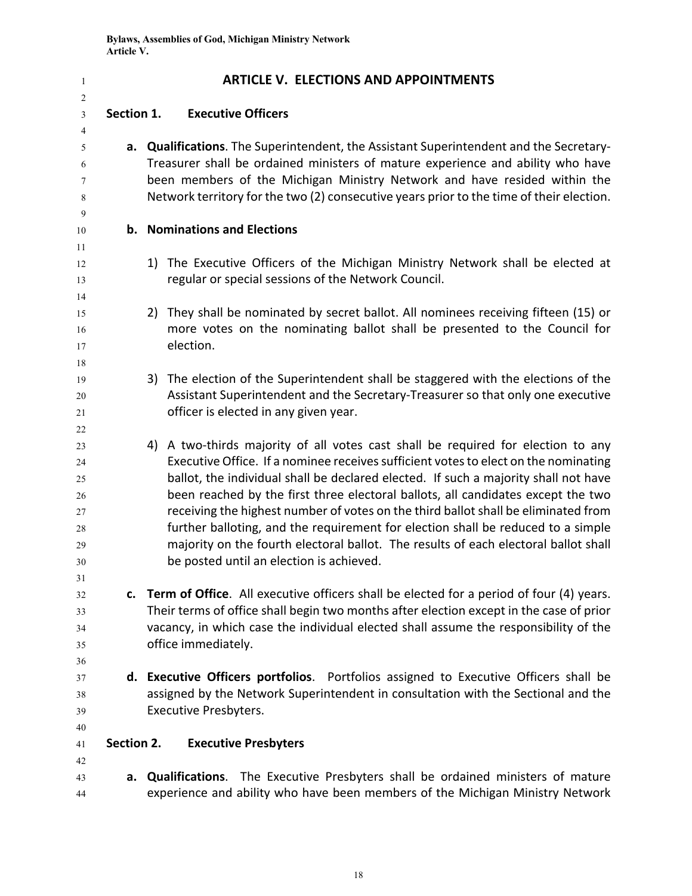# ARTICLE V. ELECTIONS AND APPOINTMENTS

## Section 1. Executive Officers

**a. Qualifications**. The Superintendent, the Assistant Superintendent and the Secretary-Treasurer shall be ordained ministers of mature experience and ability who have been members of the Michigan Ministry Network and have resided within the Network territory for the two (2) consecutive years prior to the time of their election.

**b. Nominations and Elections**

1) The Executive Officers of the Michigan Ministry Network shall be elected at regular or special sessions of the Network Council.

2) They shall be nominated by secret ballot. All nominees receiving fifteen (15) or more votes on the nominating ballot shall be presented to the Council for election.

3) The election of the Superintendent shall be staggered with the elections of the Assistant Superintendent and the Secretary-Treasurer so that only one executive officer is elected in any given year.

4) A two-thirds majority of all votes cast shall be required for election to any Executive Office. If a nominee receives sufficient votes to elect on the nominating ballot, the individual shall be declared elected. If such a majority shall not have been reached by the first three electoral ballots, all candidates except the two receiving the highest number of votes on the third ballot shall be eliminated from further balloting, and the requirement for election shall be reduced to a simple majority on the fourth electoral ballot. The results of each electoral ballot shall be posted until an election is achieved.

**c. Term of Office**. All executive officers shall be elected for a period of four (4) years. Their terms of office shall begin two months after election except in the case of prior vacancy, in which case the individual elected shall assume the responsibility of the office immediately.

**d. Executive Officers portfolios**. Portfolios assigned to Executive Officers shall be assigned by the Network Superintendent in consultation with the Sectional and the Executive Presbyters.

## Section 2. Executive Presbyters

**a. Qualifications**. The Executive Presbyters shall be ordained ministers of mature experience and ability who have been members of the Michigan Ministry Network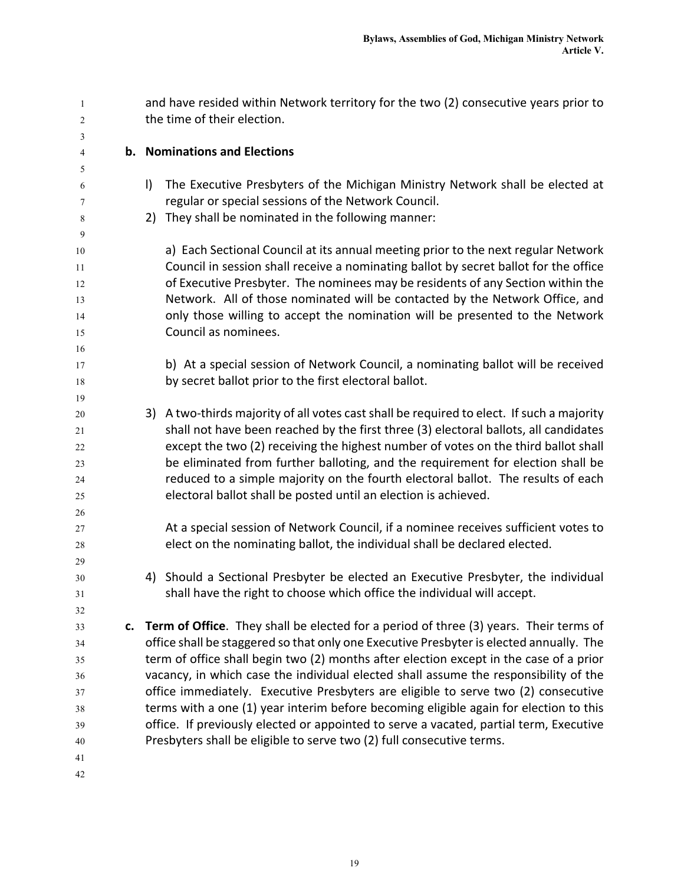and have resided within Network territory for the two (2) consecutive years prior to the time of their election.

**b. Nominations and Elections**

l) The Executive Presbyters of the Michigan Ministry Network shall be elected at regular or special sessions of the Network Council.

2) They shall be nominated in the following manner:

a) Each Sectional Council at its annual meeting prior to the next regular Network Council in session shall receive a nominating ballot by secret ballot for the office of Executive Presbyter. The nominees may be residents of any Section within the Network. All of those nominated will be contacted by the Network Office, and only those willing to accept the nomination will be presented to the Network Council as nominees.

b) At a special session of Network Council, a nominating ballot will be received by secret ballot prior to the first electoral ballot.

3) A two-thirds majority of all votes cast shall be required to elect. If such a majority shall not have been reached by the first three (3) electoral ballots, all candidates except the two (2) receiving the highest number of votes on the third ballot shall be eliminated from further balloting, and the requirement for election shall be reduced to a simple majority on the fourth electoral ballot. The results of each electoral ballot shall be posted until an election is achieved.

At a special session of Network Council, if a nominee receives sufficient votes to elect on the nominating ballot, the individual shall be declared elected.

4) Should a Sectional Presbyter be elected an Executive Presbyter, the individual shall have the right to choose which office the individual will accept.

**c. Term of Office**. They shall be elected for a period of three (3) years. Their terms of office shall be staggered so that only one Executive Presbyter is elected annually. The term of office shall begin two (2) months after election except in the case of a prior vacancy, in which case the individual elected shall assume the responsibility of the office immediately. Executive Presbyters are eligible to serve two (2) consecutive terms with a one (1) year interim before becoming eligible again for election to this office. If previously elected or appointed to serve a vacated, partial term, Executive Presbyters shall be eligible to serve two (2) full consecutive terms.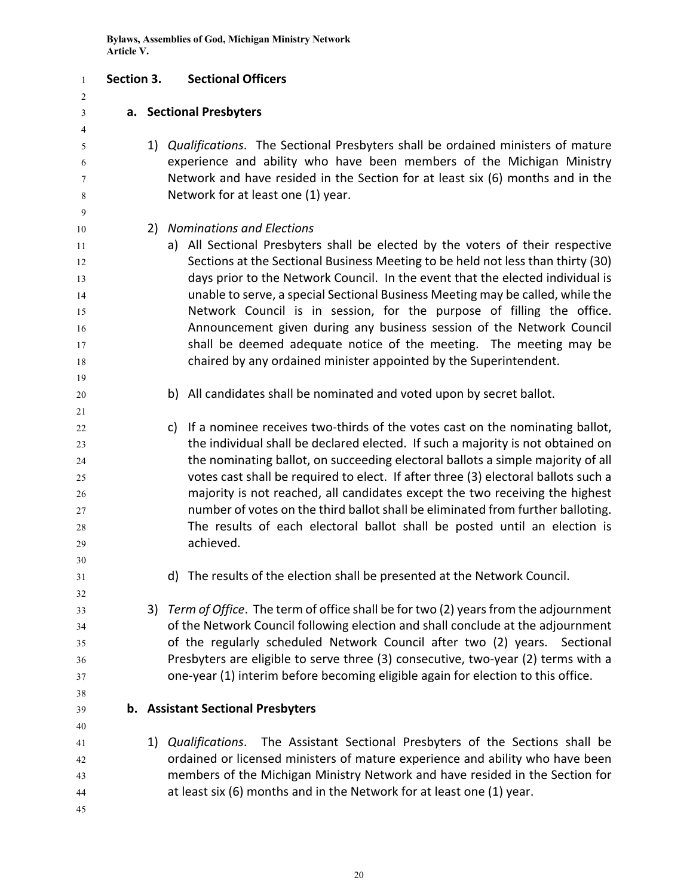## Section 3. Sectional Officers

### a. Sectional Presbyters

1) *Qualifications*. The Sectional Presbyters shall be ordained ministers of mature experience and ability who have been members of the Michigan Ministry Network and have resided in the Section for at least six (6) months and in the Network for at least one (1) year.

2) *Nominations and Elections*

   a) All Sectional Presbyters shall be elected by the voters of their respective Sections at the Sectional Business Meeting to be held not less than thirty (30) days prior to the Network Council. In the event that the elected individual is unable to serve, a special Sectional Business Meeting may be called, while the Network Council is in session, for the purpose of filling the office. Announcement given during any business session of the Network Council shall be deemed adequate notice of the meeting. The meeting may be chaired by any ordained minister appointed by the Superintendent.

   b) All candidates shall be nominated and voted upon by secret ballot.

   c) If a nominee receives two-thirds of the votes cast on the nominating ballot, the individual shall be declared elected. If such a majority is not obtained on the nominating ballot, on succeeding electoral ballots a simple majority of all votes cast shall be required to elect. If after three (3) electoral ballots such a majority is not reached, all candidates except the two receiving the highest number of votes on the third ballot shall be eliminated from further balloting. The results of each electoral ballot shall be posted until an election is achieved.

   d) The results of the election shall be presented at the Network Council.

3) *Term of Office*. The term of office shall be for two (2) years from the adjournment of the Network Council following election and shall conclude at the adjournment of the regularly scheduled Network Council after two (2) years. Sectional Presbyters are eligible to serve three (3) consecutive, two-year (2) terms with a one-year (1) interim before becoming eligible again for election to this office.

### b. Assistant Sectional Presbyters

1) *Qualifications*. The Assistant Sectional Presbyters of the Sections shall be ordained or licensed ministers of mature experience and ability who have been members of the Michigan Ministry Network and have resided in the Section for at least six (6) months and in the Network for at least one (1) year.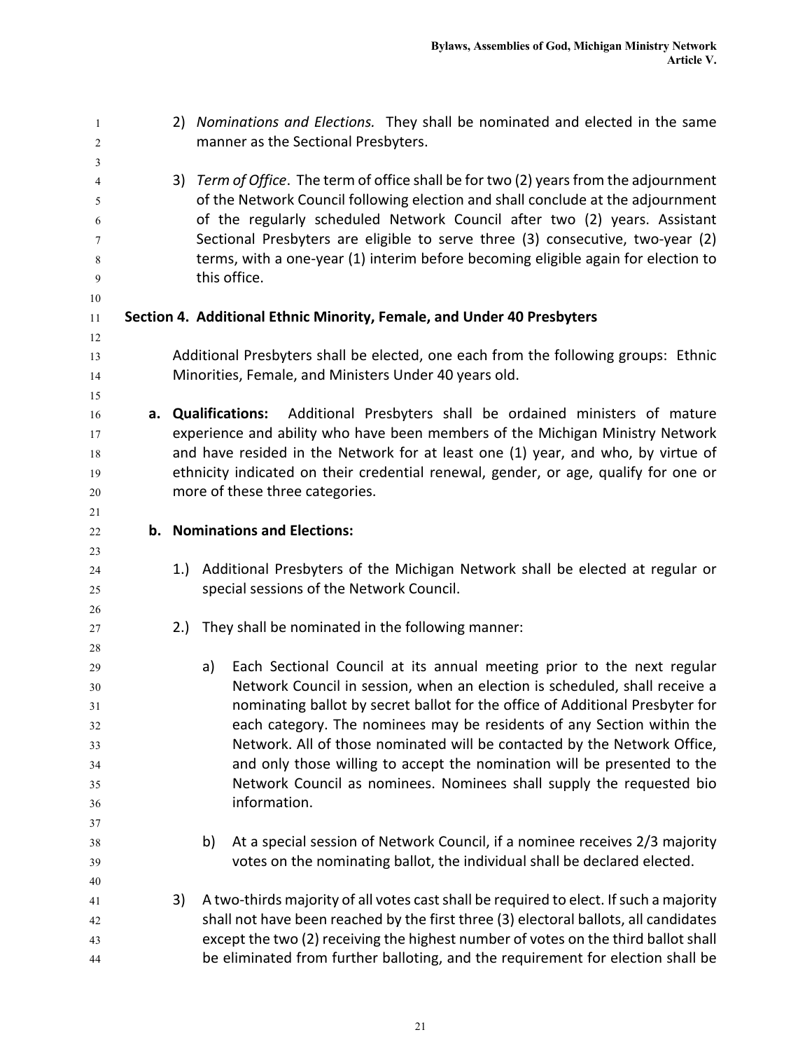2) *Nominations and Elections.* They shall be nominated and elected in the same manner as the Sectional Presbyters.

3) *Term of Office*. The term of office shall be for two (2) years from the adjournment of the Network Council following election and shall conclude at the adjournment of the regularly scheduled Network Council after two (2) years. Assistant Sectional Presbyters are eligible to serve three (3) consecutive, two-year (2) terms, with a one-year (1) interim before becoming eligible again for election to this office.

## Section 4. Additional Ethnic Minority, Female, and Under 40 Presbyters

Additional Presbyters shall be elected, one each from the following groups: Ethnic Minorities, Female, and Ministers Under 40 years old.

**a. Qualifications:** Additional Presbyters shall be ordained ministers of mature experience and ability who have been members of the Michigan Ministry Network and have resided in the Network for at least one (1) year, and who, by virtue of ethnicity indicated on their credential renewal, gender, or age, qualify for one or more of these three categories.

**b. Nominations and Elections:**

1.) Additional Presbyters of the Michigan Network shall be elected at regular or special sessions of the Network Council.

2.) They shall be nominated in the following manner:

a) Each Sectional Council at its annual meeting prior to the next regular Network Council in session, when an election is scheduled, shall receive a nominating ballot by secret ballot for the office of Additional Presbyter for each category. The nominees may be residents of any Section within the Network. All of those nominated will be contacted by the Network Office, and only those willing to accept the nomination will be presented to the Network Council as nominees. Nominees shall supply the requested bio information.

b) At a special session of Network Council, if a nominee receives 2/3 majority votes on the nominating ballot, the individual shall be declared elected.

3) A two-thirds majority of all votes cast shall be required to elect. If such a majority shall not have been reached by the first three (3) electoral ballots, all candidates except the two (2) receiving the highest number of votes on the third ballot shall be eliminated from further balloting, and the requirement for election shall be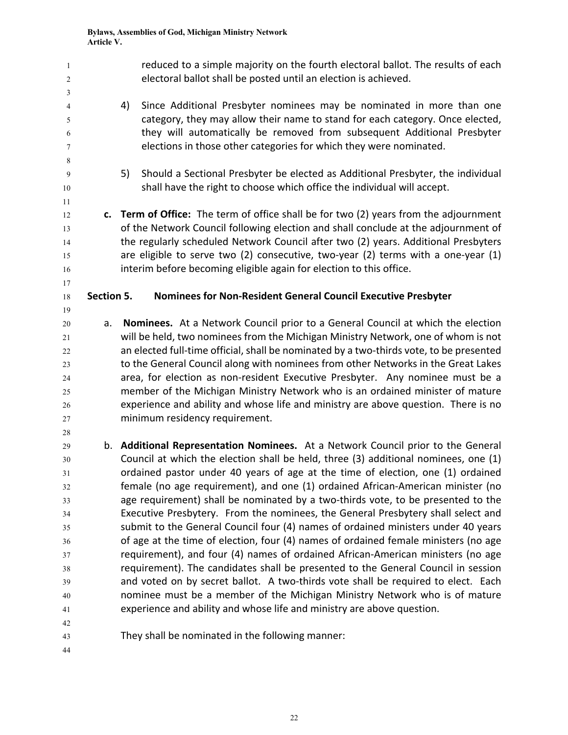reduced to a simple majority on the fourth electoral ballot. The results of each electoral ballot shall be posted until an election is achieved.

4) Since Additional Presbyter nominees may be nominated in more than one category, they may allow their name to stand for each category. Once elected, they will automatically be removed from subsequent Additional Presbyter elections in those other categories for which they were nominated.

5) Should a Sectional Presbyter be elected as Additional Presbyter, the individual shall have the right to choose which office the individual will accept.

**c. Term of Office:** The term of office shall be for two (2) years from the adjournment of the Network Council following election and shall conclude at the adjournment of the regularly scheduled Network Council after two (2) years. Additional Presbyters are eligible to serve two (2) consecutive, two-year (2) terms with a one-year (1) interim before becoming eligible again for election to this office.

## Section 5. Nominees for Non-Resident General Council Executive Presbyter

a. **Nominees.** At a Network Council prior to a General Council at which the election will be held, two nominees from the Michigan Ministry Network, one of whom is not an elected full-time official, shall be nominated by a two-thirds vote, to be presented to the General Council along with nominees from other Networks in the Great Lakes area, for election as non-resident Executive Presbyter. Any nominee must be a member of the Michigan Ministry Network who is an ordained minister of mature experience and ability and whose life and ministry are above question. There is no minimum residency requirement.

b. **Additional Representation Nominees.** At a Network Council prior to the General Council at which the election shall be held, three (3) additional nominees, one (1) ordained pastor under 40 years of age at the time of election, one (1) ordained female (no age requirement), and one (1) ordained African-American minister (no age requirement) shall be nominated by a two-thirds vote, to be presented to the Executive Presbytery. From the nominees, the General Presbytery shall select and submit to the General Council four (4) names of ordained ministers under 40 years of age at the time of election, four (4) names of ordained female ministers (no age requirement), and four (4) names of ordained African-American ministers (no age requirement). The candidates shall be presented to the General Council in session and voted on by secret ballot. A two-thirds vote shall be required to elect. Each nominee must be a member of the Michigan Ministry Network who is of mature experience and ability and whose life and ministry are above question.

They shall be nominated in the following manner: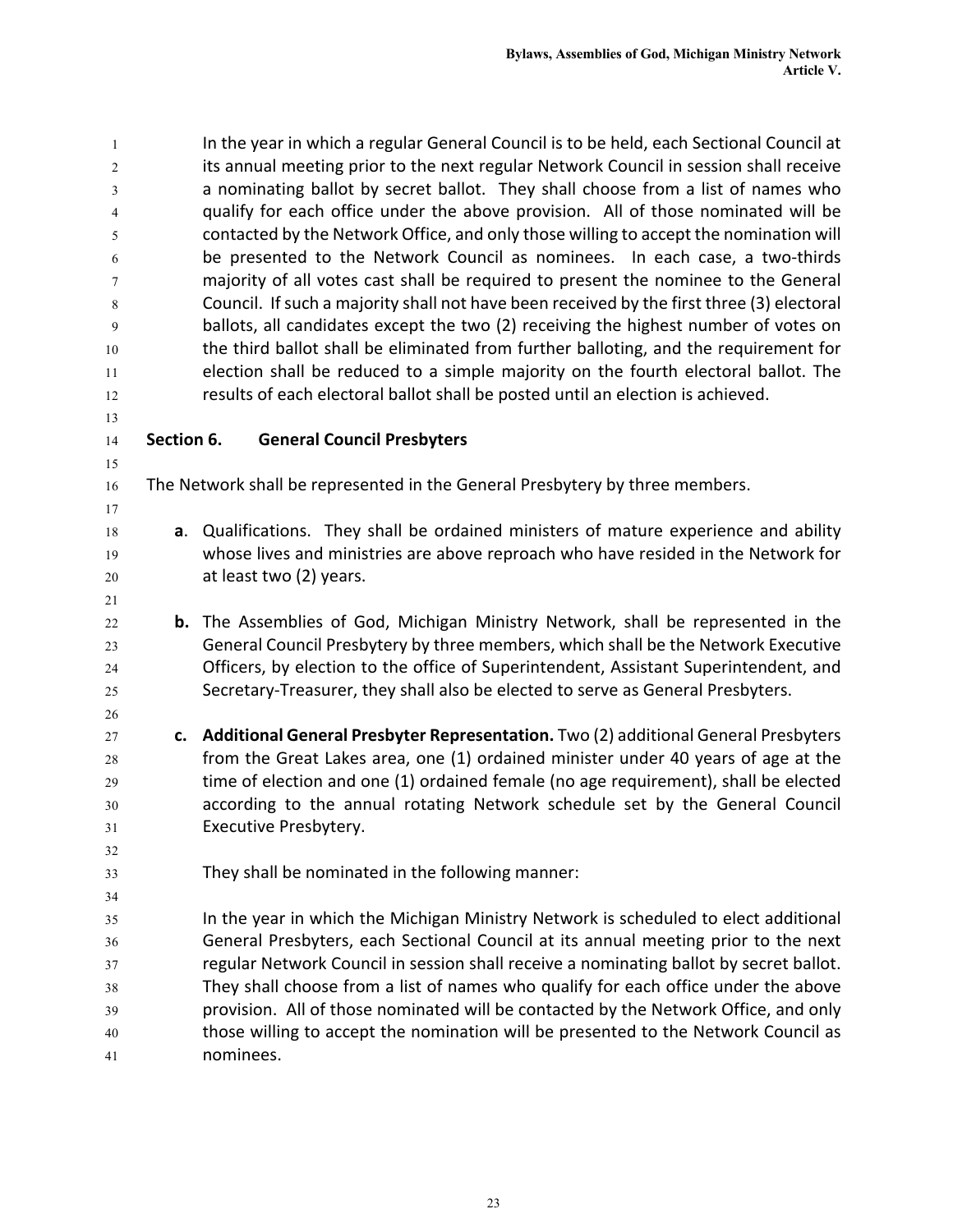In the year in which a regular General Council is to be held, each Sectional Council at its annual meeting prior to the next regular Network Council in session shall receive a nominating ballot by secret ballot. They shall choose from a list of names who qualify for each office under the above provision. All of those nominated will be contacted by the Network Office, and only those willing to accept the nomination will be presented to the Network Council as nominees. In each case, a two-thirds majority of all votes cast shall be required to present the nominee to the General Council. If such a majority shall not have been received by the first three (3) electoral ballots, all candidates except the two (2) receiving the highest number of votes on the third ballot shall be eliminated from further balloting, and the requirement for election shall be reduced to a simple majority on the fourth electoral ballot. The results of each electoral ballot shall be posted until an election is achieved.

## Section 6. General Council Presbyters

The Network shall be represented in the General Presbytery by three members.

**a**. Qualifications. They shall be ordained ministers of mature experience and ability whose lives and ministries are above reproach who have resided in the Network for at least two (2) years.

**b.** The Assemblies of God, Michigan Ministry Network, shall be represented in the General Council Presbytery by three members, which shall be the Network Executive Officers, by election to the office of Superintendent, Assistant Superintendent, and Secretary-Treasurer, they shall also be elected to serve as General Presbyters.

**c. Additional General Presbyter Representation.** Two (2) additional General Presbyters from the Great Lakes area, one (1) ordained minister under 40 years of age at the time of election and one (1) ordained female (no age requirement), shall be elected according to the annual rotating Network schedule set by the General Council Executive Presbytery.

They shall be nominated in the following manner:

In the year in which the Michigan Ministry Network is scheduled to elect additional General Presbyters, each Sectional Council at its annual meeting prior to the next regular Network Council in session shall receive a nominating ballot by secret ballot. They shall choose from a list of names who qualify for each office under the above provision. All of those nominated will be contacted by the Network Office, and only those willing to accept the nomination will be presented to the Network Council as nominees.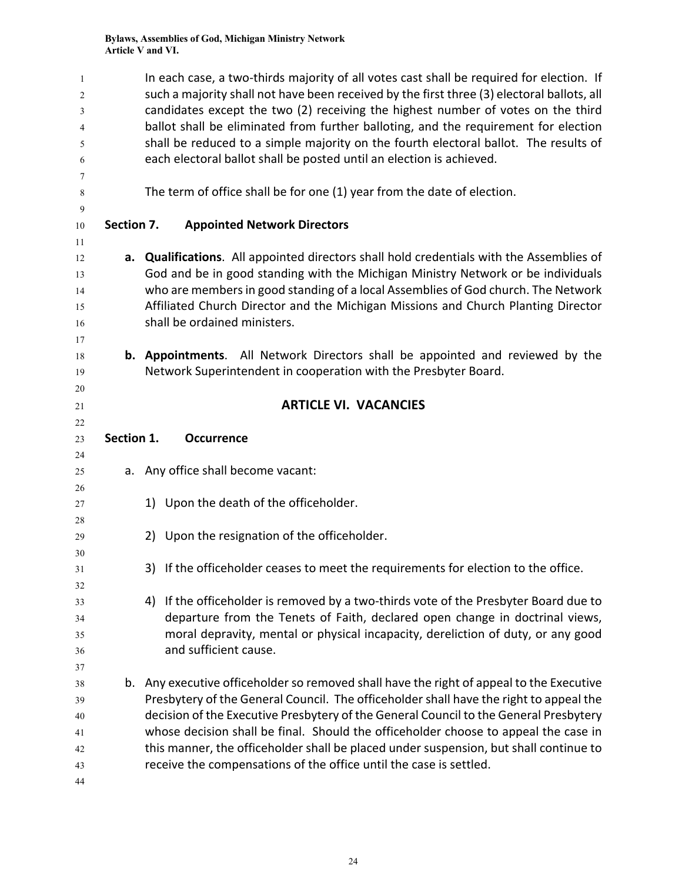In each case, a two-thirds majority of all votes cast shall be required for election. If such a majority shall not have been received by the first three (3) electoral ballots, all candidates except the two (2) receiving the highest number of votes on the third ballot shall be eliminated from further balloting, and the requirement for election shall be reduced to a simple majority on the fourth electoral ballot. The results of each electoral ballot shall be posted until an election is achieved.

The term of office shall be for one (1) year from the date of election.

### Section 7. Appointed Network Directors

**a. Qualifications**. All appointed directors shall hold credentials with the Assemblies of God and be in good standing with the Michigan Ministry Network or be individuals who are members in good standing of a local Assemblies of God church. The Network Affiliated Church Director and the Michigan Missions and Church Planting Director shall be ordained ministers.

**b. Appointments**. All Network Directors shall be appointed and reviewed by the Network Superintendent in cooperation with the Presbyter Board.

## ARTICLE VI. VACANCIES

### Section 1. Occurrence

a. Any office shall become vacant:

1) Upon the death of the officeholder.

2) Upon the resignation of the officeholder.

3) If the officeholder ceases to meet the requirements for election to the office.

4) If the officeholder is removed by a two-thirds vote of the Presbyter Board due to departure from the Tenets of Faith, declared open change in doctrinal views, moral depravity, mental or physical incapacity, dereliction of duty, or any good and sufficient cause.

b. Any executive officeholder so removed shall have the right of appeal to the Executive Presbytery of the General Council. The officeholder shall have the right to appeal the decision of the Executive Presbytery of the General Council to the General Presbytery whose decision shall be final. Should the officeholder choose to appeal the case in this manner, the officeholder shall be placed under suspension, but shall continue to receive the compensations of the office until the case is settled.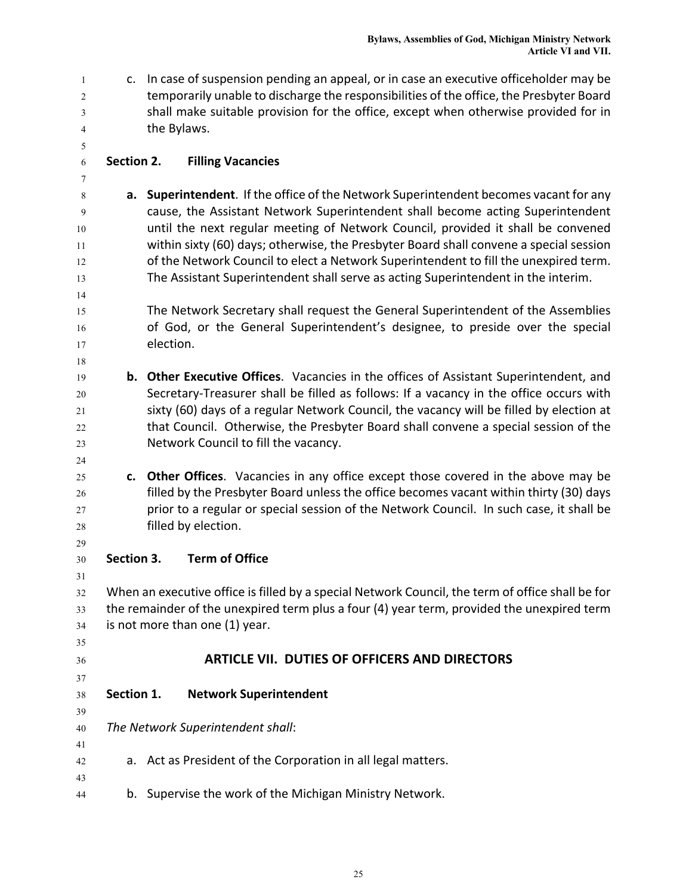c. In case of suspension pending an appeal, or in case an executive officeholder may be temporarily unable to discharge the responsibilities of the office, the Presbyter Board shall make suitable provision for the office, except when otherwise provided for in the Bylaws.

**Section 2. Filling Vacancies**

**a. Superintendent**. If the office of the Network Superintendent becomes vacant for any cause, the Assistant Network Superintendent shall become acting Superintendent until the next regular meeting of Network Council, provided it shall be convened within sixty (60) days; otherwise, the Presbyter Board shall convene a special session of the Network Council to elect a Network Superintendent to fill the unexpired term. The Assistant Superintendent shall serve as acting Superintendent in the interim.

The Network Secretary shall request the General Superintendent of the Assemblies of God, or the General Superintendent's designee, to preside over the special election.

**b. Other Executive Offices**. Vacancies in the offices of Assistant Superintendent, and Secretary-Treasurer shall be filled as follows: If a vacancy in the office occurs with sixty (60) days of a regular Network Council, the vacancy will be filled by election at that Council. Otherwise, the Presbyter Board shall convene a special session of the Network Council to fill the vacancy.

**c. Other Offices**. Vacancies in any office except those covered in the above may be filled by the Presbyter Board unless the office becomes vacant within thirty (30) days prior to a regular or special session of the Network Council. In such case, it shall be filled by election.

**Section 3. Term of Office**

When an executive office is filled by a special Network Council, the term of office shall be for the remainder of the unexpired term plus a four (4) year term, provided the unexpired term is not more than one (1) year.

## ARTICLE VII. DUTIES OF OFFICERS AND DIRECTORS

**Section 1. Network Superintendent**

*The Network Superintendent shall*:

a. Act as President of the Corporation in all legal matters.

b. Supervise the work of the Michigan Ministry Network.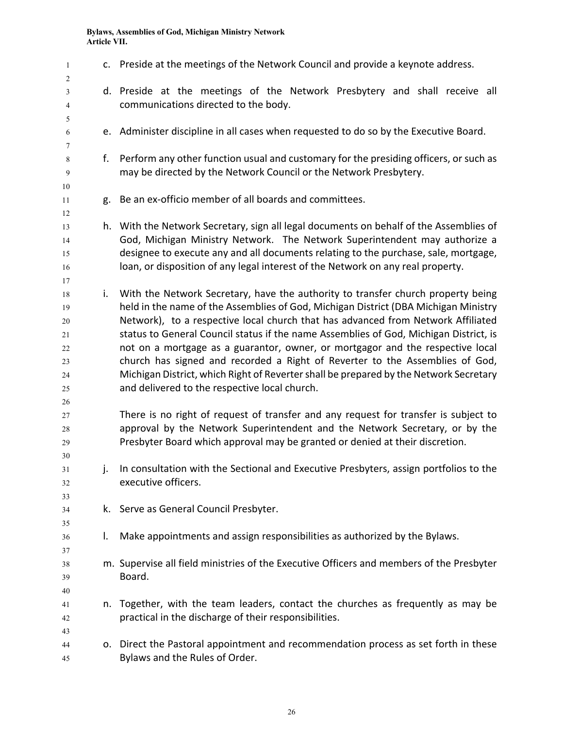c. Preside at the meetings of the Network Council and provide a keynote address.

d. Preside at the meetings of the Network Presbytery and shall receive all communications directed to the body.

e. Administer discipline in all cases when requested to do so by the Executive Board.

f. Perform any other function usual and customary for the presiding officers, or such as may be directed by the Network Council or the Network Presbytery.

g. Be an ex-officio member of all boards and committees.

h. With the Network Secretary, sign all legal documents on behalf of the Assemblies of God, Michigan Ministry Network. The Network Superintendent may authorize a designee to execute any and all documents relating to the purchase, sale, mortgage, loan, or disposition of any legal interest of the Network on any real property.

i. With the Network Secretary, have the authority to transfer church property being held in the name of the Assemblies of God, Michigan District (DBA Michigan Ministry Network), to a respective local church that has advanced from Network Affiliated status to General Council status if the name Assemblies of God, Michigan District, is not on a mortgage as a guarantor, owner, or mortgagor and the respective local church has signed and recorded a Right of Reverter to the Assemblies of God, Michigan District, which Right of Reverter shall be prepared by the Network Secretary and delivered to the respective local church.

   There is no right of request of transfer and any request for transfer is subject to approval by the Network Superintendent and the Network Secretary, or by the Presbyter Board which approval may be granted or denied at their discretion.

j. In consultation with the Sectional and Executive Presbyters, assign portfolios to the executive officers.

k. Serve as General Council Presbyter.

l. Make appointments and assign responsibilities as authorized by the Bylaws.

m. Supervise all field ministries of the Executive Officers and members of the Presbyter Board.

n. Together, with the team leaders, contact the churches as frequently as may be practical in the discharge of their responsibilities.

o. Direct the Pastoral appointment and recommendation process as set forth in these Bylaws and the Rules of Order.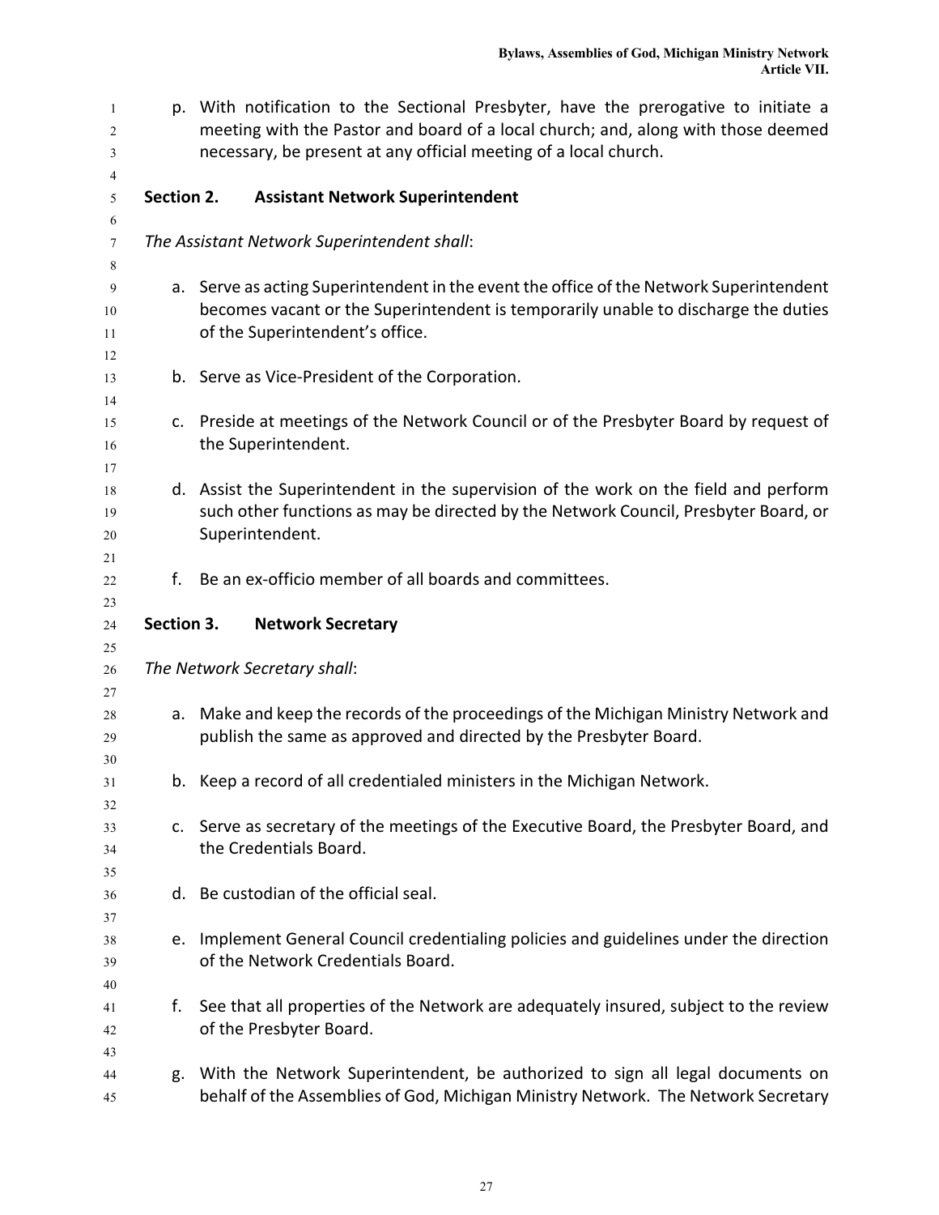p. With notification to the Sectional Presbyter, have the prerogative to initiate a meeting with the Pastor and board of a local church; and, along with those deemed necessary, be present at any official meeting of a local church.

**Section 2. Assistant Network Superintendent**

*The Assistant Network Superintendent shall*:

a. Serve as acting Superintendent in the event the office of the Network Superintendent becomes vacant or the Superintendent is temporarily unable to discharge the duties of the Superintendent's office.

b. Serve as Vice-President of the Corporation.

c. Preside at meetings of the Network Council or of the Presbyter Board by request of the Superintendent.

d. Assist the Superintendent in the supervision of the work on the field and perform such other functions as may be directed by the Network Council, Presbyter Board, or Superintendent.

f. Be an ex-officio member of all boards and committees.

**Section 3. Network Secretary**

*The Network Secretary shall*:

a. Make and keep the records of the proceedings of the Michigan Ministry Network and publish the same as approved and directed by the Presbyter Board.

b. Keep a record of all credentialed ministers in the Michigan Network.

c. Serve as secretary of the meetings of the Executive Board, the Presbyter Board, and the Credentials Board.

d. Be custodian of the official seal.

e. Implement General Council credentialing policies and guidelines under the direction of the Network Credentials Board.

f. See that all properties of the Network are adequately insured, subject to the review of the Presbyter Board.

g. With the Network Superintendent, be authorized to sign all legal documents on behalf of the Assemblies of God, Michigan Ministry Network. The Network Secretary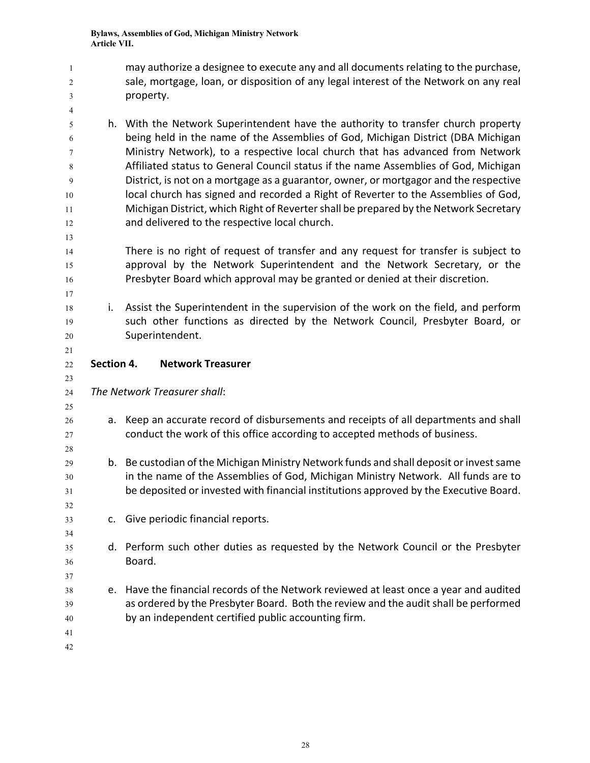may authorize a designee to execute any and all documents relating to the purchase, sale, mortgage, loan, or disposition of any legal interest of the Network on any real property.

h. With the Network Superintendent have the authority to transfer church property being held in the name of the Assemblies of God, Michigan District (DBA Michigan Ministry Network), to a respective local church that has advanced from Network Affiliated status to General Council status if the name Assemblies of God, Michigan District, is not on a mortgage as a guarantor, owner, or mortgagor and the respective local church has signed and recorded a Right of Reverter to the Assemblies of God, Michigan District, which Right of Reverter shall be prepared by the Network Secretary and delivered to the respective local church.

   There is no right of request of transfer and any request for transfer is subject to approval by the Network Superintendent and the Network Secretary, or the Presbyter Board which approval may be granted or denied at their discretion.

i. Assist the Superintendent in the supervision of the work on the field, and perform such other functions as directed by the Network Council, Presbyter Board, or Superintendent.

**Section 4. Network Treasurer**

*The Network Treasurer shall*:

a. Keep an accurate record of disbursements and receipts of all departments and shall conduct the work of this office according to accepted methods of business.

b. Be custodian of the Michigan Ministry Network funds and shall deposit or invest same in the name of the Assemblies of God, Michigan Ministry Network. All funds are to be deposited or invested with financial institutions approved by the Executive Board.

c. Give periodic financial reports.

d. Perform such other duties as requested by the Network Council or the Presbyter Board.

e. Have the financial records of the Network reviewed at least once a year and audited as ordered by the Presbyter Board. Both the review and the audit shall be performed by an independent certified public accounting firm.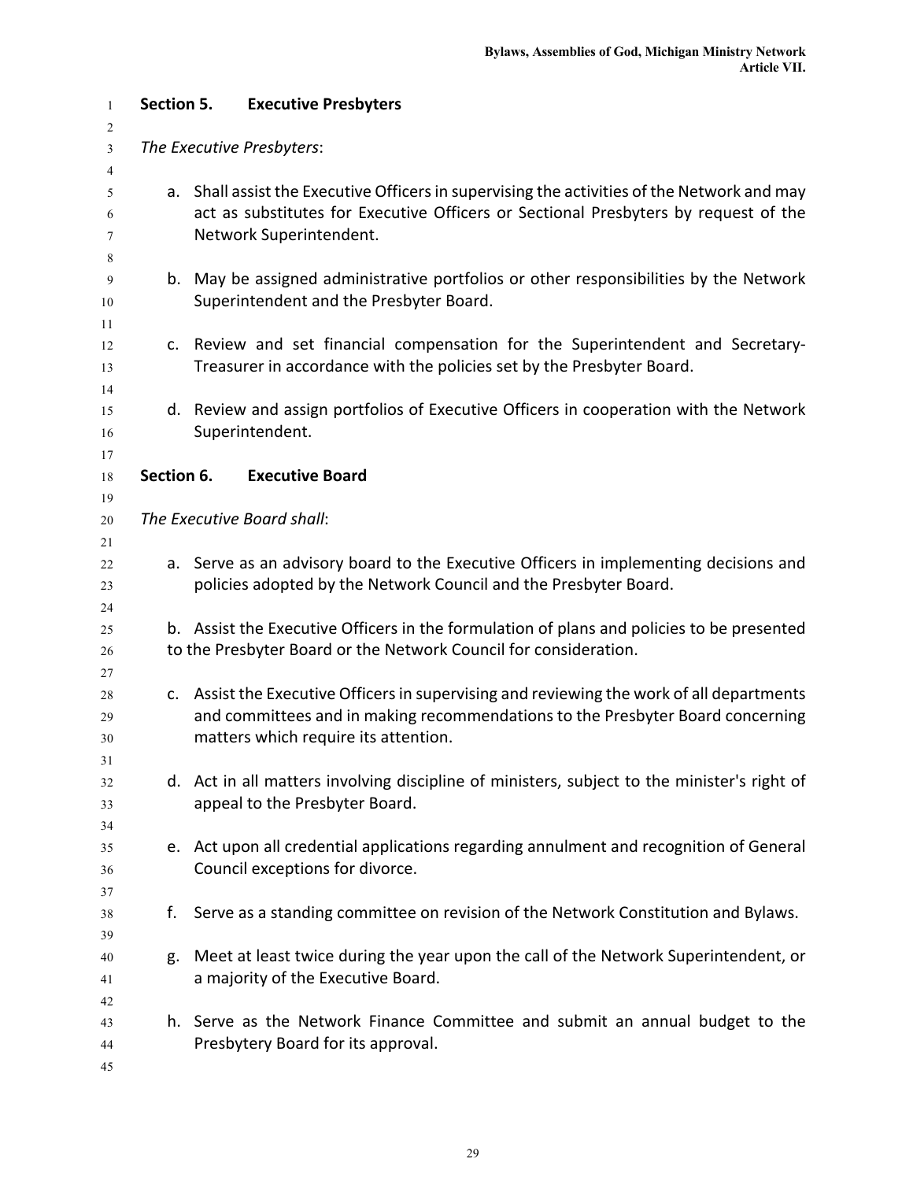### Section 5. Executive Presbyters

*The Executive Presbyters*:

a. Shall assist the Executive Officers in supervising the activities of the Network and may act as substitutes for Executive Officers or Sectional Presbyters by request of the Network Superintendent.

b. May be assigned administrative portfolios or other responsibilities by the Network Superintendent and the Presbyter Board.

c. Review and set financial compensation for the Superintendent and Secretary-Treasurer in accordance with the policies set by the Presbyter Board.

d. Review and assign portfolios of Executive Officers in cooperation with the Network Superintendent.

### Section 6. Executive Board

*The Executive Board shall*:

a. Serve as an advisory board to the Executive Officers in implementing decisions and policies adopted by the Network Council and the Presbyter Board.

b. Assist the Executive Officers in the formulation of plans and policies to be presented to the Presbyter Board or the Network Council for consideration.

c. Assist the Executive Officers in supervising and reviewing the work of all departments and committees and in making recommendations to the Presbyter Board concerning matters which require its attention.

d. Act in all matters involving discipline of ministers, subject to the minister's right of appeal to the Presbyter Board.

e. Act upon all credential applications regarding annulment and recognition of General Council exceptions for divorce.

f. Serve as a standing committee on revision of the Network Constitution and Bylaws.

g. Meet at least twice during the year upon the call of the Network Superintendent, or a majority of the Executive Board.

h. Serve as the Network Finance Committee and submit an annual budget to the Presbytery Board for its approval.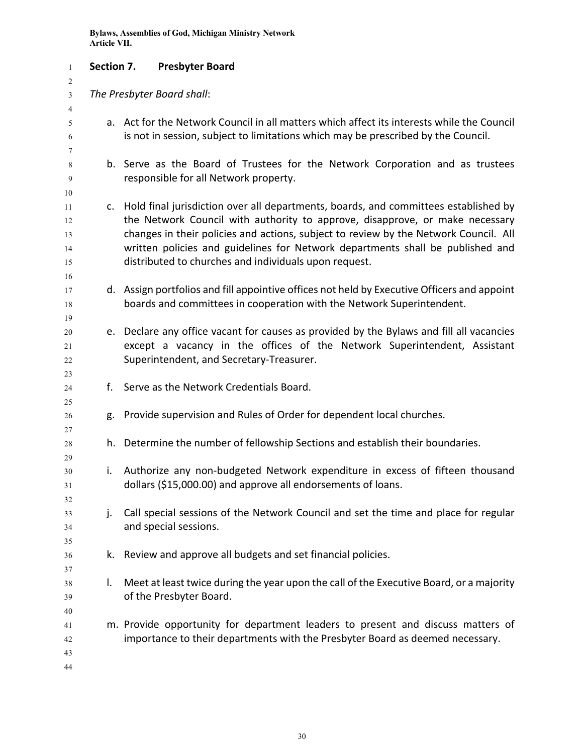## Section 7. Presbyter Board

*The Presbyter Board shall*:

a. Act for the Network Council in all matters which affect its interests while the Council is not in session, subject to limitations which may be prescribed by the Council.

b. Serve as the Board of Trustees for the Network Corporation and as trustees responsible for all Network property.

c. Hold final jurisdiction over all departments, boards, and committees established by the Network Council with authority to approve, disapprove, or make necessary changes in their policies and actions, subject to review by the Network Council. All written policies and guidelines for Network departments shall be published and distributed to churches and individuals upon request.

d. Assign portfolios and fill appointive offices not held by Executive Officers and appoint boards and committees in cooperation with the Network Superintendent.

e. Declare any office vacant for causes as provided by the Bylaws and fill all vacancies except a vacancy in the offices of the Network Superintendent, Assistant Superintendent, and Secretary-Treasurer.

f. Serve as the Network Credentials Board.

g. Provide supervision and Rules of Order for dependent local churches.

h. Determine the number of fellowship Sections and establish their boundaries.

i. Authorize any non-budgeted Network expenditure in excess of fifteen thousand dollars ($15,000.00) and approve all endorsements of loans.

j. Call special sessions of the Network Council and set the time and place for regular and special sessions.

k. Review and approve all budgets and set financial policies.

l. Meet at least twice during the year upon the call of the Executive Board, or a majority of the Presbyter Board.

m. Provide opportunity for department leaders to present and discuss matters of importance to their departments with the Presbyter Board as deemed necessary.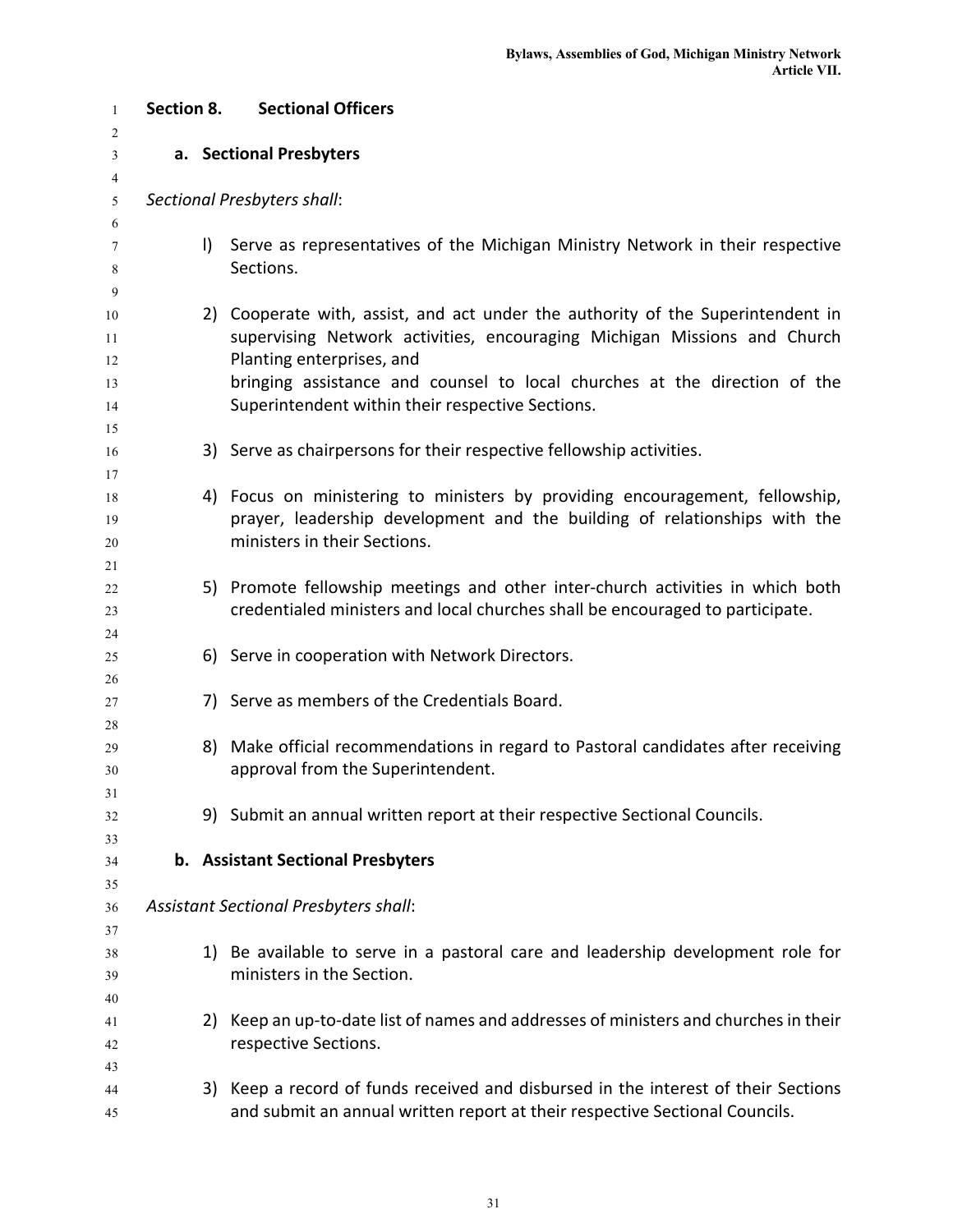## Section 8. Sectional Officers

### a. Sectional Presbyters

*Sectional Presbyters shall*:

l) Serve as representatives of the Michigan Ministry Network in their respective Sections.

2) Cooperate with, assist, and act under the authority of the Superintendent in supervising Network activities, encouraging Michigan Missions and Church Planting enterprises, and
bringing assistance and counsel to local churches at the direction of the Superintendent within their respective Sections.

3) Serve as chairpersons for their respective fellowship activities.

4) Focus on ministering to ministers by providing encouragement, fellowship, prayer, leadership development and the building of relationships with the ministers in their Sections.

5) Promote fellowship meetings and other inter-church activities in which both credentialed ministers and local churches shall be encouraged to participate.

6) Serve in cooperation with Network Directors.

7) Serve as members of the Credentials Board.

8) Make official recommendations in regard to Pastoral candidates after receiving approval from the Superintendent.

9) Submit an annual written report at their respective Sectional Councils.

### b. Assistant Sectional Presbyters

*Assistant Sectional Presbyters shall*:

1) Be available to serve in a pastoral care and leadership development role for ministers in the Section.

2) Keep an up-to-date list of names and addresses of ministers and churches in their respective Sections.

3) Keep a record of funds received and disbursed in the interest of their Sections and submit an annual written report at their respective Sectional Councils.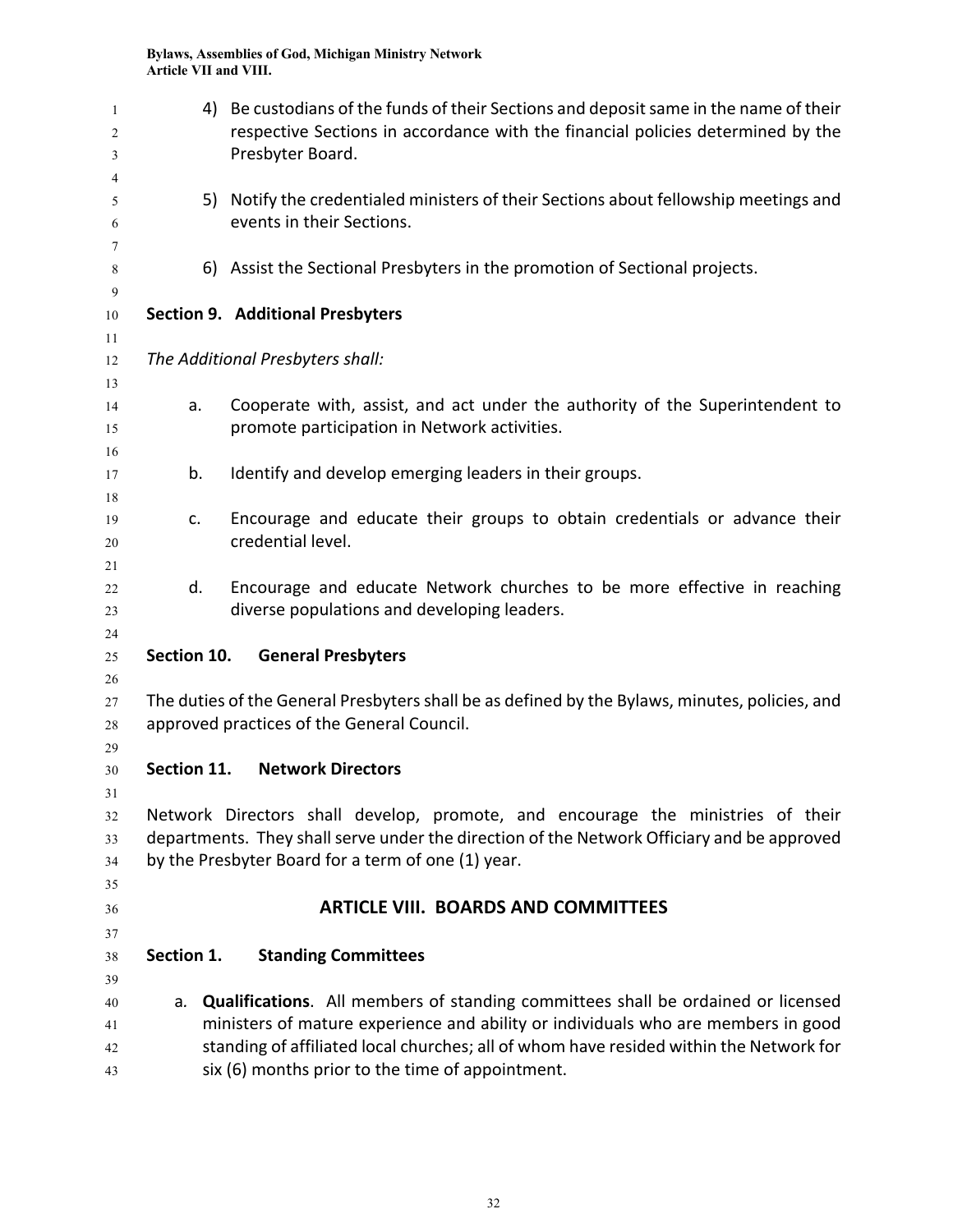4) Be custodians of the funds of their Sections and deposit same in the name of their respective Sections in accordance with the financial policies determined by the Presbyter Board.

5) Notify the credentialed ministers of their Sections about fellowship meetings and events in their Sections.

6) Assist the Sectional Presbyters in the promotion of Sectional projects.

**Section 9. Additional Presbyters**

*The Additional Presbyters shall:*

a. Cooperate with, assist, and act under the authority of the Superintendent to promote participation in Network activities.

b. Identify and develop emerging leaders in their groups.

c. Encourage and educate their groups to obtain credentials or advance their credential level.

d. Encourage and educate Network churches to be more effective in reaching diverse populations and developing leaders.

**Section 10. General Presbyters**

The duties of the General Presbyters shall be as defined by the Bylaws, minutes, policies, and approved practices of the General Council.

**Section 11. Network Directors**

Network Directors shall develop, promote, and encourage the ministries of their departments. They shall serve under the direction of the Network Officiary and be approved by the Presbyter Board for a term of one (1) year.

## ARTICLE VIII. BOARDS AND COMMITTEES

**Section 1. Standing Committees**

a. **Qualifications**. All members of standing committees shall be ordained or licensed ministers of mature experience and ability or individuals who are members in good standing of affiliated local churches; all of whom have resided within the Network for six (6) months prior to the time of appointment.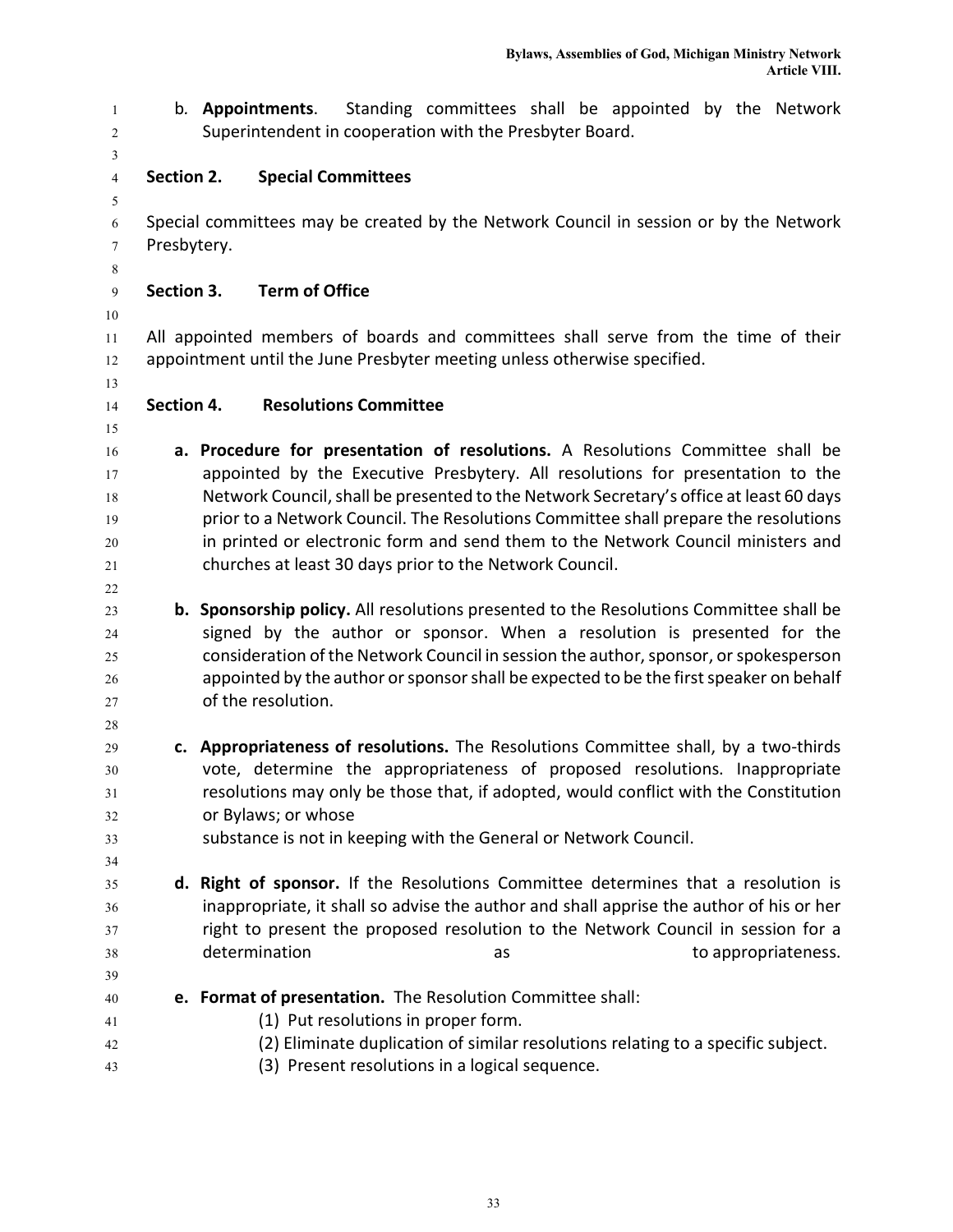b. **Appointments**. Standing committees shall be appointed by the Network Superintendent in cooperation with the Presbyter Board.

### Section 2. Special Committees

Special committees may be created by the Network Council in session or by the Network Presbytery.

### Section 3. Term of Office

All appointed members of boards and committees shall serve from the time of their appointment until the June Presbyter meeting unless otherwise specified.

### Section 4. Resolutions Committee

**a. Procedure for presentation of resolutions.** A Resolutions Committee shall be appointed by the Executive Presbytery. All resolutions for presentation to the Network Council, shall be presented to the Network Secretary's office at least 60 days prior to a Network Council. The Resolutions Committee shall prepare the resolutions in printed or electronic form and send them to the Network Council ministers and churches at least 30 days prior to the Network Council.

**b. Sponsorship policy.** All resolutions presented to the Resolutions Committee shall be signed by the author or sponsor. When a resolution is presented for the consideration of the Network Council in session the author, sponsor, or spokesperson appointed by the author or sponsor shall be expected to be the first speaker on behalf of the resolution.

**c. Appropriateness of resolutions.** The Resolutions Committee shall, by a two-thirds vote, determine the appropriateness of proposed resolutions. Inappropriate resolutions may only be those that, if adopted, would conflict with the Constitution or Bylaws; or whose substance is not in keeping with the General or Network Council.

**d. Right of sponsor.** If the Resolutions Committee determines that a resolution is inappropriate, it shall so advise the author and shall apprise the author of his or her right to present the proposed resolution to the Network Council in session for a determination as to appropriateness.

**e. Format of presentation.** The Resolution Committee shall:

(1) Put resolutions in proper form.
(2) Eliminate duplication of similar resolutions relating to a specific subject.
(3) Present resolutions in a logical sequence.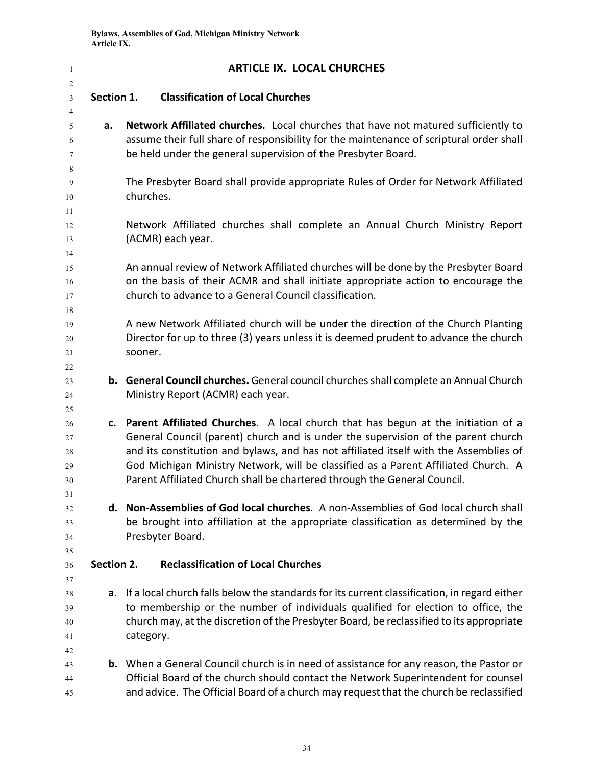# ARTICLE IX. LOCAL CHURCHES

## Section 1. Classification of Local Churches

**a. Network Affiliated churches.** Local churches that have not matured sufficiently to assume their full share of responsibility for the maintenance of scriptural order shall be held under the general supervision of the Presbyter Board.

The Presbyter Board shall provide appropriate Rules of Order for Network Affiliated churches.

Network Affiliated churches shall complete an Annual Church Ministry Report (ACMR) each year.

An annual review of Network Affiliated churches will be done by the Presbyter Board on the basis of their ACMR and shall initiate appropriate action to encourage the church to advance to a General Council classification.

A new Network Affiliated church will be under the direction of the Church Planting Director for up to three (3) years unless it is deemed prudent to advance the church sooner.

**b. General Council churches.** General council churches shall complete an Annual Church Ministry Report (ACMR) each year.

**c. Parent Affiliated Churches**. A local church that has begun at the initiation of a General Council (parent) church and is under the supervision of the parent church and its constitution and bylaws, and has not affiliated itself with the Assemblies of God Michigan Ministry Network, will be classified as a Parent Affiliated Church. A Parent Affiliated Church shall be chartered through the General Council.

**d. Non-Assemblies of God local churches**. A non-Assemblies of God local church shall be brought into affiliation at the appropriate classification as determined by the Presbyter Board.

## Section 2. Reclassification of Local Churches

**a**. If a local church falls below the standards for its current classification, in regard either to membership or the number of individuals qualified for election to office, the church may, at the discretion of the Presbyter Board, be reclassified to its appropriate category.

**b.** When a General Council church is in need of assistance for any reason, the Pastor or Official Board of the church should contact the Network Superintendent for counsel and advice. The Official Board of a church may request that the church be reclassified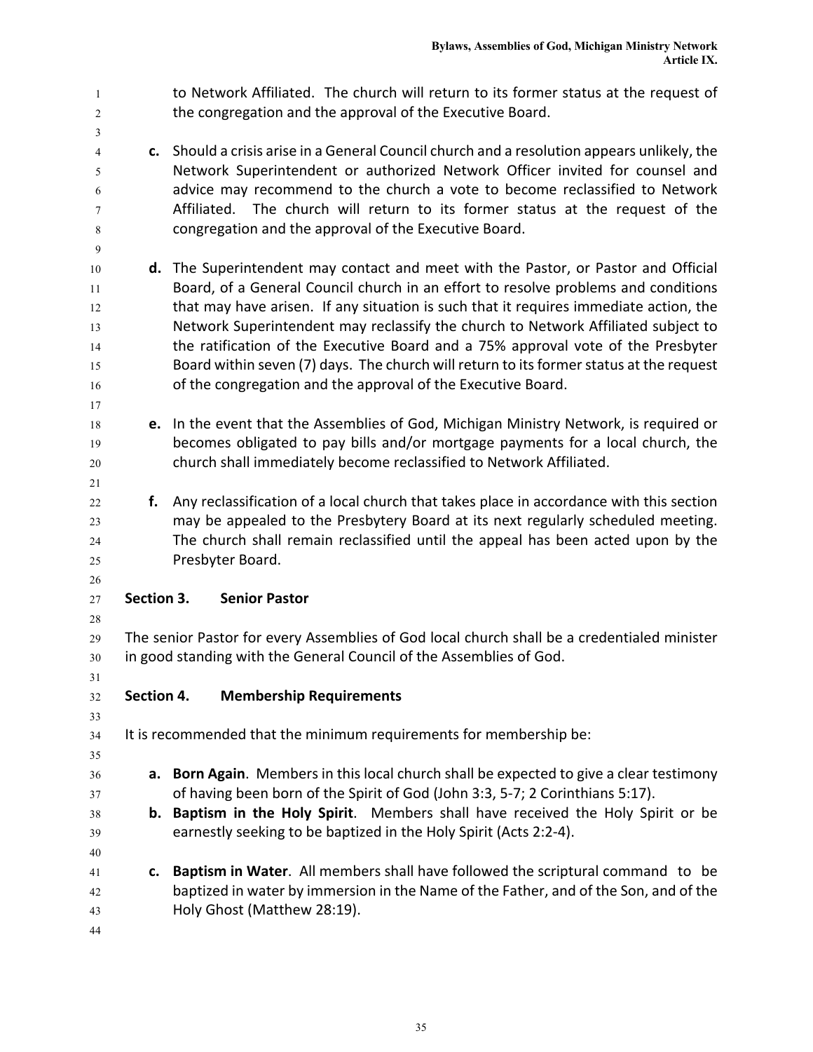to Network Affiliated. The church will return to its former status at the request of the congregation and the approval of the Executive Board.

**c.** Should a crisis arise in a General Council church and a resolution appears unlikely, the Network Superintendent or authorized Network Officer invited for counsel and advice may recommend to the church a vote to become reclassified to Network Affiliated. The church will return to its former status at the request of the congregation and the approval of the Executive Board.

**d.** The Superintendent may contact and meet with the Pastor, or Pastor and Official Board, of a General Council church in an effort to resolve problems and conditions that may have arisen. If any situation is such that it requires immediate action, the Network Superintendent may reclassify the church to Network Affiliated subject to the ratification of the Executive Board and a 75% approval vote of the Presbyter Board within seven (7) days. The church will return to its former status at the request of the congregation and the approval of the Executive Board.

**e.** In the event that the Assemblies of God, Michigan Ministry Network, is required or becomes obligated to pay bills and/or mortgage payments for a local church, the church shall immediately become reclassified to Network Affiliated.

**f.** Any reclassification of a local church that takes place in accordance with this section may be appealed to the Presbytery Board at its next regularly scheduled meeting. The church shall remain reclassified until the appeal has been acted upon by the Presbyter Board.

### Section 3. Senior Pastor

The senior Pastor for every Assemblies of God local church shall be a credentialed minister in good standing with the General Council of the Assemblies of God.

### Section 4. Membership Requirements

It is recommended that the minimum requirements for membership be:

**a. Born Again**. Members in this local church shall be expected to give a clear testimony of having been born of the Spirit of God (John 3:3, 5-7; 2 Corinthians 5:17).

**b. Baptism in the Holy Spirit**. Members shall have received the Holy Spirit or be earnestly seeking to be baptized in the Holy Spirit (Acts 2:2-4).

**c. Baptism in Water**. All members shall have followed the scriptural command to be baptized in water by immersion in the Name of the Father, and of the Son, and of the Holy Ghost (Matthew 28:19).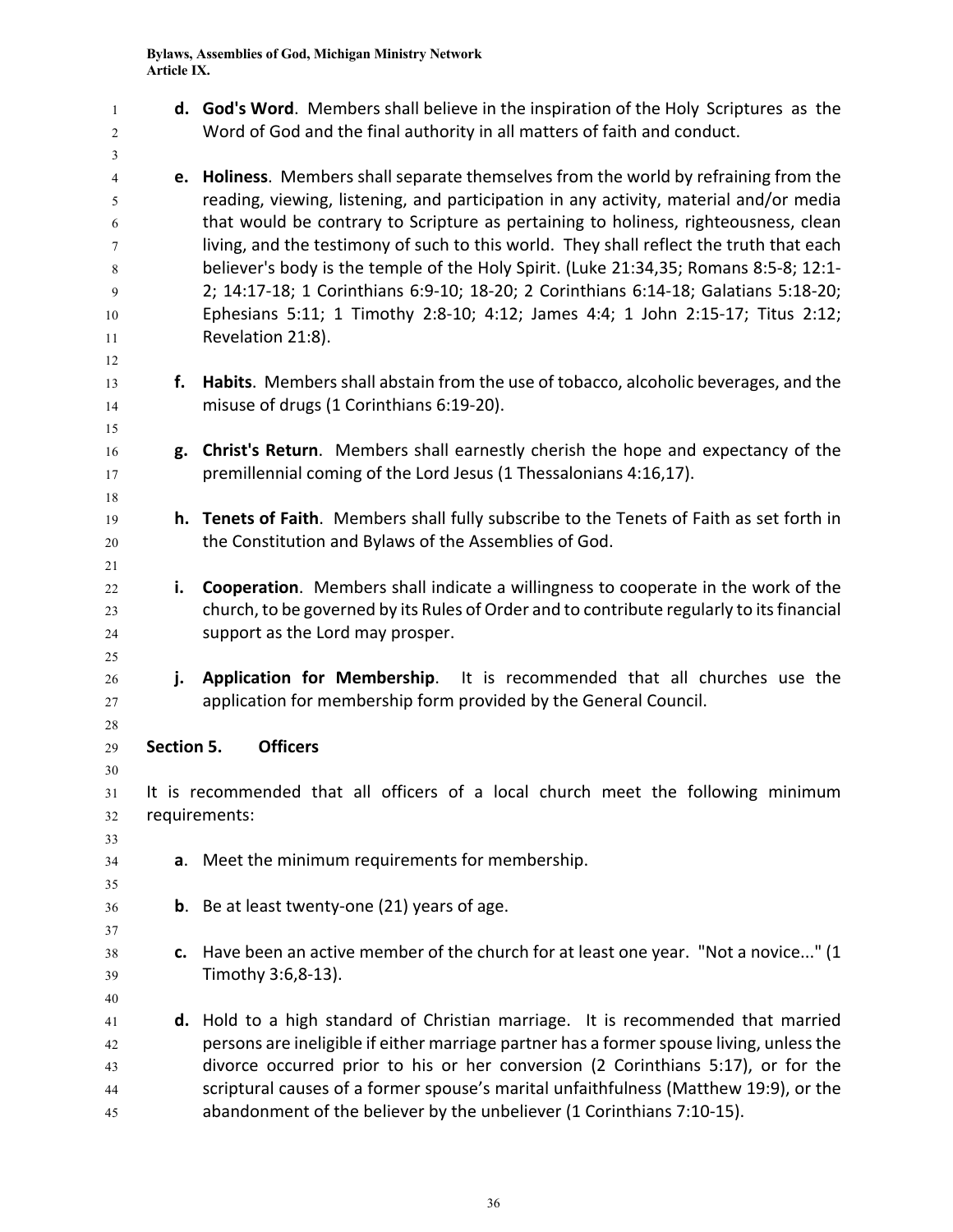**d. God's Word**. Members shall believe in the inspiration of the Holy Scriptures as the Word of God and the final authority in all matters of faith and conduct.

**e. Holiness**. Members shall separate themselves from the world by refraining from the reading, viewing, listening, and participation in any activity, material and/or media that would be contrary to Scripture as pertaining to holiness, righteousness, clean living, and the testimony of such to this world. They shall reflect the truth that each believer's body is the temple of the Holy Spirit. (Luke 21:34,35; Romans 8:5-8; 12:1-2; 14:17-18; 1 Corinthians 6:9-10; 18-20; 2 Corinthians 6:14-18; Galatians 5:18-20; Ephesians 5:11; 1 Timothy 2:8-10; 4:12; James 4:4; 1 John 2:15-17; Titus 2:12; Revelation 21:8).

**f. Habits**. Members shall abstain from the use of tobacco, alcoholic beverages, and the misuse of drugs (1 Corinthians 6:19-20).

**g. Christ's Return**. Members shall earnestly cherish the hope and expectancy of the premillennial coming of the Lord Jesus (1 Thessalonians 4:16,17).

**h. Tenets of Faith**. Members shall fully subscribe to the Tenets of Faith as set forth in the Constitution and Bylaws of the Assemblies of God.

**i. Cooperation**. Members shall indicate a willingness to cooperate in the work of the church, to be governed by its Rules of Order and to contribute regularly to its financial support as the Lord may prosper.

**j. Application for Membership**. It is recommended that all churches use the application for membership form provided by the General Council.

## Section 5. Officers

It is recommended that all officers of a local church meet the following minimum requirements:

**a**. Meet the minimum requirements for membership.

**b**. Be at least twenty-one (21) years of age.

**c.** Have been an active member of the church for at least one year. "Not a novice..." (1 Timothy 3:6,8-13).

**d.** Hold to a high standard of Christian marriage. It is recommended that married persons are ineligible if either marriage partner has a former spouse living, unless the divorce occurred prior to his or her conversion (2 Corinthians 5:17), or for the scriptural causes of a former spouse's marital unfaithfulness (Matthew 19:9), or the abandonment of the believer by the unbeliever (1 Corinthians 7:10-15).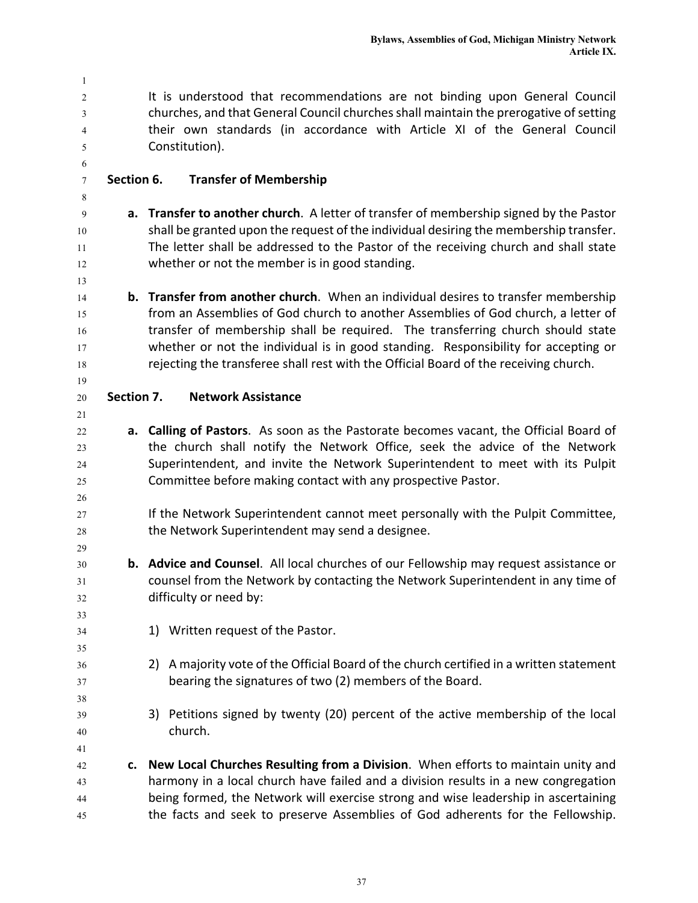It is understood that recommendations are not binding upon General Council churches, and that General Council churches shall maintain the prerogative of setting their own standards (in accordance with Article XI of the General Council Constitution).

### Section 6. Transfer of Membership

**a. Transfer to another church**. A letter of transfer of membership signed by the Pastor shall be granted upon the request of the individual desiring the membership transfer. The letter shall be addressed to the Pastor of the receiving church and shall state whether or not the member is in good standing.

**b. Transfer from another church**. When an individual desires to transfer membership from an Assemblies of God church to another Assemblies of God church, a letter of transfer of membership shall be required. The transferring church should state whether or not the individual is in good standing. Responsibility for accepting or rejecting the transferee shall rest with the Official Board of the receiving church.

### Section 7. Network Assistance

**a. Calling of Pastors**. As soon as the Pastorate becomes vacant, the Official Board of the church shall notify the Network Office, seek the advice of the Network Superintendent, and invite the Network Superintendent to meet with its Pulpit Committee before making contact with any prospective Pastor.

If the Network Superintendent cannot meet personally with the Pulpit Committee, the Network Superintendent may send a designee.

**b. Advice and Counsel**. All local churches of our Fellowship may request assistance or counsel from the Network by contacting the Network Superintendent in any time of difficulty or need by:

1) Written request of the Pastor.

2) A majority vote of the Official Board of the church certified in a written statement bearing the signatures of two (2) members of the Board.

3) Petitions signed by twenty (20) percent of the active membership of the local church.

**c. New Local Churches Resulting from a Division**. When efforts to maintain unity and harmony in a local church have failed and a division results in a new congregation being formed, the Network will exercise strong and wise leadership in ascertaining the facts and seek to preserve Assemblies of God adherents for the Fellowship.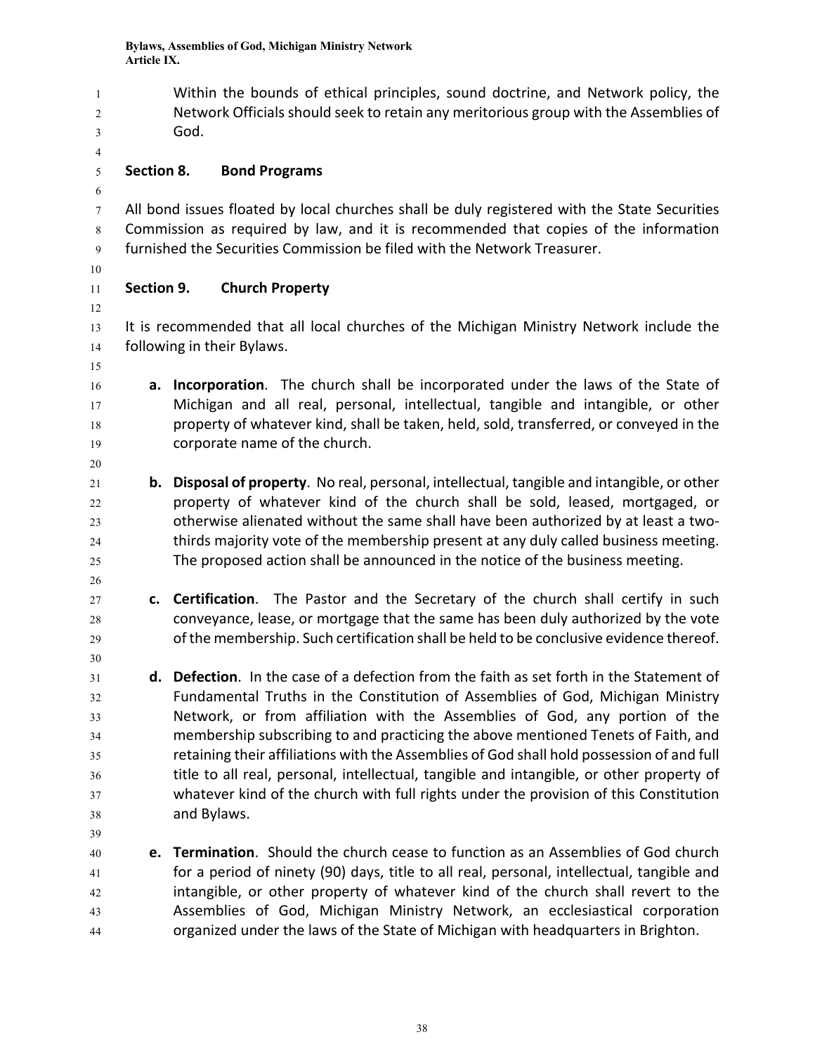Within the bounds of ethical principles, sound doctrine, and Network policy, the Network Officials should seek to retain any meritorious group with the Assemblies of God.

### Section 8. Bond Programs

All bond issues floated by local churches shall be duly registered with the State Securities Commission as required by law, and it is recommended that copies of the information furnished the Securities Commission be filed with the Network Treasurer.

### Section 9. Church Property

It is recommended that all local churches of the Michigan Ministry Network include the following in their Bylaws.

**a. Incorporation**. The church shall be incorporated under the laws of the State of Michigan and all real, personal, intellectual, tangible and intangible, or other property of whatever kind, shall be taken, held, sold, transferred, or conveyed in the corporate name of the church.

**b. Disposal of property**. No real, personal, intellectual, tangible and intangible, or other property of whatever kind of the church shall be sold, leased, mortgaged, or otherwise alienated without the same shall have been authorized by at least a two-thirds majority vote of the membership present at any duly called business meeting. The proposed action shall be announced in the notice of the business meeting.

**c. Certification**. The Pastor and the Secretary of the church shall certify in such conveyance, lease, or mortgage that the same has been duly authorized by the vote of the membership. Such certification shall be held to be conclusive evidence thereof.

**d. Defection**. In the case of a defection from the faith as set forth in the Statement of Fundamental Truths in the Constitution of Assemblies of God, Michigan Ministry Network, or from affiliation with the Assemblies of God, any portion of the membership subscribing to and practicing the above mentioned Tenets of Faith, and retaining their affiliations with the Assemblies of God shall hold possession of and full title to all real, personal, intellectual, tangible and intangible, or other property of whatever kind of the church with full rights under the provision of this Constitution and Bylaws.

**e. Termination**. Should the church cease to function as an Assemblies of God church for a period of ninety (90) days, title to all real, personal, intellectual, tangible and intangible, or other property of whatever kind of the church shall revert to the Assemblies of God, Michigan Ministry Network, an ecclesiastical corporation organized under the laws of the State of Michigan with headquarters in Brighton.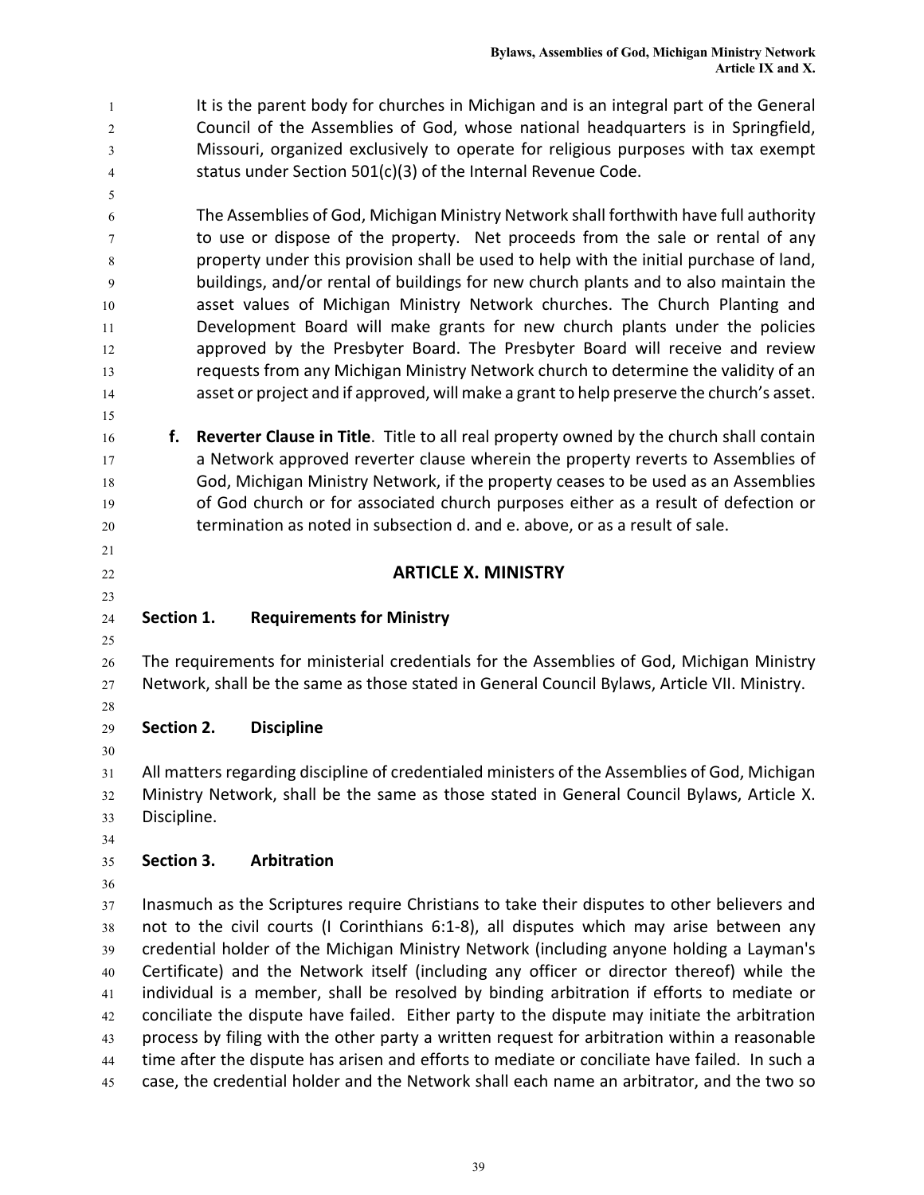It is the parent body for churches in Michigan and is an integral part of the General Council of the Assemblies of God, whose national headquarters is in Springfield, Missouri, organized exclusively to operate for religious purposes with tax exempt status under Section 501(c)(3) of the Internal Revenue Code.

The Assemblies of God, Michigan Ministry Network shall forthwith have full authority to use or dispose of the property. Net proceeds from the sale or rental of any property under this provision shall be used to help with the initial purchase of land, buildings, and/or rental of buildings for new church plants and to also maintain the asset values of Michigan Ministry Network churches. The Church Planting and Development Board will make grants for new church plants under the policies approved by the Presbyter Board. The Presbyter Board will receive and review requests from any Michigan Ministry Network church to determine the validity of an asset or project and if approved, will make a grant to help preserve the church's asset.

**f. Reverter Clause in Title**. Title to all real property owned by the church shall contain a Network approved reverter clause wherein the property reverts to Assemblies of God, Michigan Ministry Network, if the property ceases to be used as an Assemblies of God church or for associated church purposes either as a result of defection or termination as noted in subsection d. and e. above, or as a result of sale.

## ARTICLE X. MINISTRY

### Section 1. Requirements for Ministry

The requirements for ministerial credentials for the Assemblies of God, Michigan Ministry Network, shall be the same as those stated in General Council Bylaws, Article VII. Ministry.

### Section 2. Discipline

All matters regarding discipline of credentialed ministers of the Assemblies of God, Michigan Ministry Network, shall be the same as those stated in General Council Bylaws, Article X. Discipline.

### Section 3. Arbitration

Inasmuch as the Scriptures require Christians to take their disputes to other believers and not to the civil courts (I Corinthians 6:1-8), all disputes which may arise between any credential holder of the Michigan Ministry Network (including anyone holding a Layman's Certificate) and the Network itself (including any officer or director thereof) while the individual is a member, shall be resolved by binding arbitration if efforts to mediate or conciliate the dispute have failed. Either party to the dispute may initiate the arbitration process by filing with the other party a written request for arbitration within a reasonable time after the dispute has arisen and efforts to mediate or conciliate have failed. In such a case, the credential holder and the Network shall each name an arbitrator, and the two so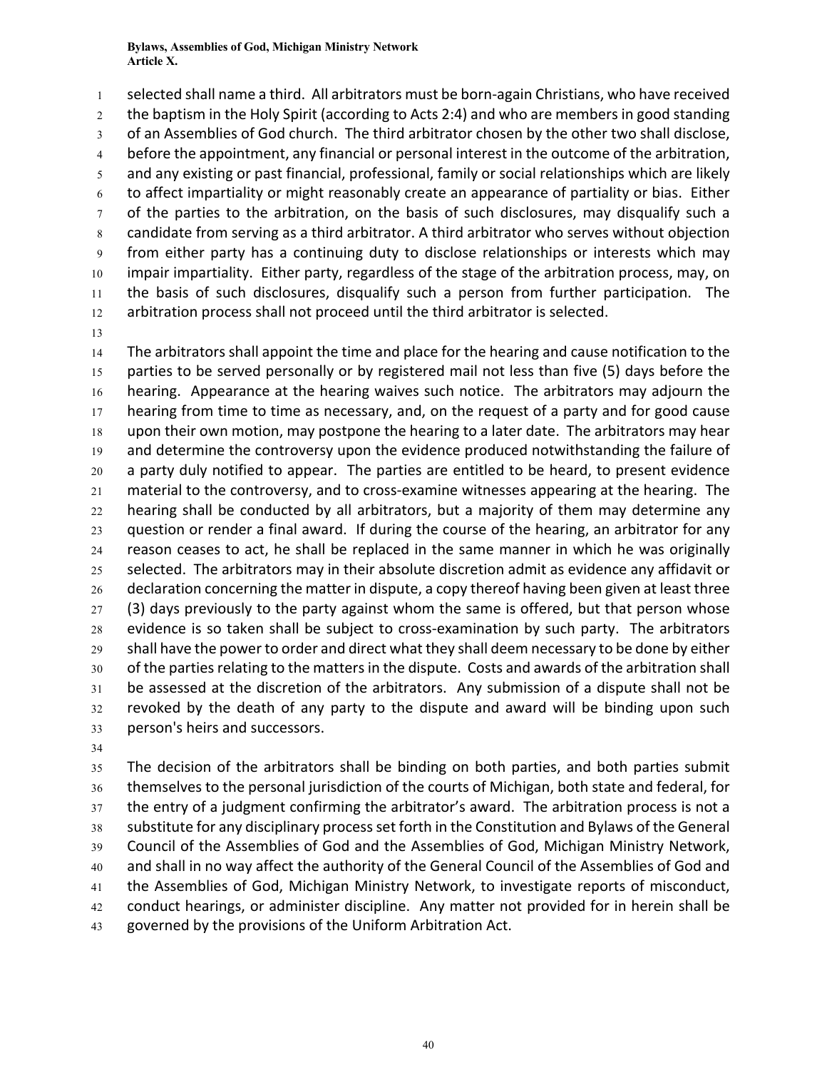selected shall name a third. All arbitrators must be born-again Christians, who have received the baptism in the Holy Spirit (according to Acts 2:4) and who are members in good standing of an Assemblies of God church. The third arbitrator chosen by the other two shall disclose, before the appointment, any financial or personal interest in the outcome of the arbitration, and any existing or past financial, professional, family or social relationships which are likely to affect impartiality or might reasonably create an appearance of partiality or bias. Either of the parties to the arbitration, on the basis of such disclosures, may disqualify such a candidate from serving as a third arbitrator. A third arbitrator who serves without objection from either party has a continuing duty to disclose relationships or interests which may impair impartiality. Either party, regardless of the stage of the arbitration process, may, on the basis of such disclosures, disqualify such a person from further participation. The arbitration process shall not proceed until the third arbitrator is selected.

The arbitrators shall appoint the time and place for the hearing and cause notification to the parties to be served personally or by registered mail not less than five (5) days before the hearing. Appearance at the hearing waives such notice. The arbitrators may adjourn the hearing from time to time as necessary, and, on the request of a party and for good cause upon their own motion, may postpone the hearing to a later date. The arbitrators may hear and determine the controversy upon the evidence produced notwithstanding the failure of a party duly notified to appear. The parties are entitled to be heard, to present evidence material to the controversy, and to cross-examine witnesses appearing at the hearing. The hearing shall be conducted by all arbitrators, but a majority of them may determine any question or render a final award. If during the course of the hearing, an arbitrator for any reason ceases to act, he shall be replaced in the same manner in which he was originally selected. The arbitrators may in their absolute discretion admit as evidence any affidavit or declaration concerning the matter in dispute, a copy thereof having been given at least three (3) days previously to the party against whom the same is offered, but that person whose evidence is so taken shall be subject to cross-examination by such party. The arbitrators shall have the power to order and direct what they shall deem necessary to be done by either of the parties relating to the matters in the dispute. Costs and awards of the arbitration shall be assessed at the discretion of the arbitrators. Any submission of a dispute shall not be revoked by the death of any party to the dispute and award will be binding upon such person's heirs and successors.

The decision of the arbitrators shall be binding on both parties, and both parties submit themselves to the personal jurisdiction of the courts of Michigan, both state and federal, for the entry of a judgment confirming the arbitrator's award. The arbitration process is not a substitute for any disciplinary process set forth in the Constitution and Bylaws of the General Council of the Assemblies of God and the Assemblies of God, Michigan Ministry Network, and shall in no way affect the authority of the General Council of the Assemblies of God and the Assemblies of God, Michigan Ministry Network, to investigate reports of misconduct, conduct hearings, or administer discipline. Any matter not provided for in herein shall be governed by the provisions of the Uniform Arbitration Act.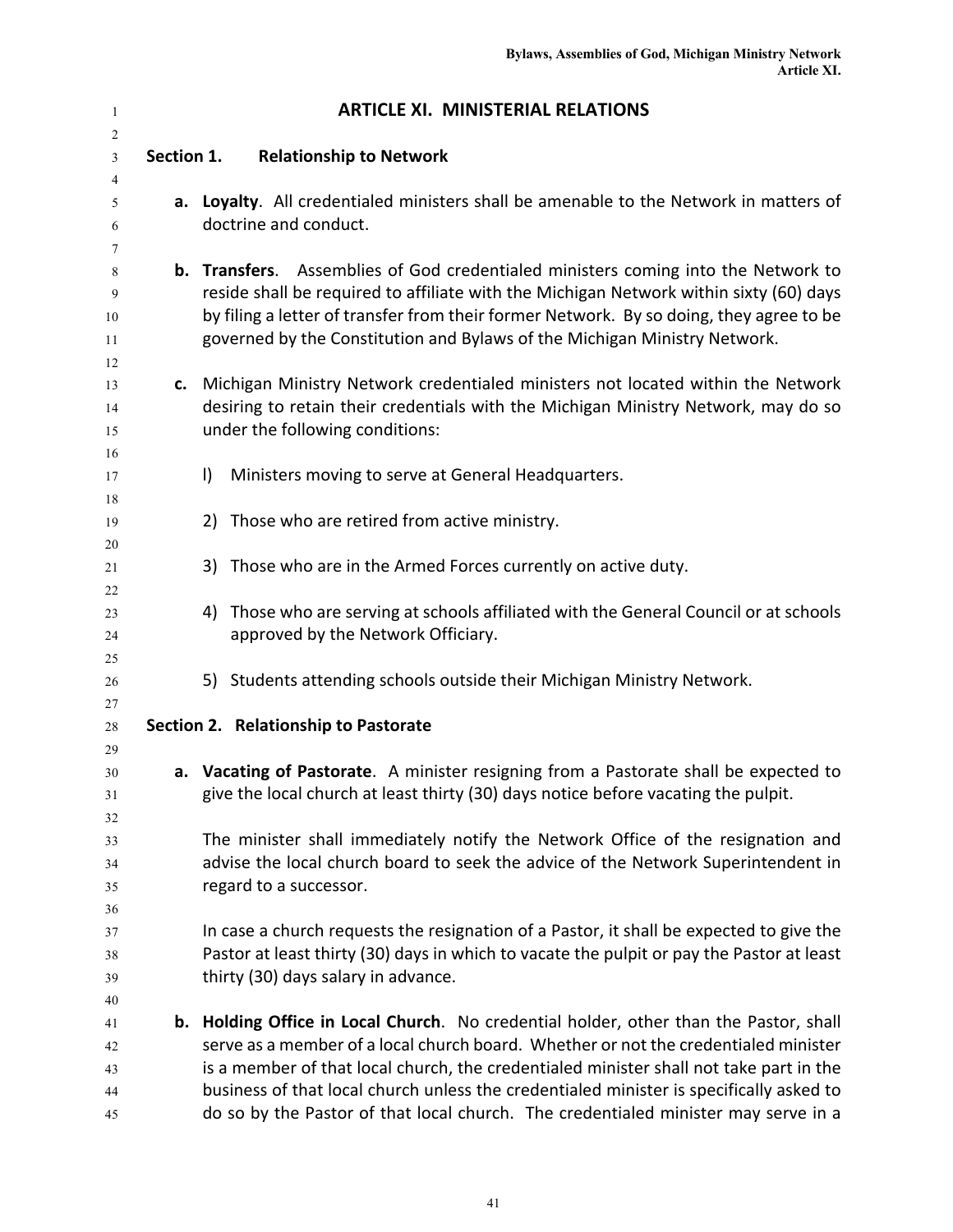# ARTICLE XI. MINISTERIAL RELATIONS

## Section 1. Relationship to Network

**a. Loyalty**. All credentialed ministers shall be amenable to the Network in matters of doctrine and conduct.

**b. Transfers**. Assemblies of God credentialed ministers coming into the Network to reside shall be required to affiliate with the Michigan Network within sixty (60) days by filing a letter of transfer from their former Network. By so doing, they agree to be governed by the Constitution and Bylaws of the Michigan Ministry Network.

**c.** Michigan Ministry Network credentialed ministers not located within the Network desiring to retain their credentials with the Michigan Ministry Network, may do so under the following conditions:

l) Ministers moving to serve at General Headquarters.

2) Those who are retired from active ministry.

3) Those who are in the Armed Forces currently on active duty.

4) Those who are serving at schools affiliated with the General Council or at schools approved by the Network Officiary.

5) Students attending schools outside their Michigan Ministry Network.

## Section 2. Relationship to Pastorate

**a. Vacating of Pastorate**. A minister resigning from a Pastorate shall be expected to give the local church at least thirty (30) days notice before vacating the pulpit.

The minister shall immediately notify the Network Office of the resignation and advise the local church board to seek the advice of the Network Superintendent in regard to a successor.

In case a church requests the resignation of a Pastor, it shall be expected to give the Pastor at least thirty (30) days in which to vacate the pulpit or pay the Pastor at least thirty (30) days salary in advance.

**b. Holding Office in Local Church**. No credential holder, other than the Pastor, shall serve as a member of a local church board. Whether or not the credentialed minister is a member of that local church, the credentialed minister shall not take part in the business of that local church unless the credentialed minister is specifically asked to do so by the Pastor of that local church. The credentialed minister may serve in a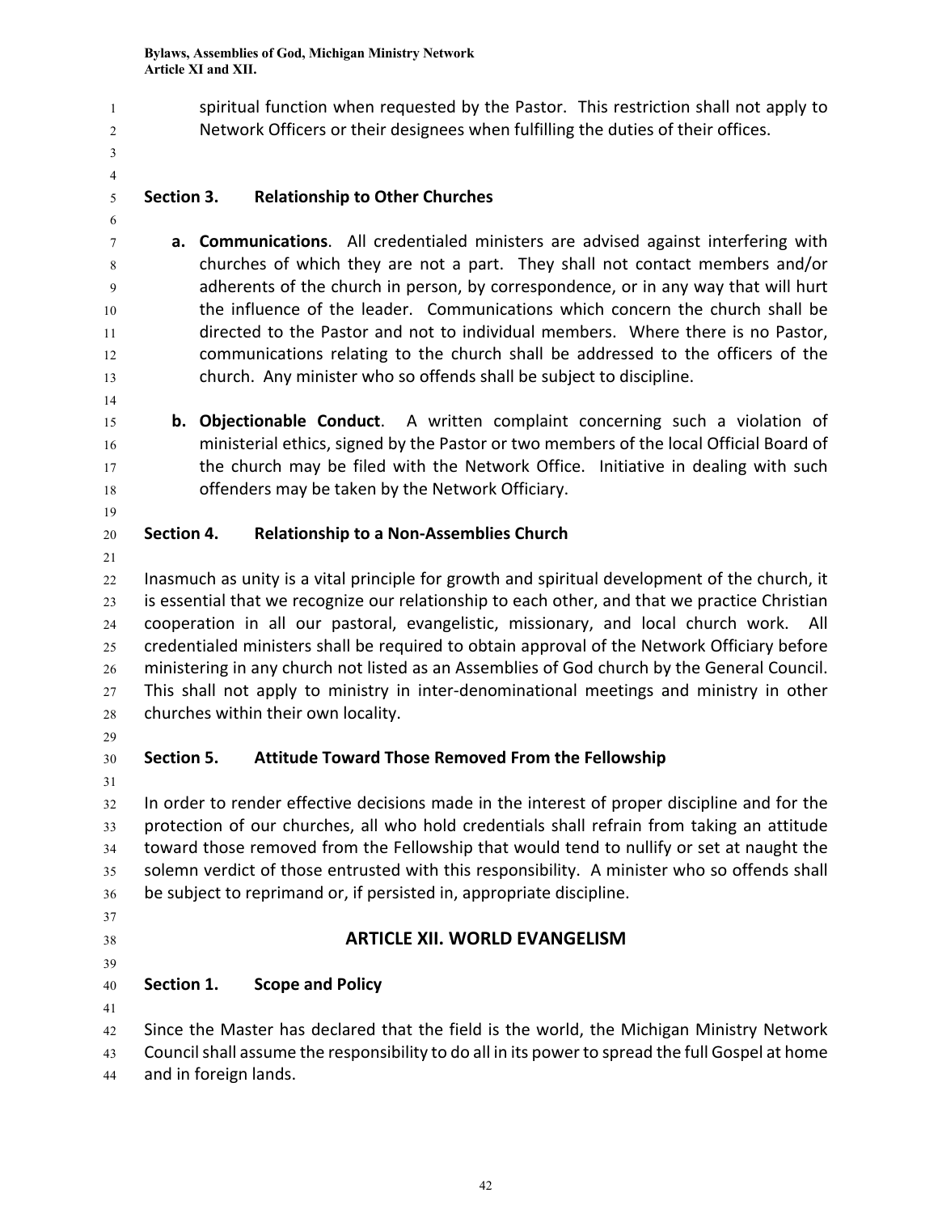spiritual function when requested by the Pastor. This restriction shall not apply to Network Officers or their designees when fulfilling the duties of their offices.

### Section 3. Relationship to Other Churches

**a. Communications**. All credentialed ministers are advised against interfering with churches of which they are not a part. They shall not contact members and/or adherents of the church in person, by correspondence, or in any way that will hurt the influence of the leader. Communications which concern the church shall be directed to the Pastor and not to individual members. Where there is no Pastor, communications relating to the church shall be addressed to the officers of the church. Any minister who so offends shall be subject to discipline.

**b. Objectionable Conduct**. A written complaint concerning such a violation of ministerial ethics, signed by the Pastor or two members of the local Official Board of the church may be filed with the Network Office. Initiative in dealing with such offenders may be taken by the Network Officiary.

### Section 4. Relationship to a Non-Assemblies Church

Inasmuch as unity is a vital principle for growth and spiritual development of the church, it is essential that we recognize our relationship to each other, and that we practice Christian cooperation in all our pastoral, evangelistic, missionary, and local church work. All credentialed ministers shall be required to obtain approval of the Network Officiary before ministering in any church not listed as an Assemblies of God church by the General Council. This shall not apply to ministry in inter-denominational meetings and ministry in other churches within their own locality.

### Section 5. Attitude Toward Those Removed From the Fellowship

In order to render effective decisions made in the interest of proper discipline and for the protection of our churches, all who hold credentials shall refrain from taking an attitude toward those removed from the Fellowship that would tend to nullify or set at naught the solemn verdict of those entrusted with this responsibility. A minister who so offends shall be subject to reprimand or, if persisted in, appropriate discipline.

## ARTICLE XII. WORLD EVANGELISM

### Section 1. Scope and Policy

Since the Master has declared that the field is the world, the Michigan Ministry Network Council shall assume the responsibility to do all in its power to spread the full Gospel at home and in foreign lands.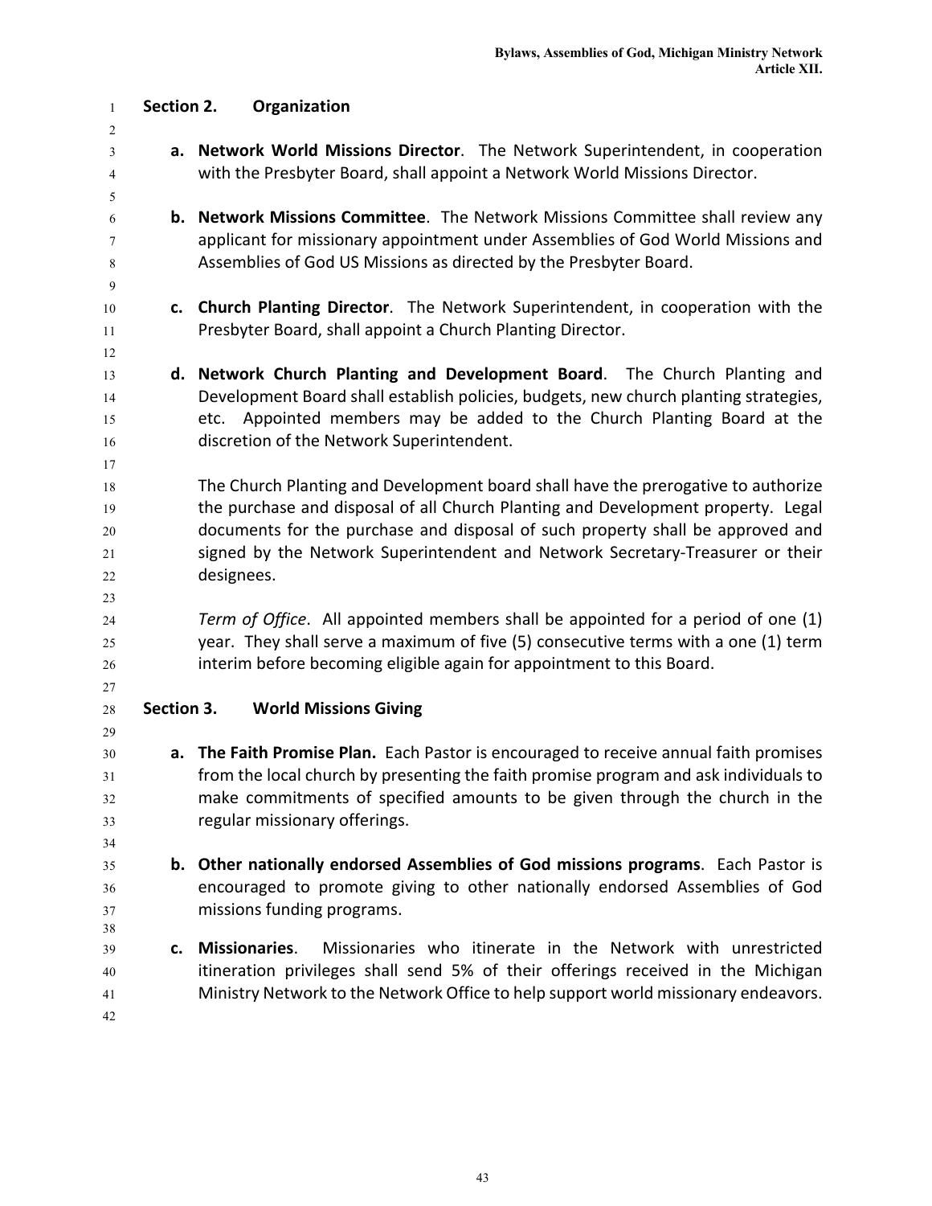## Section 2. Organization

a. **Network World Missions Director**. The Network Superintendent, in cooperation with the Presbyter Board, shall appoint a Network World Missions Director.

b. **Network Missions Committee**. The Network Missions Committee shall review any applicant for missionary appointment under Assemblies of God World Missions and Assemblies of God US Missions as directed by the Presbyter Board.

c. **Church Planting Director**. The Network Superintendent, in cooperation with the Presbyter Board, shall appoint a Church Planting Director.

d. **Network Church Planting and Development Board**. The Church Planting and Development Board shall establish policies, budgets, new church planting strategies, etc. Appointed members may be added to the Church Planting Board at the discretion of the Network Superintendent.

   The Church Planting and Development board shall have the prerogative to authorize the purchase and disposal of all Church Planting and Development property. Legal documents for the purchase and disposal of such property shall be approved and signed by the Network Superintendent and Network Secretary-Treasurer or their designees.

   *Term of Office*. All appointed members shall be appointed for a period of one (1) year. They shall serve a maximum of five (5) consecutive terms with a one (1) term interim before becoming eligible again for appointment to this Board.

## Section 3. World Missions Giving

a. **The Faith Promise Plan.** Each Pastor is encouraged to receive annual faith promises from the local church by presenting the faith promise program and ask individuals to make commitments of specified amounts to be given through the church in the regular missionary offerings.

b. **Other nationally endorsed Assemblies of God missions programs**. Each Pastor is encouraged to promote giving to other nationally endorsed Assemblies of God missions funding programs.

c. **Missionaries**. Missionaries who itinerate in the Network with unrestricted itineration privileges shall send 5% of their offerings received in the Michigan Ministry Network to the Network Office to help support world missionary endeavors.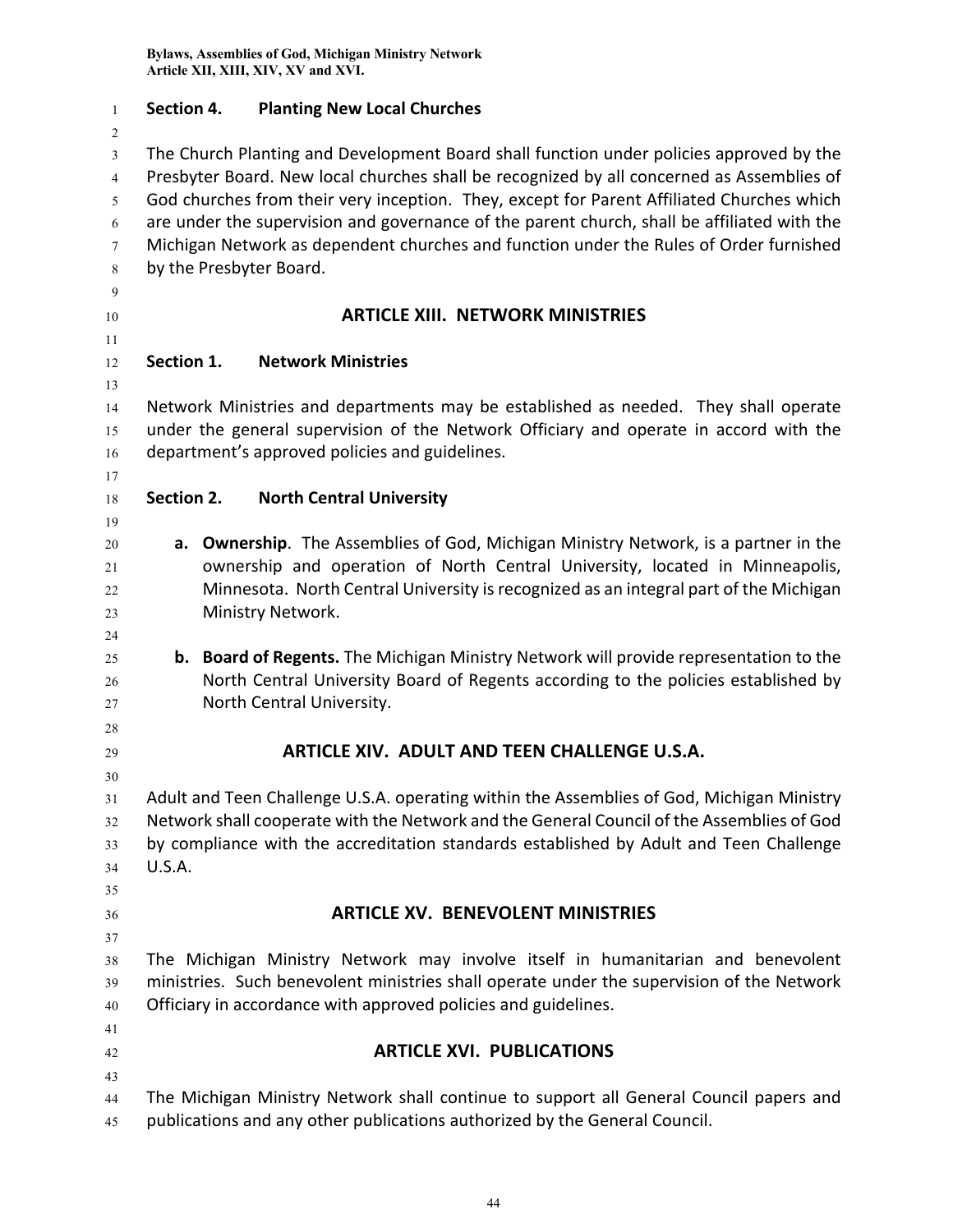### Section 4. Planting New Local Churches

The Church Planting and Development Board shall function under policies approved by the Presbyter Board. New local churches shall be recognized by all concerned as Assemblies of God churches from their very inception. They, except for Parent Affiliated Churches which are under the supervision and governance of the parent church, shall be affiliated with the Michigan Network as dependent churches and function under the Rules of Order furnished by the Presbyter Board.

## ARTICLE XIII. NETWORK MINISTRIES

### Section 1. Network Ministries

Network Ministries and departments may be established as needed. They shall operate under the general supervision of the Network Officiary and operate in accord with the department's approved policies and guidelines.

### Section 2. North Central University

a. **Ownership**. The Assemblies of God, Michigan Ministry Network, is a partner in the ownership and operation of North Central University, located in Minneapolis, Minnesota. North Central University is recognized as an integral part of the Michigan Ministry Network.

b. **Board of Regents.** The Michigan Ministry Network will provide representation to the North Central University Board of Regents according to the policies established by North Central University.

## ARTICLE XIV. ADULT AND TEEN CHALLENGE U.S.A.

Adult and Teen Challenge U.S.A. operating within the Assemblies of God, Michigan Ministry Network shall cooperate with the Network and the General Council of the Assemblies of God by compliance with the accreditation standards established by Adult and Teen Challenge U.S.A.

## ARTICLE XV. BENEVOLENT MINISTRIES

The Michigan Ministry Network may involve itself in humanitarian and benevolent ministries. Such benevolent ministries shall operate under the supervision of the Network Officiary in accordance with approved policies and guidelines.

## ARTICLE XVI. PUBLICATIONS

The Michigan Ministry Network shall continue to support all General Council papers and publications and any other publications authorized by the General Council.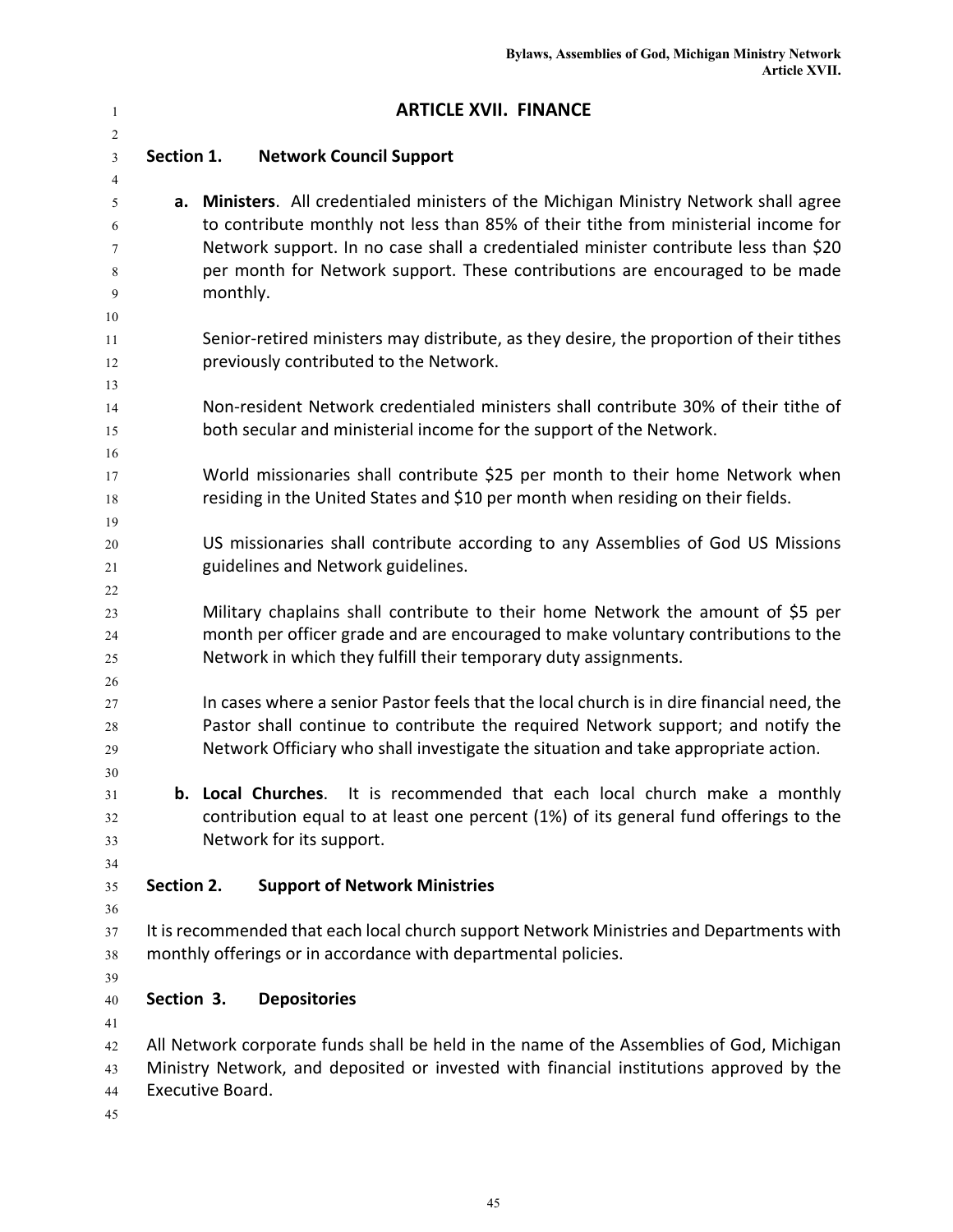# ARTICLE XVII. FINANCE

## Section 1. Network Council Support

**a. Ministers**. All credentialed ministers of the Michigan Ministry Network shall agree to contribute monthly not less than 85% of their tithe from ministerial income for Network support. In no case shall a credentialed minister contribute less than $20 per month for Network support. These contributions are encouraged to be made monthly.

Senior-retired ministers may distribute, as they desire, the proportion of their tithes previously contributed to the Network.

Non-resident Network credentialed ministers shall contribute 30% of their tithe of both secular and ministerial income for the support of the Network.

World missionaries shall contribute $25 per month to their home Network when residing in the United States and $10 per month when residing on their fields.

US missionaries shall contribute according to any Assemblies of God US Missions guidelines and Network guidelines.

Military chaplains shall contribute to their home Network the amount of $5 per month per officer grade and are encouraged to make voluntary contributions to the Network in which they fulfill their temporary duty assignments.

In cases where a senior Pastor feels that the local church is in dire financial need, the Pastor shall continue to contribute the required Network support; and notify the Network Officiary who shall investigate the situation and take appropriate action.

**b. Local Churches**. It is recommended that each local church make a monthly contribution equal to at least one percent (1%) of its general fund offerings to the Network for its support.

## Section 2. Support of Network Ministries

It is recommended that each local church support Network Ministries and Departments with monthly offerings or in accordance with departmental policies.

## Section 3. Depositories

All Network corporate funds shall be held in the name of the Assemblies of God, Michigan Ministry Network, and deposited or invested with financial institutions approved by the Executive Board.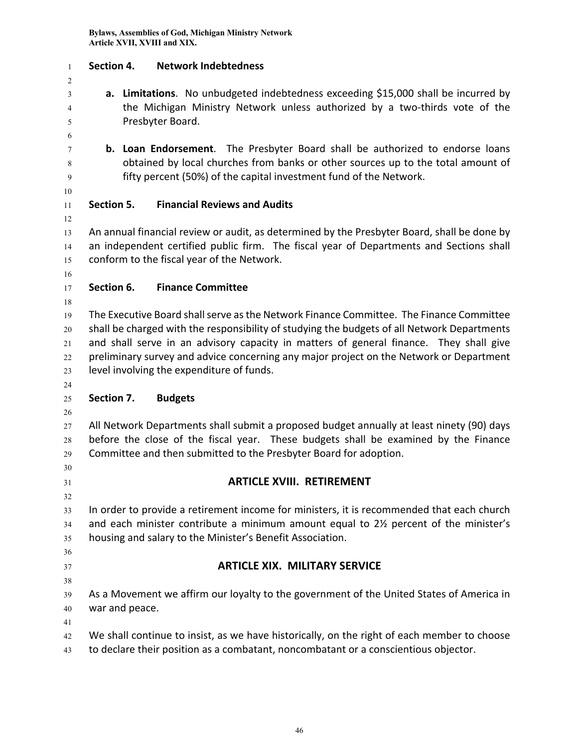### Section 4. Network Indebtedness

**a. Limitations**. No unbudgeted indebtedness exceeding $15,000 shall be incurred by the Michigan Ministry Network unless authorized by a two-thirds vote of the Presbyter Board.

**b. Loan Endorsement**. The Presbyter Board shall be authorized to endorse loans obtained by local churches from banks or other sources up to the total amount of fifty percent (50%) of the capital investment fund of the Network.

### Section 5. Financial Reviews and Audits

An annual financial review or audit, as determined by the Presbyter Board, shall be done by an independent certified public firm. The fiscal year of Departments and Sections shall conform to the fiscal year of the Network.

### Section 6. Finance Committee

The Executive Board shall serve as the Network Finance Committee. The Finance Committee shall be charged with the responsibility of studying the budgets of all Network Departments and shall serve in an advisory capacity in matters of general finance. They shall give preliminary survey and advice concerning any major project on the Network or Department level involving the expenditure of funds.

### Section 7. Budgets

All Network Departments shall submit a proposed budget annually at least ninety (90) days before the close of the fiscal year. These budgets shall be examined by the Finance Committee and then submitted to the Presbyter Board for adoption.

## ARTICLE XVIII. RETIREMENT

In order to provide a retirement income for ministers, it is recommended that each church and each minister contribute a minimum amount equal to 2½ percent of the minister's housing and salary to the Minister's Benefit Association.

## ARTICLE XIX. MILITARY SERVICE

As a Movement we affirm our loyalty to the government of the United States of America in war and peace.

We shall continue to insist, as we have historically, on the right of each member to choose to declare their position as a combatant, noncombatant or a conscientious objector.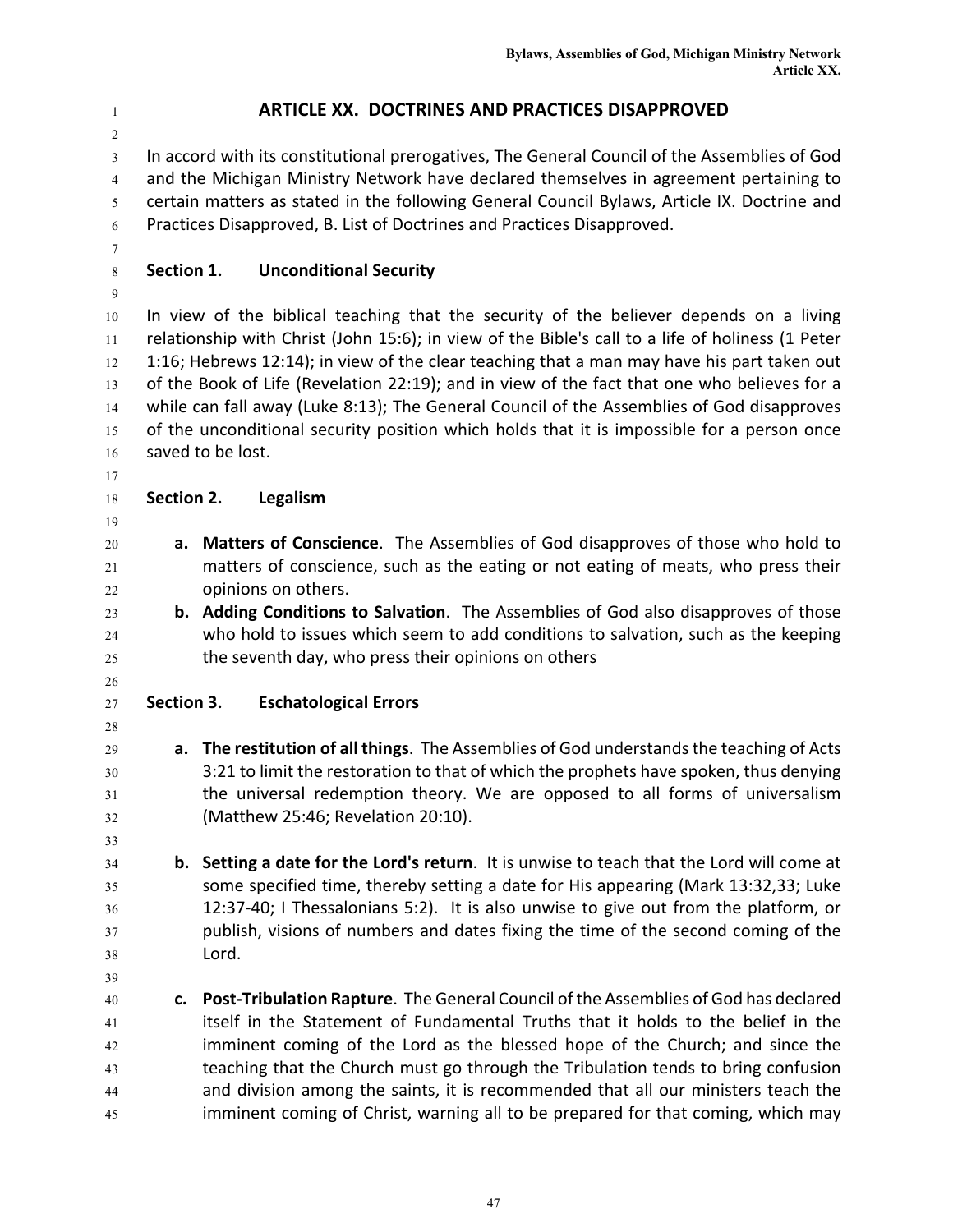# ARTICLE XX. DOCTRINES AND PRACTICES DISAPPROVED

In accord with its constitutional prerogatives, The General Council of the Assemblies of God and the Michigan Ministry Network have declared themselves in agreement pertaining to certain matters as stated in the following General Council Bylaws, Article IX. Doctrine and Practices Disapproved, B. List of Doctrines and Practices Disapproved.

## Section 1. Unconditional Security

In view of the biblical teaching that the security of the believer depends on a living relationship with Christ (John 15:6); in view of the Bible's call to a life of holiness (1 Peter 1:16; Hebrews 12:14); in view of the clear teaching that a man may have his part taken out of the Book of Life (Revelation 22:19); and in view of the fact that one who believes for a while can fall away (Luke 8:13); The General Council of the Assemblies of God disapproves of the unconditional security position which holds that it is impossible for a person once saved to be lost.

## Section 2. Legalism

a. **Matters of Conscience**. The Assemblies of God disapproves of those who hold to matters of conscience, such as the eating or not eating of meats, who press their opinions on others.

b. **Adding Conditions to Salvation**. The Assemblies of God also disapproves of those who hold to issues which seem to add conditions to salvation, such as the keeping the seventh day, who press their opinions on others

## Section 3. Eschatological Errors

a. **The restitution of all things**. The Assemblies of God understands the teaching of Acts 3:21 to limit the restoration to that of which the prophets have spoken, thus denying the universal redemption theory. We are opposed to all forms of universalism (Matthew 25:46; Revelation 20:10).

b. **Setting a date for the Lord's return**. It is unwise to teach that the Lord will come at some specified time, thereby setting a date for His appearing (Mark 13:32,33; Luke 12:37-40; I Thessalonians 5:2). It is also unwise to give out from the platform, or publish, visions of numbers and dates fixing the time of the second coming of the Lord.

c. **Post-Tribulation Rapture**. The General Council of the Assemblies of God has declared itself in the Statement of Fundamental Truths that it holds to the belief in the imminent coming of the Lord as the blessed hope of the Church; and since the teaching that the Church must go through the Tribulation tends to bring confusion and division among the saints, it is recommended that all our ministers teach the imminent coming of Christ, warning all to be prepared for that coming, which may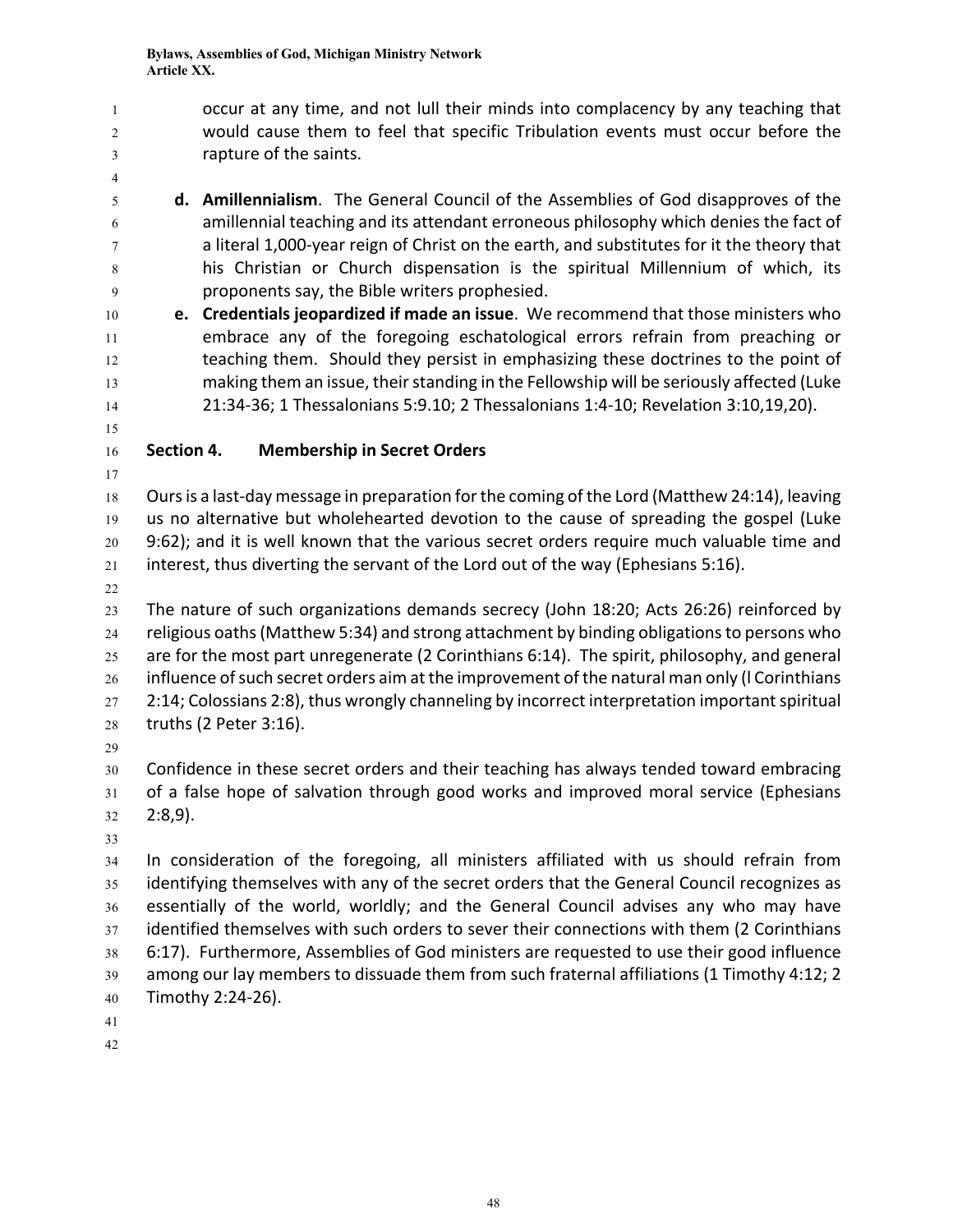occur at any time, and not lull their minds into complacency by any teaching that would cause them to feel that specific Tribulation events must occur before the rapture of the saints.

**d. Amillennialism**. The General Council of the Assemblies of God disapproves of the amillennial teaching and its attendant erroneous philosophy which denies the fact of a literal 1,000-year reign of Christ on the earth, and substitutes for it the theory that his Christian or Church dispensation is the spiritual Millennium of which, its proponents say, the Bible writers prophesied.

**e. Credentials jeopardized if made an issue**. We recommend that those ministers who embrace any of the foregoing eschatological errors refrain from preaching or teaching them. Should they persist in emphasizing these doctrines to the point of making them an issue, their standing in the Fellowship will be seriously affected (Luke 21:34-36; 1 Thessalonians 5:9.10; 2 Thessalonians 1:4-10; Revelation 3:10,19,20).

### Section 4. Membership in Secret Orders

Ours is a last-day message in preparation for the coming of the Lord (Matthew 24:14), leaving us no alternative but wholehearted devotion to the cause of spreading the gospel (Luke 9:62); and it is well known that the various secret orders require much valuable time and interest, thus diverting the servant of the Lord out of the way (Ephesians 5:16).

The nature of such organizations demands secrecy (John 18:20; Acts 26:26) reinforced by religious oaths (Matthew 5:34) and strong attachment by binding obligations to persons who are for the most part unregenerate (2 Corinthians 6:14). The spirit, philosophy, and general influence of such secret orders aim at the improvement of the natural man only (l Corinthians 2:14; Colossians 2:8), thus wrongly channeling by incorrect interpretation important spiritual truths (2 Peter 3:16).

Confidence in these secret orders and their teaching has always tended toward embracing of a false hope of salvation through good works and improved moral service (Ephesians 2:8,9).

In consideration of the foregoing, all ministers affiliated with us should refrain from identifying themselves with any of the secret orders that the General Council recognizes as essentially of the world, worldly; and the General Council advises any who may have identified themselves with such orders to sever their connections with them (2 Corinthians 6:17). Furthermore, Assemblies of God ministers are requested to use their good influence among our lay members to dissuade them from such fraternal affiliations (1 Timothy 4:12; 2 Timothy 2:24-26).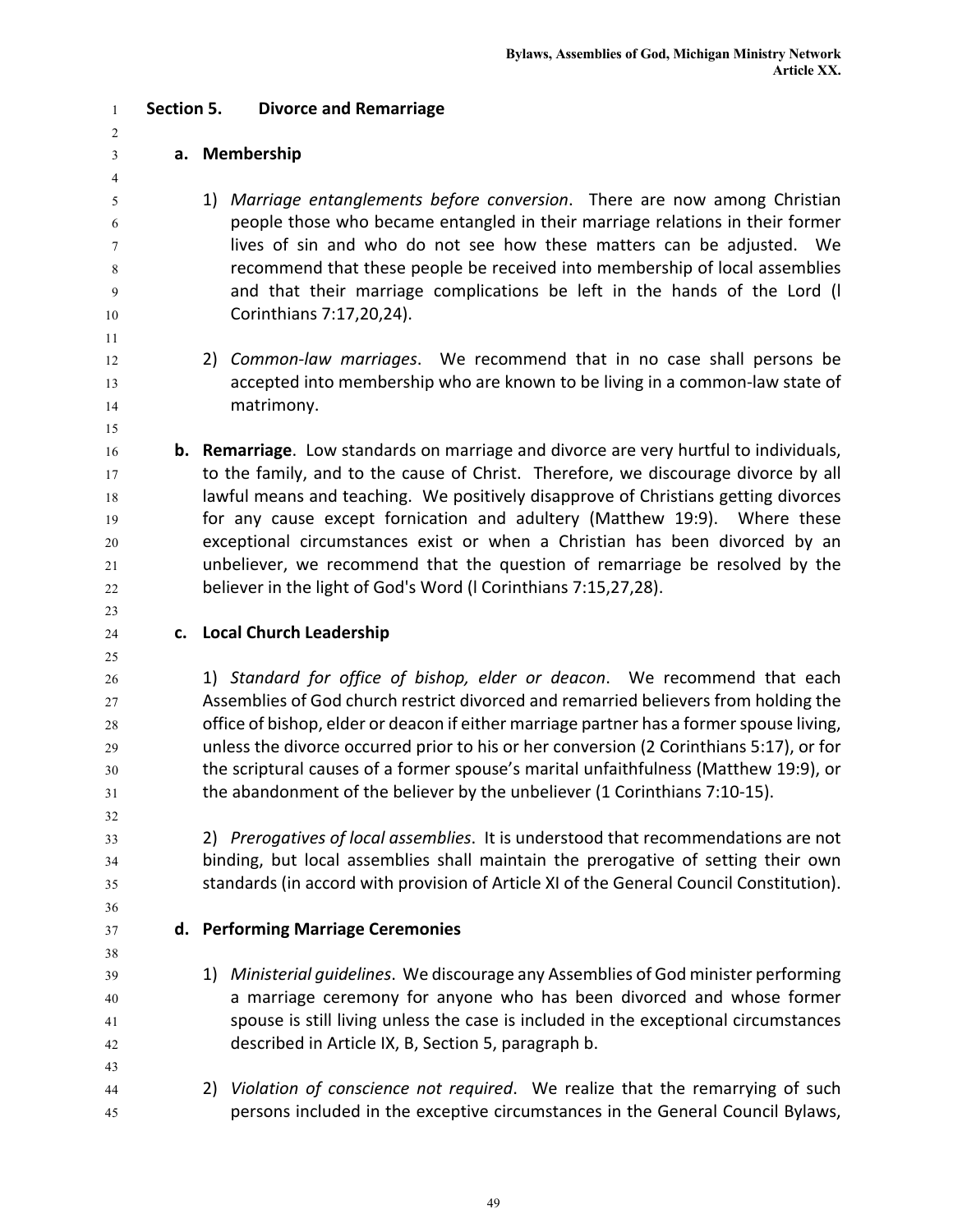## Section 5. Divorce and Remarriage

**a. Membership**

1) *Marriage entanglements before conversion*. There are now among Christian people those who became entangled in their marriage relations in their former lives of sin and who do not see how these matters can be adjusted. We recommend that these people be received into membership of local assemblies and that their marriage complications be left in the hands of the Lord (l Corinthians 7:17,20,24).

2) *Common-law marriages*. We recommend that in no case shall persons be accepted into membership who are known to be living in a common-law state of matrimony.

**b. Remarriage**. Low standards on marriage and divorce are very hurtful to individuals, to the family, and to the cause of Christ. Therefore, we discourage divorce by all lawful means and teaching. We positively disapprove of Christians getting divorces for any cause except fornication and adultery (Matthew 19:9). Where these exceptional circumstances exist or when a Christian has been divorced by an unbeliever, we recommend that the question of remarriage be resolved by the believer in the light of God's Word (l Corinthians 7:15,27,28).

**c. Local Church Leadership**

1) *Standard for office of bishop, elder or deacon*. We recommend that each Assemblies of God church restrict divorced and remarried believers from holding the office of bishop, elder or deacon if either marriage partner has a former spouse living, unless the divorce occurred prior to his or her conversion (2 Corinthians 5:17), or for the scriptural causes of a former spouse's marital unfaithfulness (Matthew 19:9), or the abandonment of the believer by the unbeliever (1 Corinthians 7:10-15).

2) *Prerogatives of local assemblies*. It is understood that recommendations are not binding, but local assemblies shall maintain the prerogative of setting their own standards (in accord with provision of Article XI of the General Council Constitution).

**d. Performing Marriage Ceremonies**

1) *Ministerial guidelines*. We discourage any Assemblies of God minister performing a marriage ceremony for anyone who has been divorced and whose former spouse is still living unless the case is included in the exceptional circumstances described in Article IX, B, Section 5, paragraph b.

2) *Violation of conscience not required*. We realize that the remarrying of such persons included in the exceptive circumstances in the General Council Bylaws,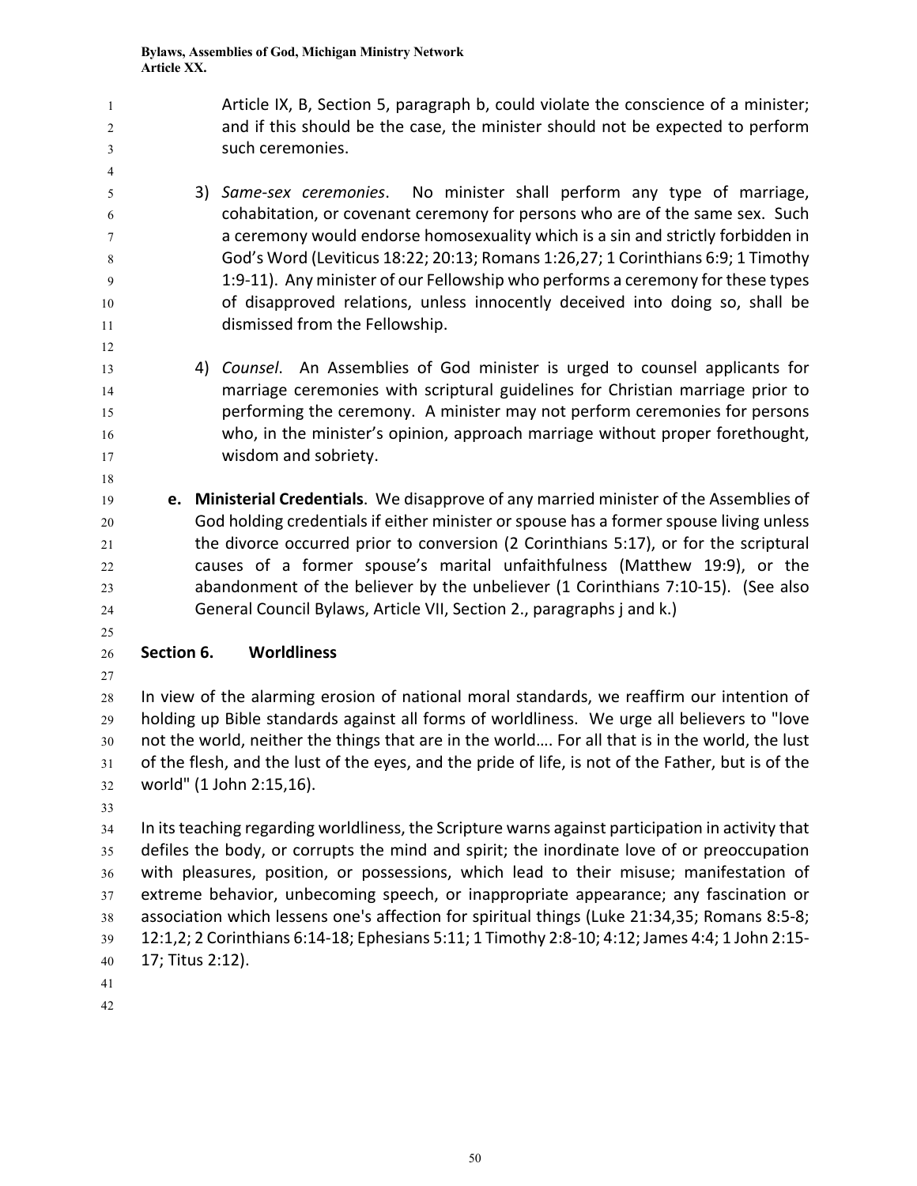Article IX, B, Section 5, paragraph b, could violate the conscience of a minister; and if this should be the case, the minister should not be expected to perform such ceremonies.

3) *Same-sex ceremonies*. No minister shall perform any type of marriage, cohabitation, or covenant ceremony for persons who are of the same sex. Such a ceremony would endorse homosexuality which is a sin and strictly forbidden in God's Word (Leviticus 18:22; 20:13; Romans 1:26,27; 1 Corinthians 6:9; 1 Timothy 1:9-11). Any minister of our Fellowship who performs a ceremony for these types of disapproved relations, unless innocently deceived into doing so, shall be dismissed from the Fellowship.

4) *Counsel*. An Assemblies of God minister is urged to counsel applicants for marriage ceremonies with scriptural guidelines for Christian marriage prior to performing the ceremony. A minister may not perform ceremonies for persons who, in the minister's opinion, approach marriage without proper forethought, wisdom and sobriety.

**e. Ministerial Credentials**. We disapprove of any married minister of the Assemblies of God holding credentials if either minister or spouse has a former spouse living unless the divorce occurred prior to conversion (2 Corinthians 5:17), or for the scriptural causes of a former spouse's marital unfaithfulness (Matthew 19:9), or the abandonment of the believer by the unbeliever (1 Corinthians 7:10-15). (See also General Council Bylaws, Article VII, Section 2., paragraphs j and k.)

## Section 6. Worldliness

In view of the alarming erosion of national moral standards, we reaffirm our intention of holding up Bible standards against all forms of worldliness. We urge all believers to "love not the world, neither the things that are in the world…. For all that is in the world, the lust of the flesh, and the lust of the eyes, and the pride of life, is not of the Father, but is of the world" (1 John 2:15,16).

In its teaching regarding worldliness, the Scripture warns against participation in activity that defiles the body, or corrupts the mind and spirit; the inordinate love of or preoccupation with pleasures, position, or possessions, which lead to their misuse; manifestation of extreme behavior, unbecoming speech, or inappropriate appearance; any fascination or association which lessens one's affection for spiritual things (Luke 21:34,35; Romans 8:5-8; 12:1,2; 2 Corinthians 6:14-18; Ephesians 5:11; 1 Timothy 2:8-10; 4:12; James 4:4; 1 John 2:15-17; Titus 2:12).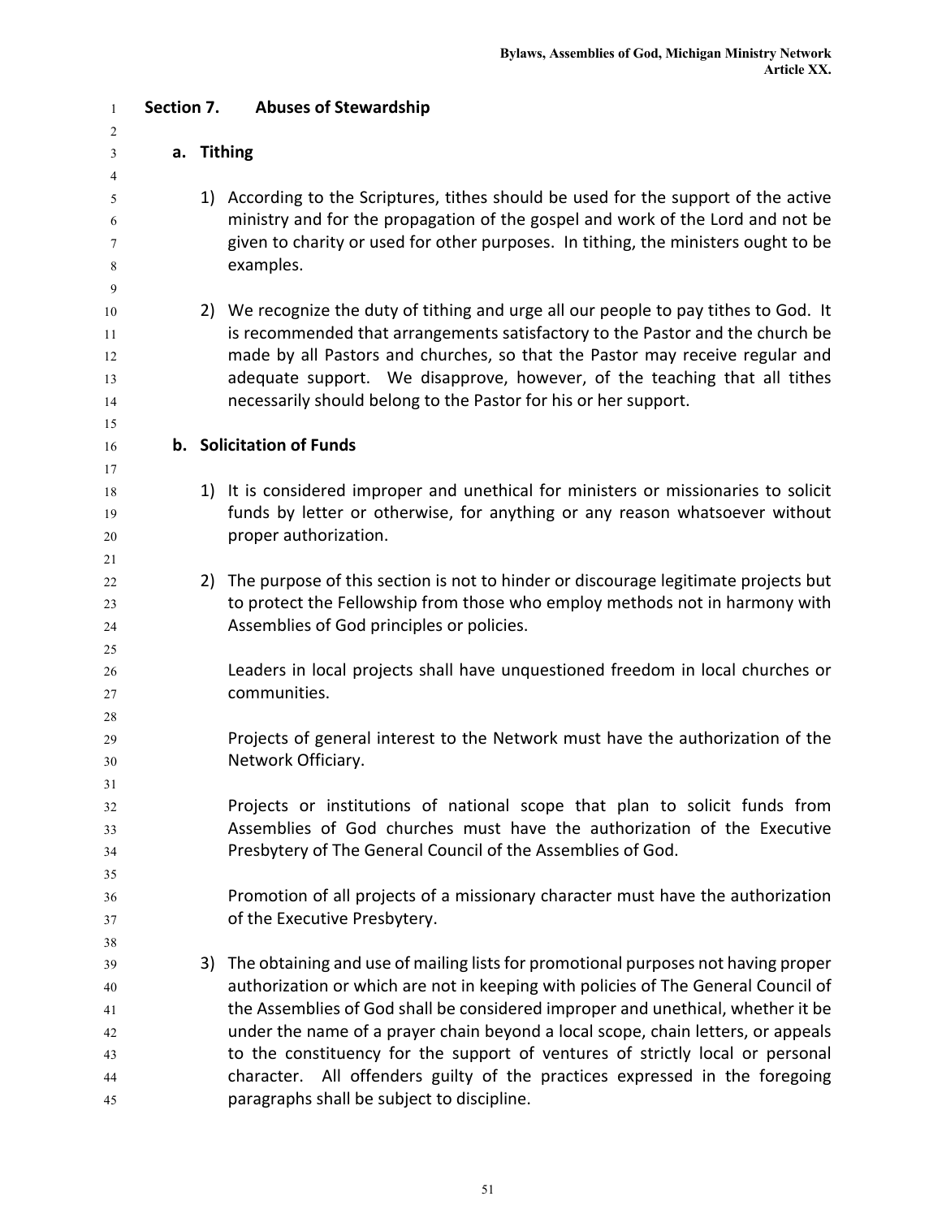## Section 7. Abuses of Stewardship

### a. Tithing

1) According to the Scriptures, tithes should be used for the support of the active ministry and for the propagation of the gospel and work of the Lord and not be given to charity or used for other purposes. In tithing, the ministers ought to be examples.

2) We recognize the duty of tithing and urge all our people to pay tithes to God. It is recommended that arrangements satisfactory to the Pastor and the church be made by all Pastors and churches, so that the Pastor may receive regular and adequate support. We disapprove, however, of the teaching that all tithes necessarily should belong to the Pastor for his or her support.

### b. Solicitation of Funds

1) It is considered improper and unethical for ministers or missionaries to solicit funds by letter or otherwise, for anything or any reason whatsoever without proper authorization.

2) The purpose of this section is not to hinder or discourage legitimate projects but to protect the Fellowship from those who employ methods not in harmony with Assemblies of God principles or policies.

   Leaders in local projects shall have unquestioned freedom in local churches or communities.

   Projects of general interest to the Network must have the authorization of the Network Officiary.

   Projects or institutions of national scope that plan to solicit funds from Assemblies of God churches must have the authorization of the Executive Presbytery of The General Council of the Assemblies of God.

   Promotion of all projects of a missionary character must have the authorization of the Executive Presbytery.

3) The obtaining and use of mailing lists for promotional purposes not having proper authorization or which are not in keeping with policies of The General Council of the Assemblies of God shall be considered improper and unethical, whether it be under the name of a prayer chain beyond a local scope, chain letters, or appeals to the constituency for the support of ventures of strictly local or personal character. All offenders guilty of the practices expressed in the foregoing paragraphs shall be subject to discipline.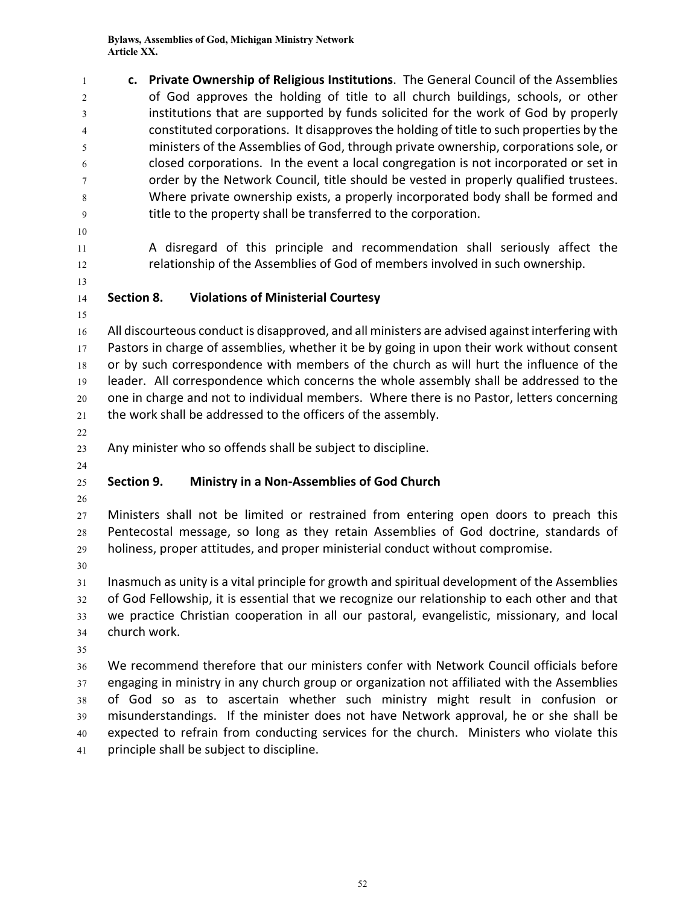**c. Private Ownership of Religious Institutions**. The General Council of the Assemblies of God approves the holding of title to all church buildings, schools, or other institutions that are supported by funds solicited for the work of God by properly constituted corporations. It disapproves the holding of title to such properties by the ministers of the Assemblies of God, through private ownership, corporations sole, or closed corporations. In the event a local congregation is not incorporated or set in order by the Network Council, title should be vested in properly qualified trustees. Where private ownership exists, a properly incorporated body shall be formed and title to the property shall be transferred to the corporation.

A disregard of this principle and recommendation shall seriously affect the relationship of the Assemblies of God of members involved in such ownership.

### Section 8. Violations of Ministerial Courtesy

All discourteous conduct is disapproved, and all ministers are advised against interfering with Pastors in charge of assemblies, whether it be by going in upon their work without consent or by such correspondence with members of the church as will hurt the influence of the leader. All correspondence which concerns the whole assembly shall be addressed to the one in charge and not to individual members. Where there is no Pastor, letters concerning the work shall be addressed to the officers of the assembly.

Any minister who so offends shall be subject to discipline.

### Section 9. Ministry in a Non-Assemblies of God Church

Ministers shall not be limited or restrained from entering open doors to preach this Pentecostal message, so long as they retain Assemblies of God doctrine, standards of holiness, proper attitudes, and proper ministerial conduct without compromise.

Inasmuch as unity is a vital principle for growth and spiritual development of the Assemblies of God Fellowship, it is essential that we recognize our relationship to each other and that we practice Christian cooperation in all our pastoral, evangelistic, missionary, and local church work.

We recommend therefore that our ministers confer with Network Council officials before engaging in ministry in any church group or organization not affiliated with the Assemblies of God so as to ascertain whether such ministry might result in confusion or misunderstandings. If the minister does not have Network approval, he or she shall be expected to refrain from conducting services for the church. Ministers who violate this principle shall be subject to discipline.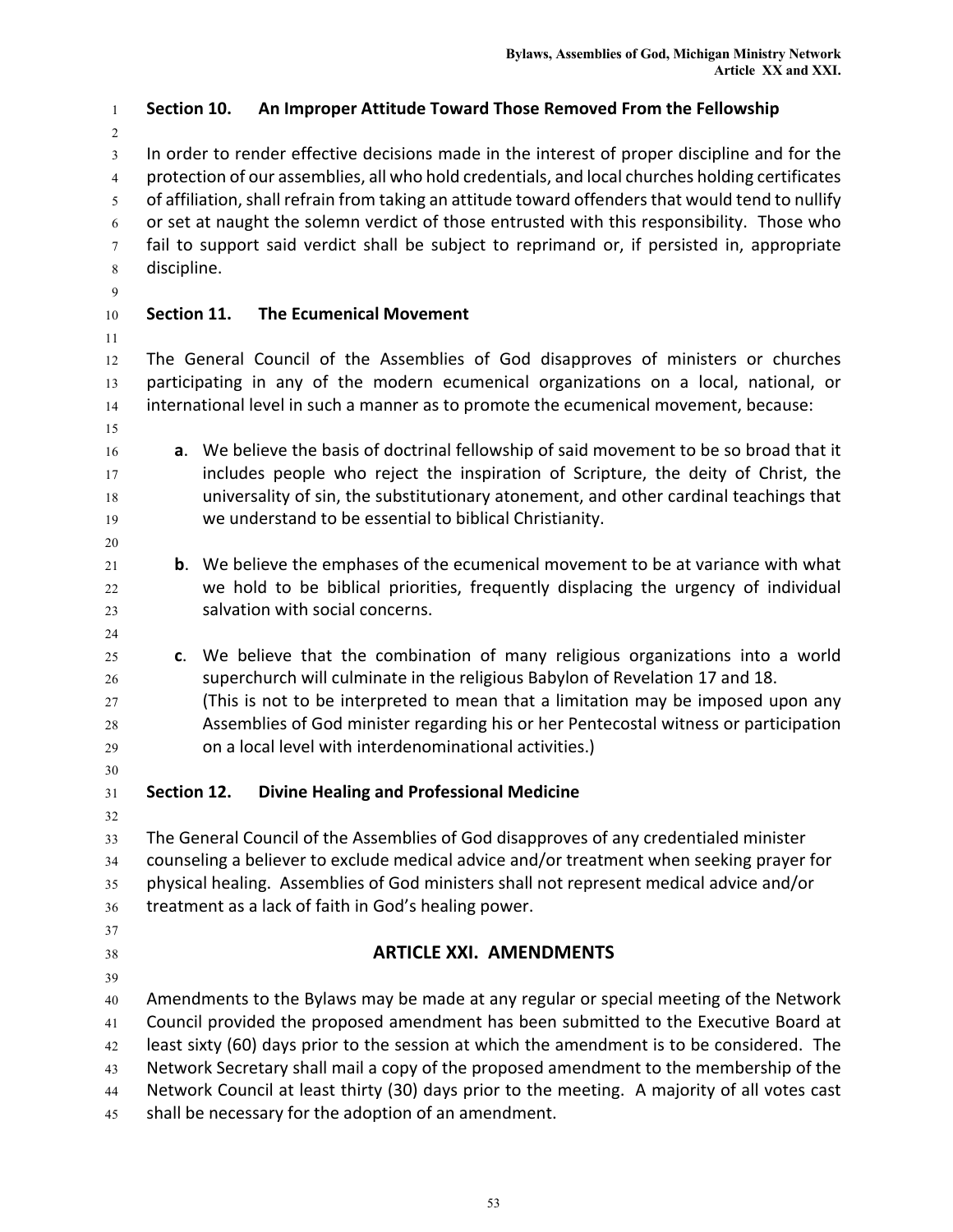### Section 10. An Improper Attitude Toward Those Removed From the Fellowship

In order to render effective decisions made in the interest of proper discipline and for the protection of our assemblies, all who hold credentials, and local churches holding certificates of affiliation, shall refrain from taking an attitude toward offenders that would tend to nullify or set at naught the solemn verdict of those entrusted with this responsibility. Those who fail to support said verdict shall be subject to reprimand or, if persisted in, appropriate discipline.

### Section 11. The Ecumenical Movement

The General Council of the Assemblies of God disapproves of ministers or churches participating in any of the modern ecumenical organizations on a local, national, or international level in such a manner as to promote the ecumenical movement, because:

**a**. We believe the basis of doctrinal fellowship of said movement to be so broad that it includes people who reject the inspiration of Scripture, the deity of Christ, the universality of sin, the substitutionary atonement, and other cardinal teachings that we understand to be essential to biblical Christianity.

**b**. We believe the emphases of the ecumenical movement to be at variance with what we hold to be biblical priorities, frequently displacing the urgency of individual salvation with social concerns.

**c**. We believe that the combination of many religious organizations into a world superchurch will culminate in the religious Babylon of Revelation 17 and 18. (This is not to be interpreted to mean that a limitation may be imposed upon any Assemblies of God minister regarding his or her Pentecostal witness or participation on a local level with interdenominational activities.)

### Section 12. Divine Healing and Professional Medicine

The General Council of the Assemblies of God disapproves of any credentialed minister counseling a believer to exclude medical advice and/or treatment when seeking prayer for physical healing. Assemblies of God ministers shall not represent medical advice and/or treatment as a lack of faith in God's healing power.

## ARTICLE XXI. AMENDMENTS

Amendments to the Bylaws may be made at any regular or special meeting of the Network Council provided the proposed amendment has been submitted to the Executive Board at least sixty (60) days prior to the session at which the amendment is to be considered. The Network Secretary shall mail a copy of the proposed amendment to the membership of the Network Council at least thirty (30) days prior to the meeting. A majority of all votes cast shall be necessary for the adoption of an amendment.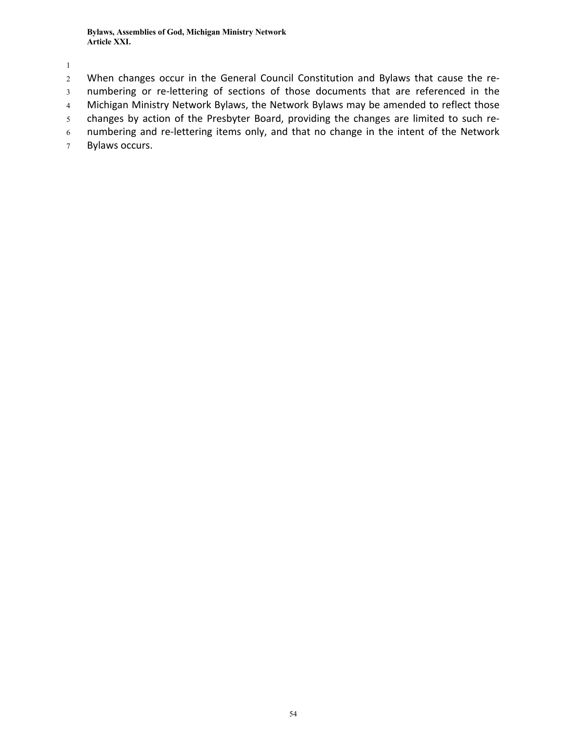When changes occur in the General Council Constitution and Bylaws that cause the re-numbering or re-lettering of sections of those documents that are referenced in the Michigan Ministry Network Bylaws, the Network Bylaws may be amended to reflect those changes by action of the Presbyter Board, providing the changes are limited to such re-numbering and re-lettering items only, and that no change in the intent of the Network Bylaws occurs.